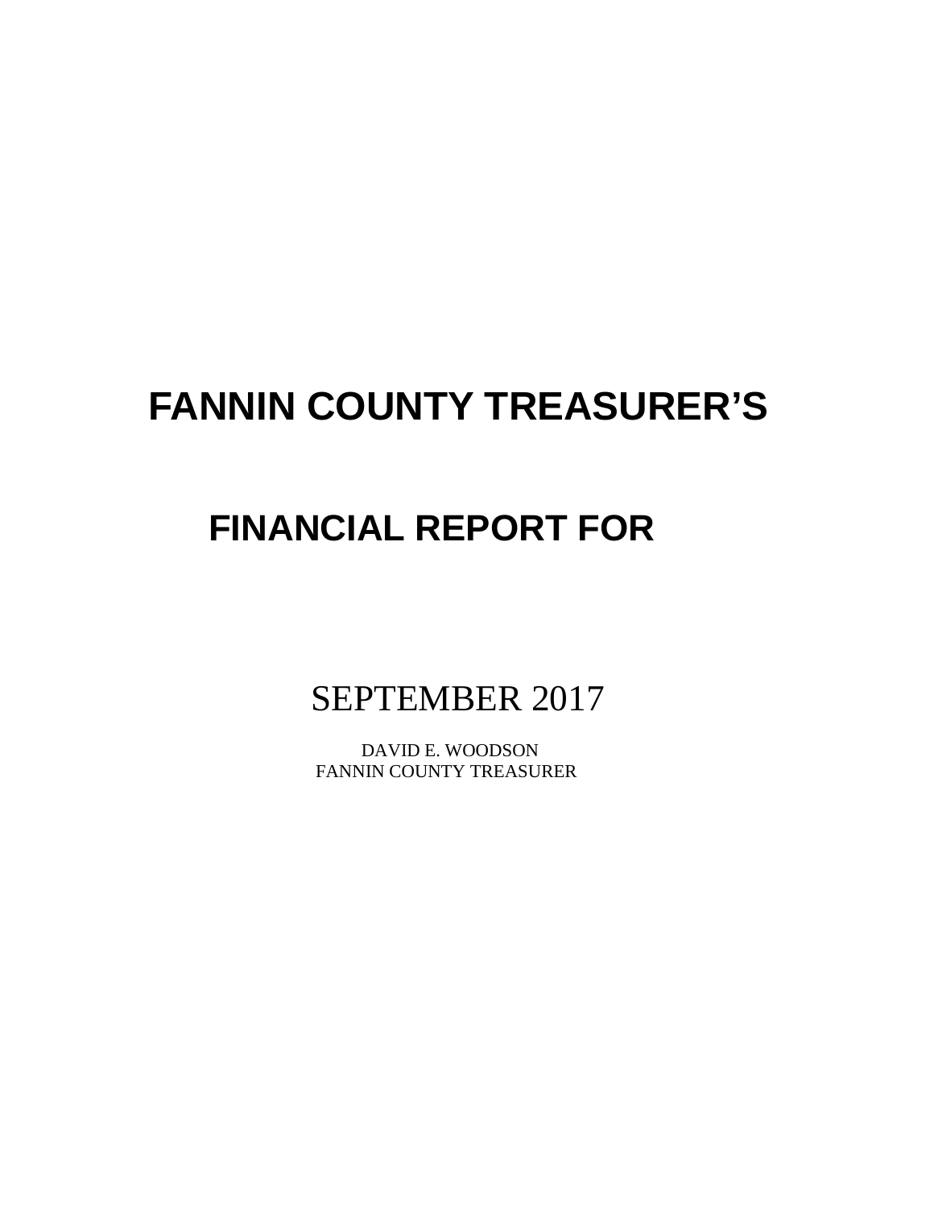# FANNIN COUNTY TREASURER'S

# FINANCIAL REPORT FOR

## SEPTEMBER 2017

DAVID E. WOODSON
FANNIN COUNTY TREASURER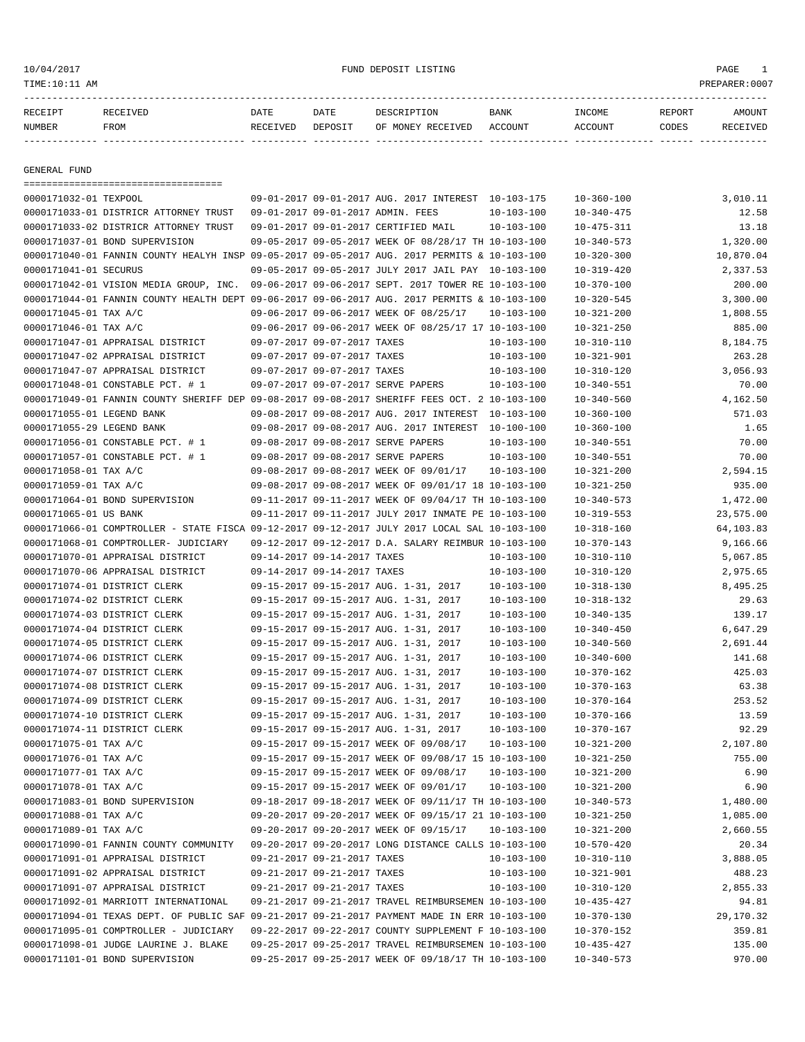FUND DEPOSIT LISTING

10/04/2017
TIME:10:11 AM
PREPARER:0007

| RECEIPT NUMBER | RECEIVED FROM | DATE RECEIVED | DATE DEPOSIT | DESCRIPTION OF MONEY RECEIVED | BANK ACCOUNT | INCOME ACCOUNT | REPORT CODES | AMOUNT RECEIVED |
|---|---|---|---|---|---|---|---|---|

## GENERAL FUND

| RECEIPT NUMBER | RECEIVED FROM | DATE RECEIVED | DATE DEPOSIT | DESCRIPTION OF MONEY RECEIVED | BANK ACCOUNT | INCOME ACCOUNT | REPORT CODES | AMOUNT RECEIVED |
|---|---|---|---|---|---|---|---|---|
| 0000171032-01 | TEXPOOL | 09-01-2017 | 09-01-2017 | AUG. 2017 INTEREST | 10-103-175 | 10-360-100 | | 3,010.11 |
| 0000171033-01 | DISTRICR ATTORNEY TRUST | 09-01-2017 | 09-01-2017 | ADMIN. FEES | 10-103-100 | 10-340-475 | | 12.58 |
| 0000171033-02 | DISTRICR ATTORNEY TRUST | 09-01-2017 | 09-01-2017 | CERTIFIED MAIL | 10-103-100 | 10-475-311 | | 13.18 |
| 0000171037-01 | BOND SUPERVISION | 09-05-2017 | 09-05-2017 | WEEK OF 08/28/17 TH | 10-103-100 | 10-340-573 | | 1,320.00 |
| 0000171040-01 | FANNIN COUNTY HEALYH INSP | 09-05-2017 | 09-05-2017 | AUG. 2017 PERMITS & | 10-103-100 | 10-320-300 | | 10,870.04 |
| 0000171041-01 | SECURUS | 09-05-2017 | 09-05-2017 | JULY 2017 JAIL PAY | 10-103-100 | 10-319-420 | | 2,337.53 |
| 0000171042-01 | VISION MEDIA GROUP, INC. | 09-06-2017 | 09-06-2017 | SEPT. 2017 TOWER RE | 10-103-100 | 10-370-100 | | 200.00 |
| 0000171044-01 | FANNIN COUNTY HEALTH DEPT | 09-06-2017 | 09-06-2017 | AUG. 2017 PERMITS & | 10-103-100 | 10-320-545 | | 3,300.00 |
| 0000171045-01 | TAX A/C | 09-06-2017 | 09-06-2017 | WEEK OF 08/25/17 | 10-103-100 | 10-321-200 | | 1,808.55 |
| 0000171046-01 | TAX A/C | 09-06-2017 | 09-06-2017 | WEEK OF 08/25/17 17 | 10-103-100 | 10-321-250 | | 885.00 |
| 0000171047-01 | APPRAISAL DISTRICT | 09-07-2017 | 09-07-2017 | TAXES | 10-103-100 | 10-310-110 | | 8,184.75 |
| 0000171047-02 | APPRAISAL DISTRICT | 09-07-2017 | 09-07-2017 | TAXES | 10-103-100 | 10-321-901 | | 263.28 |
| 0000171047-07 | APPRAISAL DISTRICT | 09-07-2017 | 09-07-2017 | TAXES | 10-103-100 | 10-310-120 | | 3,056.93 |
| 0000171048-01 | CONSTABLE PCT. # 1 | 09-07-2017 | 09-07-2017 | SERVE PAPERS | 10-103-100 | 10-340-551 | | 70.00 |
| 0000171049-01 | FANNIN COUNTY SHERIFF DEP | 09-08-2017 | 09-08-2017 | SHERIFF FEES OCT. 2 | 10-103-100 | 10-340-560 | | 4,162.50 |
| 0000171055-01 | LEGEND BANK | 09-08-2017 | 09-08-2017 | AUG. 2017 INTEREST | 10-103-100 | 10-360-100 | | 571.03 |
| 0000171055-29 | LEGEND BANK | 09-08-2017 | 09-08-2017 | AUG. 2017 INTEREST | 10-100-100 | 10-360-100 | | 1.65 |
| 0000171056-01 | CONSTABLE PCT. # 1 | 09-08-2017 | 09-08-2017 | SERVE PAPERS | 10-103-100 | 10-340-551 | | 70.00 |
| 0000171057-01 | CONSTABLE PCT. # 1 | 09-08-2017 | 09-08-2017 | SERVE PAPERS | 10-103-100 | 10-340-551 | | 70.00 |
| 0000171058-01 | TAX A/C | 09-08-2017 | 09-08-2017 | WEEK OF 09/01/17 | 10-103-100 | 10-321-200 | | 2,594.15 |
| 0000171059-01 | TAX A/C | 09-08-2017 | 09-08-2017 | WEEK OF 09/01/17 18 | 10-103-100 | 10-321-250 | | 935.00 |
| 0000171064-01 | BOND SUPERVISION | 09-11-2017 | 09-11-2017 | WEEK OF 09/04/17 TH | 10-103-100 | 10-340-573 | | 1,472.00 |
| 0000171065-01 | US BANK | 09-11-2017 | 09-11-2017 | JULY 2017 INMATE PE | 10-103-100 | 10-319-553 | | 23,575.00 |
| 0000171066-01 | COMPTROLLER - STATE FISCA | 09-12-2017 | 09-12-2017 | JULY 2017 LOCAL SAL | 10-103-100 | 10-318-160 | | 64,103.83 |
| 0000171068-01 | COMPTROLLER- JUDICIARY | 09-12-2017 | 09-12-2017 | D.A. SALARY REIMBUR | 10-103-100 | 10-370-143 | | 9,166.66 |
| 0000171070-01 | APPRAISAL DISTRICT | 09-14-2017 | 09-14-2017 | TAXES | 10-103-100 | 10-310-110 | | 5,067.85 |
| 0000171070-06 | APPRAISAL DISTRICT | 09-14-2017 | 09-14-2017 | TAXES | 10-103-100 | 10-310-120 | | 2,975.65 |
| 0000171074-01 | DISTRICT CLERK | 09-15-2017 | 09-15-2017 | AUG. 1-31, 2017 | 10-103-100 | 10-318-130 | | 8,495.25 |
| 0000171074-02 | DISTRICT CLERK | 09-15-2017 | 09-15-2017 | AUG. 1-31, 2017 | 10-103-100 | 10-318-132 | | 29.63 |
| 0000171074-03 | DISTRICT CLERK | 09-15-2017 | 09-15-2017 | AUG. 1-31, 2017 | 10-103-100 | 10-340-135 | | 139.17 |
| 0000171074-04 | DISTRICT CLERK | 09-15-2017 | 09-15-2017 | AUG. 1-31, 2017 | 10-103-100 | 10-340-450 | | 6,647.29 |
| 0000171074-05 | DISTRICT CLERK | 09-15-2017 | 09-15-2017 | AUG. 1-31, 2017 | 10-103-100 | 10-340-560 | | 2,691.44 |
| 0000171074-06 | DISTRICT CLERK | 09-15-2017 | 09-15-2017 | AUG. 1-31, 2017 | 10-103-100 | 10-340-600 | | 141.68 |
| 0000171074-07 | DISTRICT CLERK | 09-15-2017 | 09-15-2017 | AUG. 1-31, 2017 | 10-103-100 | 10-370-162 | | 425.03 |
| 0000171074-08 | DISTRICT CLERK | 09-15-2017 | 09-15-2017 | AUG. 1-31, 2017 | 10-103-100 | 10-370-163 | | 63.38 |
| 0000171074-09 | DISTRICT CLERK | 09-15-2017 | 09-15-2017 | AUG. 1-31, 2017 | 10-103-100 | 10-370-164 | | 253.52 |
| 0000171074-10 | DISTRICT CLERK | 09-15-2017 | 09-15-2017 | AUG. 1-31, 2017 | 10-103-100 | 10-370-166 | | 13.59 |
| 0000171074-11 | DISTRICT CLERK | 09-15-2017 | 09-15-2017 | AUG. 1-31, 2017 | 10-103-100 | 10-370-167 | | 92.29 |
| 0000171075-01 | TAX A/C | 09-15-2017 | 09-15-2017 | WEEK OF 09/08/17 | 10-103-100 | 10-321-200 | | 2,107.80 |
| 0000171076-01 | TAX A/C | 09-15-2017 | 09-15-2017 | WEEK OF 09/08/17 15 | 10-103-100 | 10-321-250 | | 755.00 |
| 0000171077-01 | TAX A/C | 09-15-2017 | 09-15-2017 | WEEK OF 09/08/17 | 10-103-100 | 10-321-200 | | 6.90 |
| 0000171078-01 | TAX A/C | 09-15-2017 | 09-15-2017 | WEEK OF 09/01/17 | 10-103-100 | 10-321-200 | | 6.90 |
| 0000171083-01 | BOND SUPERVISION | 09-18-2017 | 09-18-2017 | WEEK OF 09/11/17 TH | 10-103-100 | 10-340-573 | | 1,480.00 |
| 0000171088-01 | TAX A/C | 09-20-2017 | 09-20-2017 | WEEK OF 09/15/17 21 | 10-103-100 | 10-321-250 | | 1,085.00 |
| 0000171089-01 | TAX A/C | 09-20-2017 | 09-20-2017 | WEEK OF 09/15/17 | 10-103-100 | 10-321-200 | | 2,660.55 |
| 0000171090-01 | FANNIN COUNTY COMMUNITY | 09-20-2017 | 09-20-2017 | LONG DISTANCE CALLS | 10-103-100 | 10-570-420 | | 20.34 |
| 0000171091-01 | APPRAISAL DISTRICT | 09-21-2017 | 09-21-2017 | TAXES | 10-103-100 | 10-310-110 | | 3,888.05 |
| 0000171091-02 | APPRAISAL DISTRICT | 09-21-2017 | 09-21-2017 | TAXES | 10-103-100 | 10-321-901 | | 488.23 |
| 0000171091-07 | APPRAISAL DISTRICT | 09-21-2017 | 09-21-2017 | TAXES | 10-103-100 | 10-310-120 | | 2,855.33 |
| 0000171092-01 | MARRIOTT INTERNATIONAL | 09-21-2017 | 09-21-2017 | TRAVEL REIMBURSEMEN | 10-103-100 | 10-435-427 | | 94.81 |
| 0000171094-01 | TEXAS DEPT. OF PUBLIC SAF | 09-21-2017 | 09-21-2017 | PAYMENT MADE IN ERR | 10-103-100 | 10-370-130 | | 29,170.32 |
| 0000171095-01 | COMPTROLLER - JUDICIARY | 09-22-2017 | 09-22-2017 | COUNTY SUPPLEMENT F | 10-103-100 | 10-370-152 | | 359.81 |
| 0000171098-01 | JUDGE LAURINE J. BLAKE | 09-25-2017 | 09-25-2017 | TRAVEL REIMBURSEMEN | 10-103-100 | 10-435-427 | | 135.00 |
| 0000171101-01 | BOND SUPERVISION | 09-25-2017 | 09-25-2017 | WEEK OF 09/18/17 TH | 10-103-100 | 10-340-573 | | 970.00 |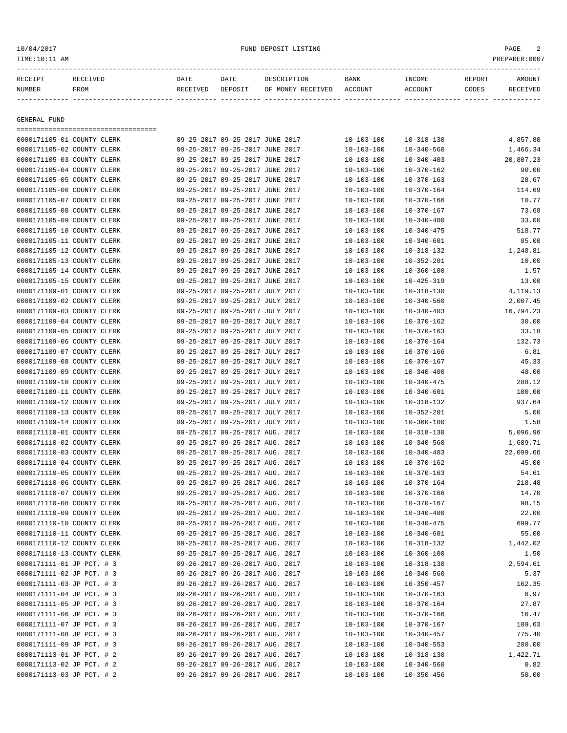# FUND DEPOSIT LISTING

## GENERAL FUND

| RECEIPT NUMBER | RECEIVED FROM | DATE RECEIVED | DATE DEPOSIT | DESCRIPTION OF MONEY RECEIVED | BANK ACCOUNT | INCOME ACCOUNT | REPORT CODES | AMOUNT RECEIVED |
|---|---|---|---|---|---|---|---|---|
| 0000171105-01 | COUNTY CLERK | 09-25-2017 | 09-25-2017 | JUNE 2017 | 10-103-100 | 10-318-130 | | 4,857.80 |
| 0000171105-02 | COUNTY CLERK | 09-25-2017 | 09-25-2017 | JUNE 2017 | 10-103-100 | 10-340-560 | | 1,466.34 |
| 0000171105-03 | COUNTY CLERK | 09-25-2017 | 09-25-2017 | JUNE 2017 | 10-103-100 | 10-340-403 | | 20,807.23 |
| 0000171105-04 | COUNTY CLERK | 09-25-2017 | 09-25-2017 | JUNE 2017 | 10-103-100 | 10-370-162 | | 90.00 |
| 0000171105-05 | COUNTY CLERK | 09-25-2017 | 09-25-2017 | JUNE 2017 | 10-103-100 | 10-370-163 | | 28.67 |
| 0000171105-06 | COUNTY CLERK | 09-25-2017 | 09-25-2017 | JUNE 2017 | 10-103-100 | 10-370-164 | | 114.69 |
| 0000171105-07 | COUNTY CLERK | 09-25-2017 | 09-25-2017 | JUNE 2017 | 10-103-100 | 10-370-166 | | 10.77 |
| 0000171105-08 | COUNTY CLERK | 09-25-2017 | 09-25-2017 | JUNE 2017 | 10-103-100 | 10-370-167 | | 73.68 |
| 0000171105-09 | COUNTY CLERK | 09-25-2017 | 09-25-2017 | JUNE 2017 | 10-103-100 | 10-340-400 | | 33.00 |
| 0000171105-10 | COUNTY CLERK | 09-25-2017 | 09-25-2017 | JUNE 2017 | 10-103-100 | 10-340-475 | | 518.77 |
| 0000171105-11 | COUNTY CLERK | 09-25-2017 | 09-25-2017 | JUNE 2017 | 10-103-100 | 10-340-601 | | 85.00 |
| 0000171105-12 | COUNTY CLERK | 09-25-2017 | 09-25-2017 | JUNE 2017 | 10-103-100 | 10-318-132 | | 1,248.81 |
| 0000171105-13 | COUNTY CLERK | 09-25-2017 | 09-25-2017 | JUNE 2017 | 10-103-100 | 10-352-201 | | 10.00 |
| 0000171105-14 | COUNTY CLERK | 09-25-2017 | 09-25-2017 | JUNE 2017 | 10-103-100 | 10-360-100 | | 1.57 |
| 0000171105-15 | COUNTY CLERK | 09-25-2017 | 09-25-2017 | JUNE 2017 | 10-103-100 | 10-425-319 | | 13.00 |
| 0000171109-01 | COUNTY CLERK | 09-25-2017 | 09-25-2017 | JULY 2017 | 10-103-100 | 10-318-130 | | 4,119.13 |
| 0000171109-02 | COUNTY CLERK | 09-25-2017 | 09-25-2017 | JULY 2017 | 10-103-100 | 10-340-560 | | 2,007.45 |
| 0000171109-03 | COUNTY CLERK | 09-25-2017 | 09-25-2017 | JULY 2017 | 10-103-100 | 10-340-403 | | 16,794.23 |
| 0000171109-04 | COUNTY CLERK | 09-25-2017 | 09-25-2017 | JULY 2017 | 10-103-100 | 10-370-162 | | 30.00 |
| 0000171109-05 | COUNTY CLERK | 09-25-2017 | 09-25-2017 | JULY 2017 | 10-103-100 | 10-370-163 | | 33.18 |
| 0000171109-06 | COUNTY CLERK | 09-25-2017 | 09-25-2017 | JULY 2017 | 10-103-100 | 10-370-164 | | 132.73 |
| 0000171109-07 | COUNTY CLERK | 09-25-2017 | 09-25-2017 | JULY 2017 | 10-103-100 | 10-370-166 | | 6.81 |
| 0000171109-08 | COUNTY CLERK | 09-25-2017 | 09-25-2017 | JULY 2017 | 10-103-100 | 10-370-167 | | 45.33 |
| 0000171109-09 | COUNTY CLERK | 09-25-2017 | 09-25-2017 | JULY 2017 | 10-103-100 | 10-340-400 | | 48.00 |
| 0000171109-10 | COUNTY CLERK | 09-25-2017 | 09-25-2017 | JULY 2017 | 10-103-100 | 10-340-475 | | 288.12 |
| 0000171109-11 | COUNTY CLERK | 09-25-2017 | 09-25-2017 | JULY 2017 | 10-103-100 | 10-340-601 | | 100.00 |
| 0000171109-12 | COUNTY CLERK | 09-25-2017 | 09-25-2017 | JULY 2017 | 10-103-100 | 10-318-132 | | 937.64 |
| 0000171109-13 | COUNTY CLERK | 09-25-2017 | 09-25-2017 | JULY 2017 | 10-103-100 | 10-352-201 | | 5.00 |
| 0000171109-14 | COUNTY CLERK | 09-25-2017 | 09-25-2017 | JULY 2017 | 10-103-100 | 10-360-100 | | 1.58 |
| 0000171110-01 | COUNTY CLERK | 09-25-2017 | 09-25-2017 | AUG. 2017 | 10-103-100 | 10-318-130 | | 5,096.96 |
| 0000171110-02 | COUNTY CLERK | 09-25-2017 | 09-25-2017 | AUG. 2017 | 10-103-100 | 10-340-560 | | 1,689.71 |
| 0000171110-03 | COUNTY CLERK | 09-25-2017 | 09-25-2017 | AUG. 2017 | 10-103-100 | 10-340-403 | | 22,099.66 |
| 0000171110-04 | COUNTY CLERK | 09-25-2017 | 09-25-2017 | AUG. 2017 | 10-103-100 | 10-370-162 | | 45.00 |
| 0000171110-05 | COUNTY CLERK | 09-25-2017 | 09-25-2017 | AUG. 2017 | 10-103-100 | 10-370-163 | | 54.61 |
| 0000171110-06 | COUNTY CLERK | 09-25-2017 | 09-25-2017 | AUG. 2017 | 10-103-100 | 10-370-164 | | 218.48 |
| 0000171110-07 | COUNTY CLERK | 09-25-2017 | 09-25-2017 | AUG. 2017 | 10-103-100 | 10-370-166 | | 14.70 |
| 0000171110-08 | COUNTY CLERK | 09-25-2017 | 09-25-2017 | AUG. 2017 | 10-103-100 | 10-370-167 | | 98.15 |
| 0000171110-09 | COUNTY CLERK | 09-25-2017 | 09-25-2017 | AUG. 2017 | 10-103-100 | 10-340-400 | | 22.00 |
| 0000171110-10 | COUNTY CLERK | 09-25-2017 | 09-25-2017 | AUG. 2017 | 10-103-100 | 10-340-475 | | 699.77 |
| 0000171110-11 | COUNTY CLERK | 09-25-2017 | 09-25-2017 | AUG. 2017 | 10-103-100 | 10-340-601 | | 55.00 |
| 0000171110-12 | COUNTY CLERK | 09-25-2017 | 09-25-2017 | AUG. 2017 | 10-103-100 | 10-318-132 | | 1,442.02 |
| 0000171110-13 | COUNTY CLERK | 09-25-2017 | 09-25-2017 | AUG. 2017 | 10-103-100 | 10-360-100 | | 1.50 |
| 0000171111-01 | JP PCT. # 3 | 09-26-2017 | 09-26-2017 | AUG. 2017 | 10-103-100 | 10-318-130 | | 2,594.61 |
| 0000171111-02 | JP PCT. # 3 | 09-26-2017 | 09-26-2017 | AUG. 2017 | 10-103-100 | 10-340-560 | | 5.37 |
| 0000171111-03 | JP PCT. # 3 | 09-26-2017 | 09-26-2017 | AUG. 2017 | 10-103-100 | 10-350-457 | | 162.35 |
| 0000171111-04 | JP PCT. # 3 | 09-26-2017 | 09-26-2017 | AUG. 2017 | 10-103-100 | 10-370-163 | | 6.97 |
| 0000171111-05 | JP PCT. # 3 | 09-26-2017 | 09-26-2017 | AUG. 2017 | 10-103-100 | 10-370-164 | | 27.87 |
| 0000171111-06 | JP PCT. # 3 | 09-26-2017 | 09-26-2017 | AUG. 2017 | 10-103-100 | 10-370-166 | | 16.47 |
| 0000171111-07 | JP PCT. # 3 | 09-26-2017 | 09-26-2017 | AUG. 2017 | 10-103-100 | 10-370-167 | | 109.63 |
| 0000171111-08 | JP PCT. # 3 | 09-26-2017 | 09-26-2017 | AUG. 2017 | 10-103-100 | 10-340-457 | | 775.40 |
| 0000171111-09 | JP PCT. # 3 | 09-26-2017 | 09-26-2017 | AUG. 2017 | 10-103-100 | 10-340-553 | | 280.00 |
| 0000171113-01 | JP PCT. # 2 | 09-26-2017 | 09-26-2017 | AUG. 2017 | 10-103-100 | 10-318-130 | | 1,422.71 |
| 0000171113-02 | JP PCT. # 2 | 09-26-2017 | 09-26-2017 | AUG. 2017 | 10-103-100 | 10-340-560 | | 0.82 |
| 0000171113-03 | JP PCT. # 2 | 09-26-2017 | 09-26-2017 | AUG. 2017 | 10-103-100 | 10-350-456 | | 50.00 |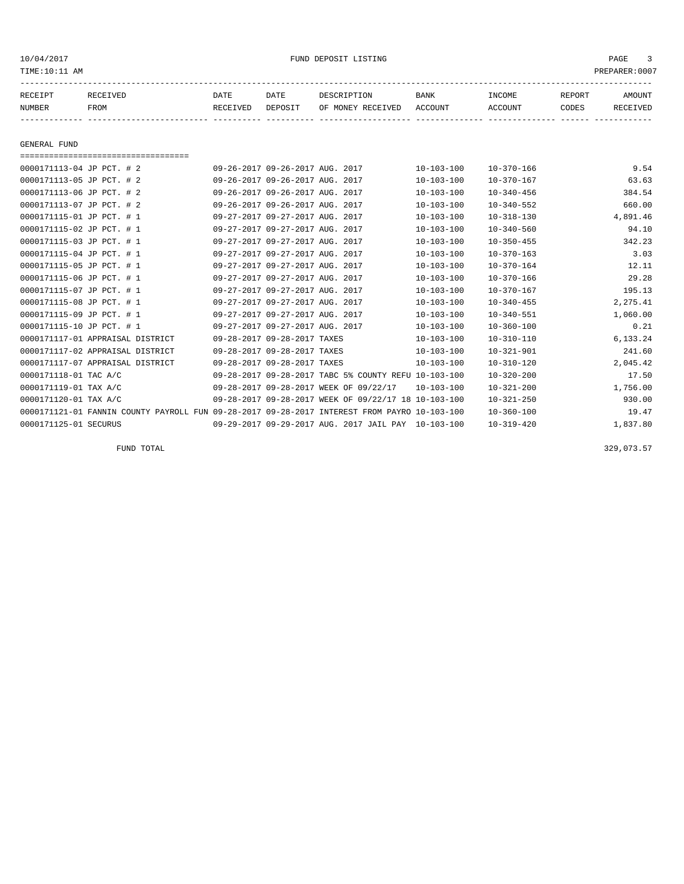| RECEIPT NUMBER | RECEIVED FROM | DATE RECEIVED | DATE DEPOSIT | DESCRIPTION OF MONEY RECEIVED | BANK ACCOUNT | INCOME ACCOUNT | REPORT CODES | AMOUNT RECEIVED |
|---|---|---|---|---|---|---|---|---|

GENERAL FUND

| RECEIPT NUMBER | RECEIVED FROM | DATE RECEIVED | DATE DEPOSIT | DESCRIPTION OF MONEY RECEIVED | BANK ACCOUNT | INCOME ACCOUNT | REPORT CODES | AMOUNT RECEIVED |
|---|---|---|---|---|---|---|---|---|
| 0000171113-04 | JP PCT. # 2 | 09-26-2017 | 09-26-2017 | AUG. 2017 | 10-103-100 | 10-370-166 | | 9.54 |
| 0000171113-05 | JP PCT. # 2 | 09-26-2017 | 09-26-2017 | AUG. 2017 | 10-103-100 | 10-370-167 | | 63.63 |
| 0000171113-06 | JP PCT. # 2 | 09-26-2017 | 09-26-2017 | AUG. 2017 | 10-103-100 | 10-340-456 | | 384.54 |
| 0000171113-07 | JP PCT. # 2 | 09-26-2017 | 09-26-2017 | AUG. 2017 | 10-103-100 | 10-340-552 | | 660.00 |
| 0000171115-01 | JP PCT. # 1 | 09-27-2017 | 09-27-2017 | AUG. 2017 | 10-103-100 | 10-318-130 | | 4,891.46 |
| 0000171115-02 | JP PCT. # 1 | 09-27-2017 | 09-27-2017 | AUG. 2017 | 10-103-100 | 10-340-560 | | 94.10 |
| 0000171115-03 | JP PCT. # 1 | 09-27-2017 | 09-27-2017 | AUG. 2017 | 10-103-100 | 10-350-455 | | 342.23 |
| 0000171115-04 | JP PCT. # 1 | 09-27-2017 | 09-27-2017 | AUG. 2017 | 10-103-100 | 10-370-163 | | 3.03 |
| 0000171115-05 | JP PCT. # 1 | 09-27-2017 | 09-27-2017 | AUG. 2017 | 10-103-100 | 10-370-164 | | 12.11 |
| 0000171115-06 | JP PCT. # 1 | 09-27-2017 | 09-27-2017 | AUG. 2017 | 10-103-100 | 10-370-166 | | 29.28 |
| 0000171115-07 | JP PCT. # 1 | 09-27-2017 | 09-27-2017 | AUG. 2017 | 10-103-100 | 10-370-167 | | 195.13 |
| 0000171115-08 | JP PCT. # 1 | 09-27-2017 | 09-27-2017 | AUG. 2017 | 10-103-100 | 10-340-455 | | 2,275.41 |
| 0000171115-09 | JP PCT. # 1 | 09-27-2017 | 09-27-2017 | AUG. 2017 | 10-103-100 | 10-340-551 | | 1,060.00 |
| 0000171115-10 | JP PCT. # 1 | 09-27-2017 | 09-27-2017 | AUG. 2017 | 10-103-100 | 10-360-100 | | 0.21 |
| 0000171117-01 | APPRAISAL DISTRICT | 09-28-2017 | 09-28-2017 | TAXES | 10-103-100 | 10-310-110 | | 6,133.24 |
| 0000171117-02 | APPRAISAL DISTRICT | 09-28-2017 | 09-28-2017 | TAXES | 10-103-100 | 10-321-901 | | 241.60 |
| 0000171117-07 | APPRAISAL DISTRICT | 09-28-2017 | 09-28-2017 | TAXES | 10-103-100 | 10-310-120 | | 2,045.42 |
| 0000171118-01 | TAC A/C | 09-28-2017 | 09-28-2017 | TABC 5% COUNTY REFU | 10-103-100 | 10-320-200 | | 17.50 |
| 0000171119-01 | TAX A/C | 09-28-2017 | 09-28-2017 | WEEK OF 09/22/17 | 10-103-100 | 10-321-200 | | 1,756.00 |
| 0000171120-01 | TAX A/C | 09-28-2017 | 09-28-2017 | WEEK OF 09/22/17 18 | 10-103-100 | 10-321-250 | | 930.00 |
| 0000171121-01 | FANNIN COUNTY PAYROLL FUN | 09-28-2017 | 09-28-2017 | INTEREST FROM PAYRO | 10-103-100 | 10-360-100 | | 19.47 |
| 0000171125-01 | SECURUS | 09-29-2017 | 09-29-2017 | AUG. 2017 JAIL PAY | 10-103-100 | 10-319-420 | | 1,837.80 |

FUND TOTAL 329,073.57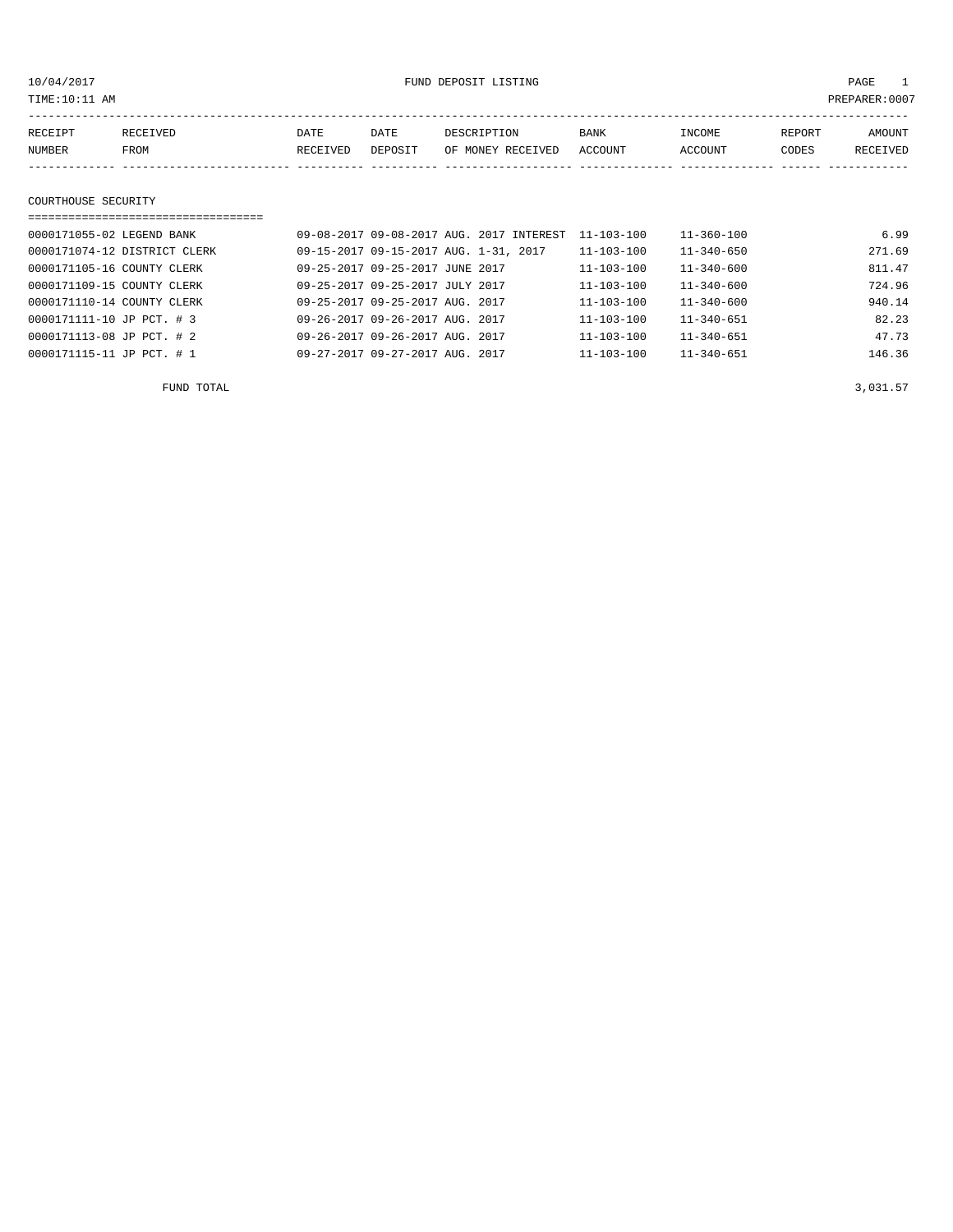10/04/2017 FUND DEPOSIT LISTING

TIME:10:11 AM PREPARER:0007

| RECEIPT NUMBER | RECEIVED FROM | DATE RECEIVED | DATE DEPOSIT | DESCRIPTION OF MONEY RECEIVED | BANK ACCOUNT | INCOME ACCOUNT | REPORT CODES | AMOUNT RECEIVED |
|---|---|---|---|---|---|---|---|---|

## COURTHOUSE SECURITY

| RECEIPT NUMBER | RECEIVED FROM | DATE RECEIVED | DATE DEPOSIT | DESCRIPTION OF MONEY RECEIVED | BANK ACCOUNT | INCOME ACCOUNT | REPORT CODES | AMOUNT RECEIVED |
|---|---|---|---|---|---|---|---|---|
| 0000171055-02 | LEGEND BANK | 09-08-2017 | 09-08-2017 | AUG. 2017 INTEREST | 11-103-100 | 11-360-100 | | 6.99 |
| 0000171074-12 | DISTRICT CLERK | 09-15-2017 | 09-15-2017 | AUG. 1-31, 2017 | 11-103-100 | 11-340-650 | | 271.69 |
| 0000171105-16 | COUNTY CLERK | 09-25-2017 | 09-25-2017 | JUNE 2017 | 11-103-100 | 11-340-600 | | 811.47 |
| 0000171109-15 | COUNTY CLERK | 09-25-2017 | 09-25-2017 | JULY 2017 | 11-103-100 | 11-340-600 | | 724.96 |
| 0000171110-14 | COUNTY CLERK | 09-25-2017 | 09-25-2017 | AUG. 2017 | 11-103-100 | 11-340-600 | | 940.14 |
| 0000171111-10 | JP PCT. # 3 | 09-26-2017 | 09-26-2017 | AUG. 2017 | 11-103-100 | 11-340-651 | | 82.23 |
| 0000171113-08 | JP PCT. # 2 | 09-26-2017 | 09-26-2017 | AUG. 2017 | 11-103-100 | 11-340-651 | | 47.73 |
| 0000171115-11 | JP PCT. # 1 | 09-27-2017 | 09-27-2017 | AUG. 2017 | 11-103-100 | 11-340-651 | | 146.36 |

FUND TOTAL 3,031.57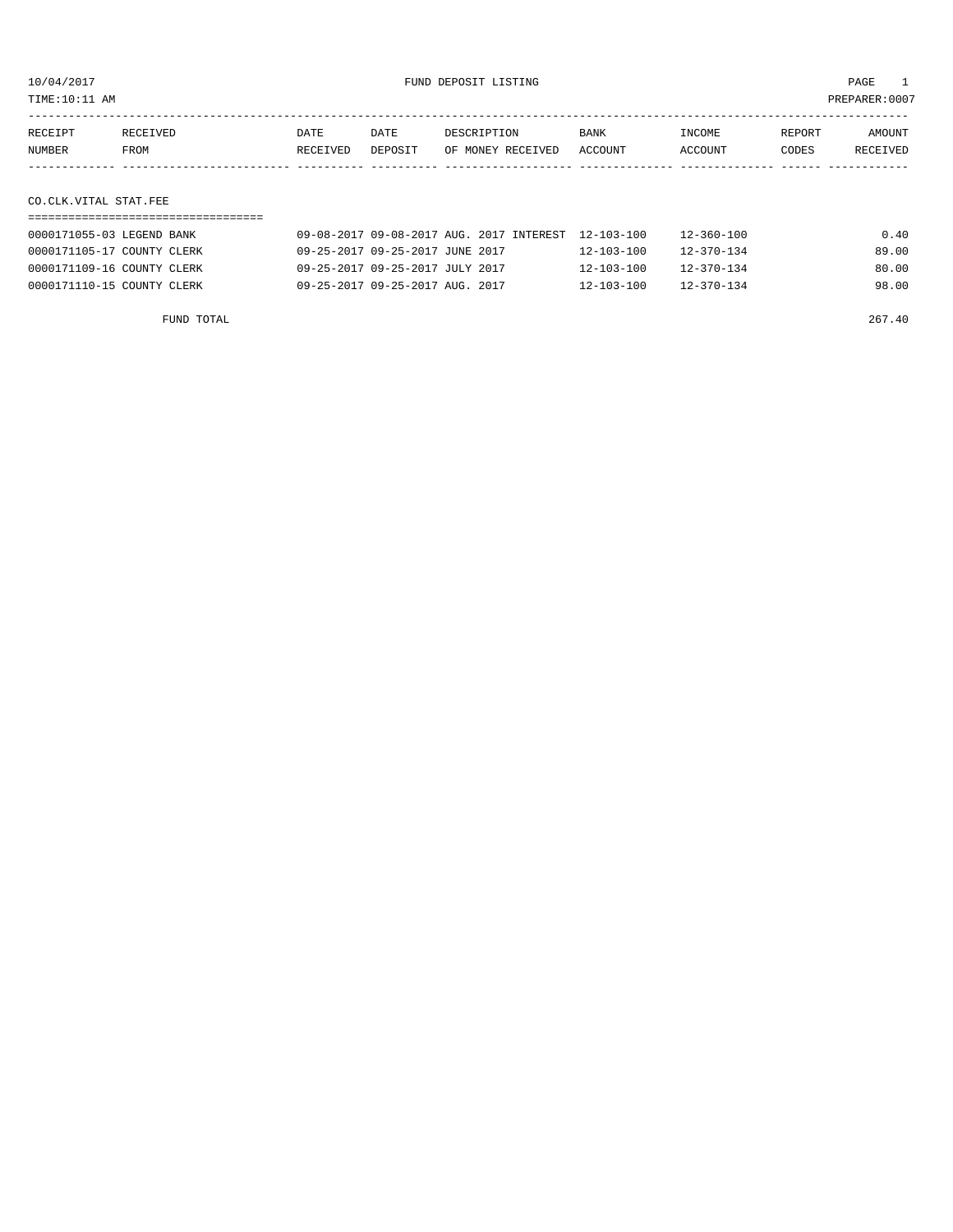FUND DEPOSIT LISTING

10/04/2017
TIME:10:11 AM

PREPARER:0007

| RECEIPT NUMBER | RECEIVED FROM | DATE RECEIVED | DATE DEPOSIT | DESCRIPTION OF MONEY RECEIVED | BANK ACCOUNT | INCOME ACCOUNT | REPORT CODES | AMOUNT RECEIVED |
|---|---|---|---|---|---|---|---|---|

## CO.CLK.VITAL STAT.FEE

| RECEIPT NUMBER | RECEIVED FROM | DATE RECEIVED | DATE DEPOSIT | DESCRIPTION OF MONEY RECEIVED | BANK ACCOUNT | INCOME ACCOUNT | REPORT CODES | AMOUNT RECEIVED |
|---|---|---|---|---|---|---|---|---|
| 0000171055-03 | LEGEND BANK | 09-08-2017 | 09-08-2017 | AUG. 2017 INTEREST | 12-103-100 | 12-360-100 | | 0.40 |
| 0000171105-17 | COUNTY CLERK | 09-25-2017 | 09-25-2017 | JUNE 2017 | 12-103-100 | 12-370-134 | | 89.00 |
| 0000171109-16 | COUNTY CLERK | 09-25-2017 | 09-25-2017 | JULY 2017 | 12-103-100 | 12-370-134 | | 80.00 |
| 0000171110-15 | COUNTY CLERK | 09-25-2017 | 09-25-2017 | AUG. 2017 | 12-103-100 | 12-370-134 | | 98.00 |

FUND TOTAL 267.40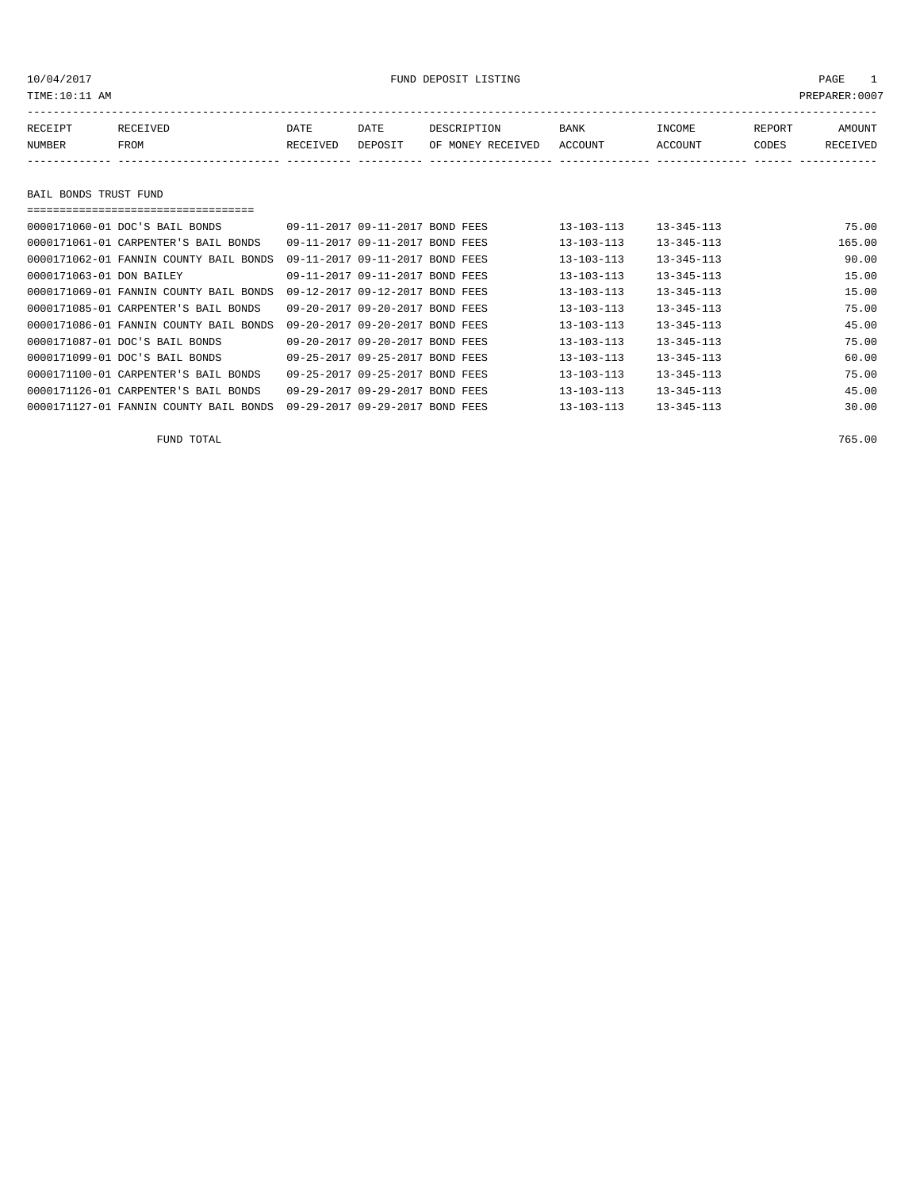FUND DEPOSIT LISTING

TIME:10:11 AM PREPARER:0007

10/04/2017

| RECEIPT NUMBER | RECEIVED FROM | DATE RECEIVED | DATE DEPOSIT | DESCRIPTION OF MONEY RECEIVED | BANK ACCOUNT | INCOME ACCOUNT | REPORT CODES | AMOUNT RECEIVED |
|---|---|---|---|---|---|---|---|---|

## BAIL BONDS TRUST FUND

| RECEIPT NUMBER | RECEIVED FROM | DATE RECEIVED | DATE DEPOSIT | DESCRIPTION OF MONEY RECEIVED | BANK ACCOUNT | INCOME ACCOUNT | REPORT CODES | AMOUNT RECEIVED |
|---|---|---|---|---|---|---|---|---|
| 0000171060-01 | DOC'S BAIL BONDS | 09-11-2017 | 09-11-2017 | BOND FEES | 13-103-113 | 13-345-113 | | 75.00 |
| 0000171061-01 | CARPENTER'S BAIL BONDS | 09-11-2017 | 09-11-2017 | BOND FEES | 13-103-113 | 13-345-113 | | 165.00 |
| 0000171062-01 | FANNIN COUNTY BAIL BONDS | 09-11-2017 | 09-11-2017 | BOND FEES | 13-103-113 | 13-345-113 | | 90.00 |
| 0000171063-01 | DON BAILEY | 09-11-2017 | 09-11-2017 | BOND FEES | 13-103-113 | 13-345-113 | | 15.00 |
| 0000171069-01 | FANNIN COUNTY BAIL BONDS | 09-12-2017 | 09-12-2017 | BOND FEES | 13-103-113 | 13-345-113 | | 15.00 |
| 0000171085-01 | CARPENTER'S BAIL BONDS | 09-20-2017 | 09-20-2017 | BOND FEES | 13-103-113 | 13-345-113 | | 75.00 |
| 0000171086-01 | FANNIN COUNTY BAIL BONDS | 09-20-2017 | 09-20-2017 | BOND FEES | 13-103-113 | 13-345-113 | | 45.00 |
| 0000171087-01 | DOC'S BAIL BONDS | 09-20-2017 | 09-20-2017 | BOND FEES | 13-103-113 | 13-345-113 | | 75.00 |
| 0000171099-01 | DOC'S BAIL BONDS | 09-25-2017 | 09-25-2017 | BOND FEES | 13-103-113 | 13-345-113 | | 60.00 |
| 0000171100-01 | CARPENTER'S BAIL BONDS | 09-25-2017 | 09-25-2017 | BOND FEES | 13-103-113 | 13-345-113 | | 75.00 |
| 0000171126-01 | CARPENTER'S BAIL BONDS | 09-29-2017 | 09-29-2017 | BOND FEES | 13-103-113 | 13-345-113 | | 45.00 |
| 0000171127-01 | FANNIN COUNTY BAIL BONDS | 09-29-2017 | 09-29-2017 | BOND FEES | 13-103-113 | 13-345-113 | | 30.00 |

FUND TOTAL 765.00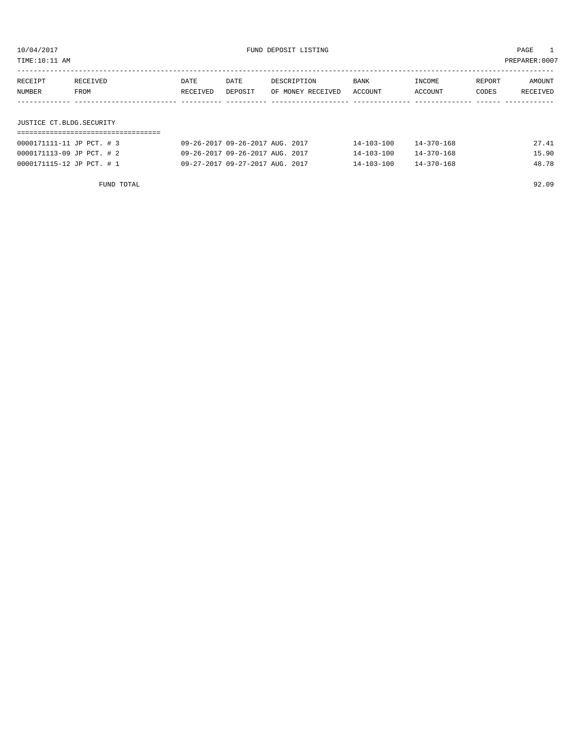10/04/2017 FUND DEPOSIT LISTING

TIME:10:11 AM PREPARER:0007

| RECEIPT NUMBER | RECEIVED FROM | DATE RECEIVED | DATE DEPOSIT | DESCRIPTION OF MONEY RECEIVED | BANK ACCOUNT | INCOME ACCOUNT | REPORT CODES | AMOUNT RECEIVED |
|---|---|---|---|---|---|---|---|---|

JUSTICE CT.BLDG.SECURITY

| RECEIPT NUMBER | RECEIVED FROM | DATE RECEIVED | DATE DEPOSIT | DESCRIPTION OF MONEY RECEIVED | BANK ACCOUNT | INCOME ACCOUNT | REPORT CODES | AMOUNT RECEIVED |
|---|---|---|---|---|---|---|---|---|
| 0000171111-11 | JP PCT. # 3 | 09-26-2017 | 09-26-2017 | AUG. 2017 | 14-103-100 | 14-370-168 | | 27.41 |
| 0000171113-09 | JP PCT. # 2 | 09-26-2017 | 09-26-2017 | AUG. 2017 | 14-103-100 | 14-370-168 | | 15.90 |
| 0000171115-12 | JP PCT. # 1 | 09-27-2017 | 09-27-2017 | AUG. 2017 | 14-103-100 | 14-370-168 | | 48.78 |
| | FUND TOTAL | | | | | | | 92.09 |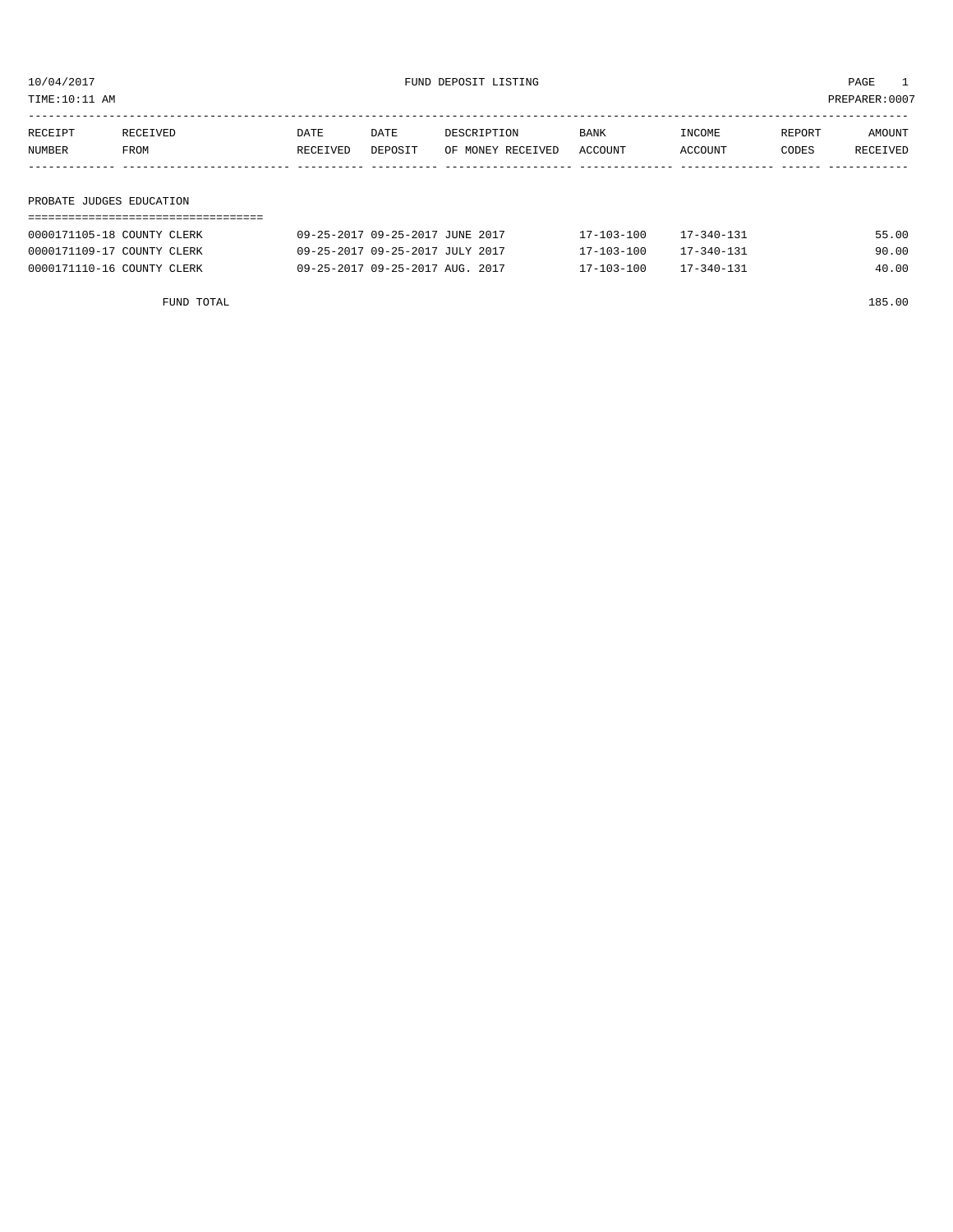10/04/2017 FUND DEPOSIT LISTING

TIME:10:11 AM PREPARER:0007

| RECEIPT NUMBER | RECEIVED FROM | DATE RECEIVED | DATE DEPOSIT | DESCRIPTION OF MONEY RECEIVED | BANK ACCOUNT | INCOME ACCOUNT | REPORT CODES | AMOUNT RECEIVED |
|---|---|---|---|---|---|---|---|---|

## PROBATE JUDGES EDUCATION

| RECEIPT NUMBER | RECEIVED FROM | DATE RECEIVED | DATE DEPOSIT | DESCRIPTION OF MONEY RECEIVED | BANK ACCOUNT | INCOME ACCOUNT | REPORT CODES | AMOUNT RECEIVED |
|---|---|---|---|---|---|---|---|---|
| 0000171105-18 | COUNTY CLERK | 09-25-2017 | 09-25-2017 | JUNE 2017 | 17-103-100 | 17-340-131 | | 55.00 |
| 0000171109-17 | COUNTY CLERK | 09-25-2017 | 09-25-2017 | JULY 2017 | 17-103-100 | 17-340-131 | | 90.00 |
| 0000171110-16 | COUNTY CLERK | 09-25-2017 | 09-25-2017 | AUG. 2017 | 17-103-100 | 17-340-131 | | 40.00 |
| | FUND TOTAL | | | | | | | 185.00 |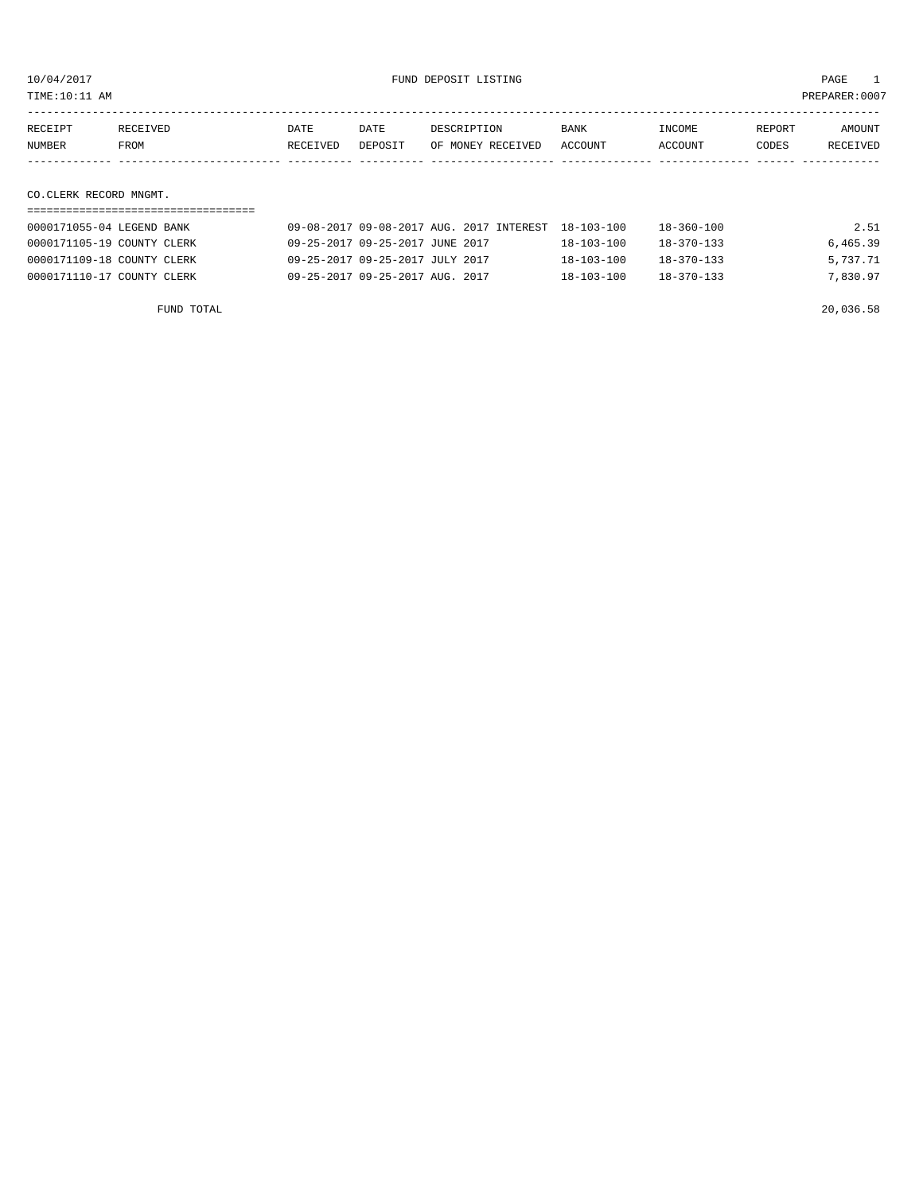10/04/2017 FUND DEPOSIT LISTING

TIME:10:11 AM PREPARER:0007

| RECEIPT NUMBER | RECEIVED FROM | DATE RECEIVED | DATE DEPOSIT | DESCRIPTION OF MONEY RECEIVED | BANK ACCOUNT | INCOME ACCOUNT | REPORT CODES | AMOUNT RECEIVED |
|---|---|---|---|---|---|---|---|---|
| **CO.CLERK RECORD MNGMT.** | | | | | | | | |
| 0000171055-04 | LEGEND BANK | 09-08-2017 | 09-08-2017 | AUG. 2017 INTEREST | 18-103-100 | 18-360-100 | | 2.51 |
| 0000171105-19 | COUNTY CLERK | 09-25-2017 | 09-25-2017 | JUNE 2017 | 18-103-100 | 18-370-133 | | 6,465.39 |
| 0000171109-18 | COUNTY CLERK | 09-25-2017 | 09-25-2017 | JULY 2017 | 18-103-100 | 18-370-133 | | 5,737.71 |
| 0000171110-17 | COUNTY CLERK | 09-25-2017 | 09-25-2017 | AUG. 2017 | 18-103-100 | 18-370-133 | | 7,830.97 |
| FUND TOTAL | | | | | | | | 20,036.58 |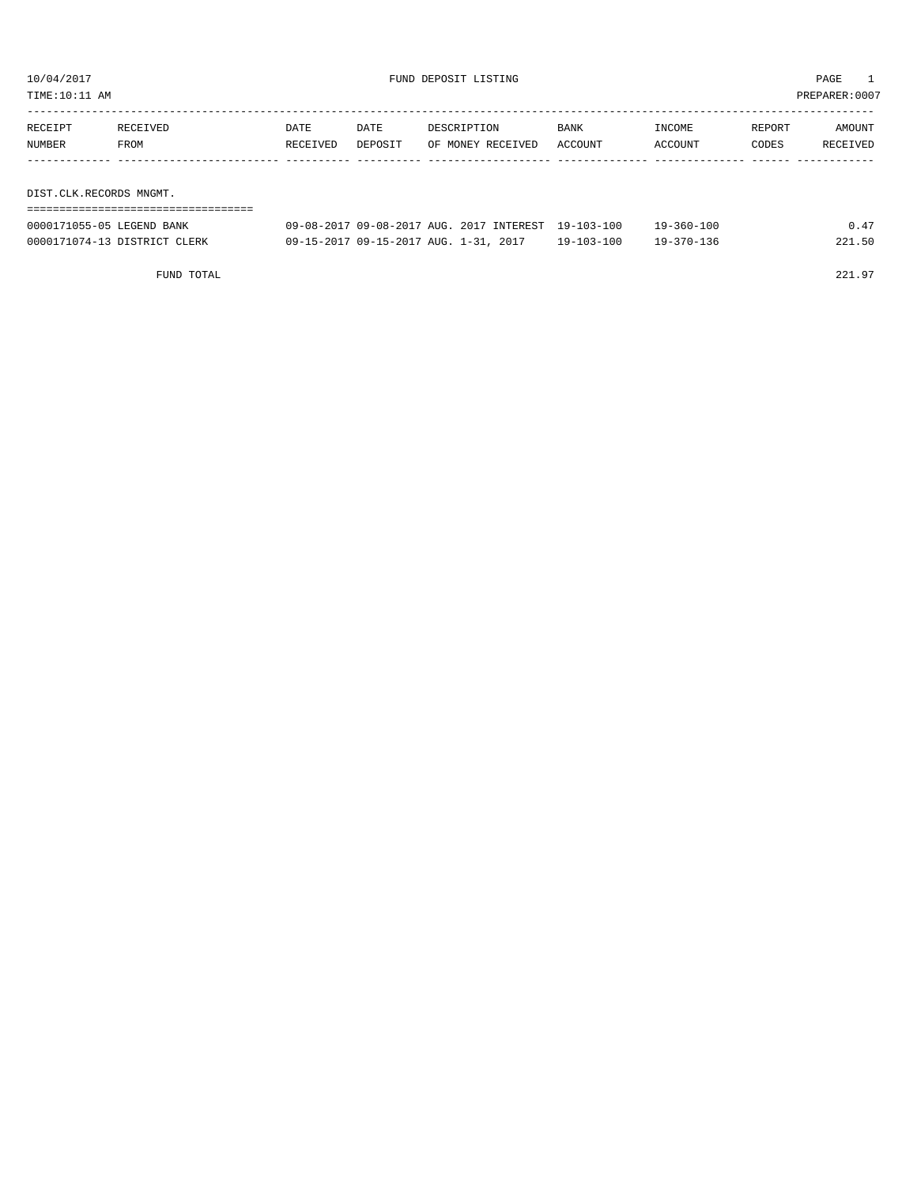10/04/2017 FUND DEPOSIT LISTING

TIME:10:11 AM PREPARER:0007

| RECEIPT NUMBER | RECEIVED FROM | DATE RECEIVED | DATE DEPOSIT | DESCRIPTION OF MONEY RECEIVED | BANK ACCOUNT | INCOME ACCOUNT | REPORT CODES | AMOUNT RECEIVED |
|---|---|---|---|---|---|---|---|---|
| **DIST.CLK.RECORDS MNGMT.** | | | | | | | | |
| 0000171055-05 | LEGEND BANK | 09-08-2017 | 09-08-2017 | AUG. 2017 INTEREST | 19-103-100 | 19-360-100 | | 0.47 |
| 0000171074-13 | DISTRICT CLERK | 09-15-2017 | 09-15-2017 | AUG. 1-31, 2017 | 19-103-100 | 19-370-136 | | 221.50 |
| | FUND TOTAL | | | | | | | 221.97 |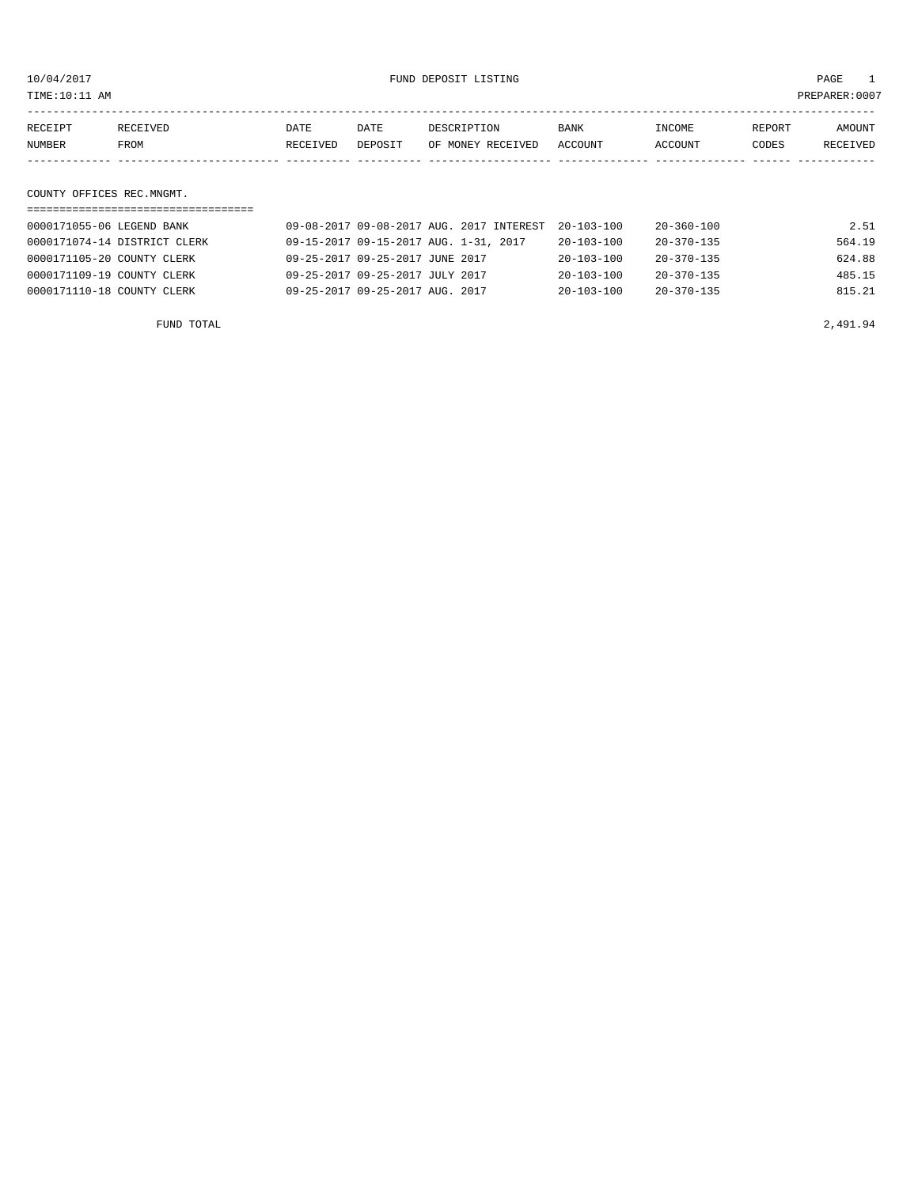10/04/2017 FUND DEPOSIT LISTING

TIME:10:11 AM PREPARER:0007

| RECEIPT NUMBER | RECEIVED FROM | DATE RECEIVED | DATE DEPOSIT | DESCRIPTION OF MONEY RECEIVED | BANK ACCOUNT | INCOME ACCOUNT | REPORT CODES | AMOUNT RECEIVED |
|---|---|---|---|---|---|---|---|---|

## COUNTY OFFICES REC.MNGMT.

| RECEIPT NUMBER | RECEIVED FROM | DATE RECEIVED | DATE DEPOSIT | DESCRIPTION OF MONEY RECEIVED | BANK ACCOUNT | INCOME ACCOUNT | REPORT CODES | AMOUNT RECEIVED |
|---|---|---|---|---|---|---|---|---|
| 0000171055-06 | LEGEND BANK | 09-08-2017 | 09-08-2017 | AUG. 2017 INTEREST | 20-103-100 | 20-360-100 | | 2.51 |
| 0000171074-14 | DISTRICT CLERK | 09-15-2017 | 09-15-2017 | AUG. 1-31, 2017 | 20-103-100 | 20-370-135 | | 564.19 |
| 0000171105-20 | COUNTY CLERK | 09-25-2017 | 09-25-2017 | JUNE 2017 | 20-103-100 | 20-370-135 | | 624.88 |
| 0000171109-19 | COUNTY CLERK | 09-25-2017 | 09-25-2017 | JULY 2017 | 20-103-100 | 20-370-135 | | 485.15 |
| 0000171110-18 | COUNTY CLERK | 09-25-2017 | 09-25-2017 | AUG. 2017 | 20-103-100 | 20-370-135 | | 815.21 |
| | FUND TOTAL | | | | | | | 2,491.94 |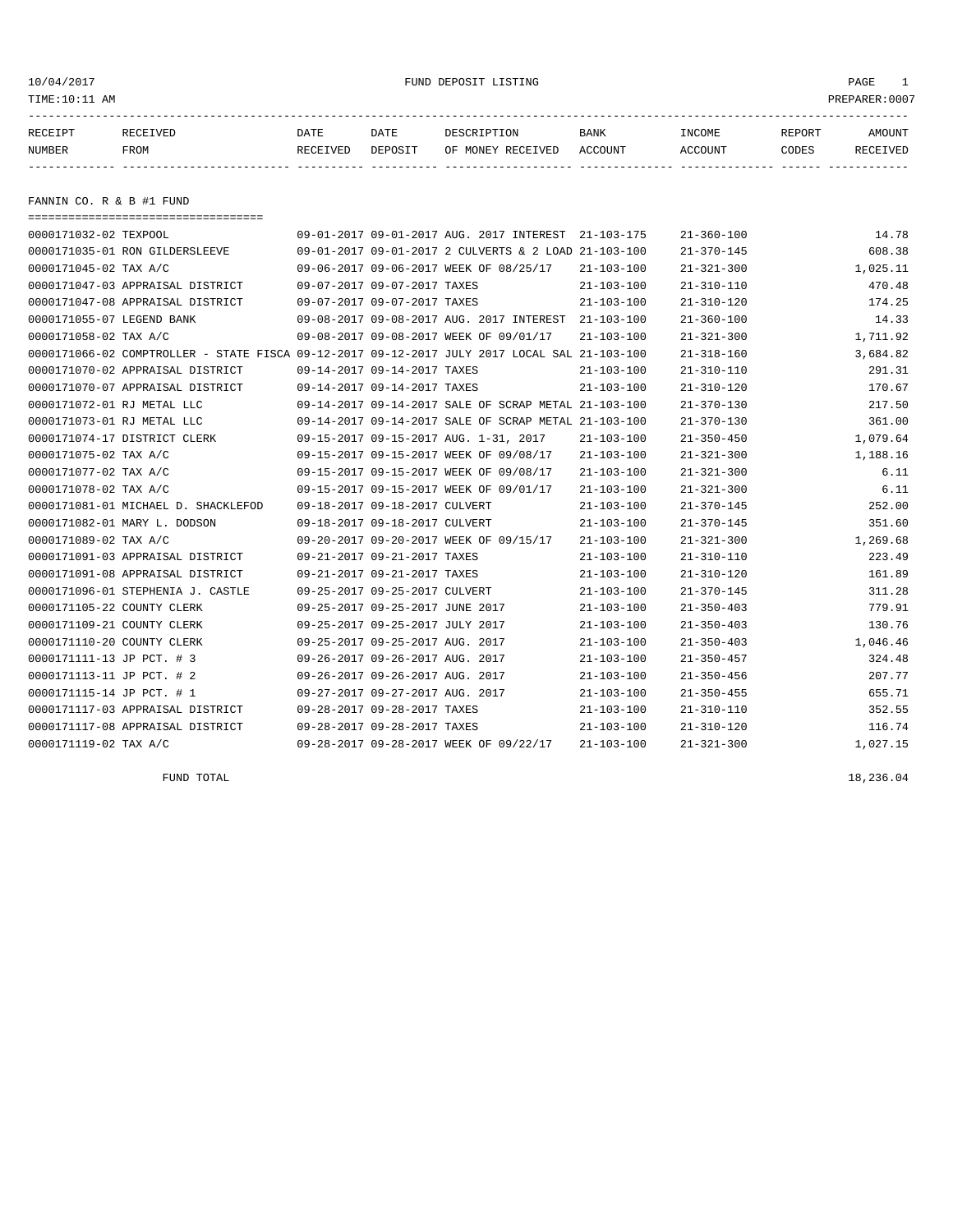10/04/2017 FUND DEPOSIT LISTING
TIME:10:11 AM PREPARER:0007

| RECEIPT NUMBER | RECEIVED FROM | DATE RECEIVED | DATE DEPOSIT | DESCRIPTION OF MONEY RECEIVED | BANK ACCOUNT | INCOME ACCOUNT | REPORT CODES | AMOUNT RECEIVED |
|---|---|---|---|---|---|---|---|---|

## FANNIN CO. R & B #1 FUND

| RECEIPT NUMBER | RECEIVED FROM | DATE RECEIVED | DATE DEPOSIT | DESCRIPTION OF MONEY RECEIVED | BANK ACCOUNT | INCOME ACCOUNT | REPORT CODES | AMOUNT RECEIVED |
|---|---|---|---|---|---|---|---|---|
| 0000171032-02 | TEXPOOL | 09-01-2017 | 09-01-2017 | AUG. 2017 INTEREST | 21-103-175 | 21-360-100 | | 14.78 |
| 0000171035-01 | RON GILDERSLEEVE | 09-01-2017 | 09-01-2017 | 2 CULVERTS & 2 LOAD | 21-103-100 | 21-370-145 | | 608.38 |
| 0000171045-02 | TAX A/C | 09-06-2017 | 09-06-2017 | WEEK OF 08/25/17 | 21-103-100 | 21-321-300 | | 1,025.11 |
| 0000171047-03 | APPRAISAL DISTRICT | 09-07-2017 | 09-07-2017 | TAXES | 21-103-100 | 21-310-110 | | 470.48 |
| 0000171047-08 | APPRAISAL DISTRICT | 09-07-2017 | 09-07-2017 | TAXES | 21-103-100 | 21-310-120 | | 174.25 |
| 0000171055-07 | LEGEND BANK | 09-08-2017 | 09-08-2017 | AUG. 2017 INTEREST | 21-103-100 | 21-360-100 | | 14.33 |
| 0000171058-02 | TAX A/C | 09-08-2017 | 09-08-2017 | WEEK OF 09/01/17 | 21-103-100 | 21-321-300 | | 1,711.92 |
| 0000171066-02 | COMPTROLLER - STATE FISCA | 09-12-2017 | 09-12-2017 | JULY 2017 LOCAL SAL | 21-103-100 | 21-318-160 | | 3,684.82 |
| 0000171070-02 | APPRAISAL DISTRICT | 09-14-2017 | 09-14-2017 | TAXES | 21-103-100 | 21-310-110 | | 291.31 |
| 0000171070-07 | APPRAISAL DISTRICT | 09-14-2017 | 09-14-2017 | TAXES | 21-103-100 | 21-310-120 | | 170.67 |
| 0000171072-01 | RJ METAL LLC | 09-14-2017 | 09-14-2017 | SALE OF SCRAP METAL | 21-103-100 | 21-370-130 | | 217.50 |
| 0000171073-01 | RJ METAL LLC | 09-14-2017 | 09-14-2017 | SALE OF SCRAP METAL | 21-103-100 | 21-370-130 | | 361.00 |
| 0000171074-17 | DISTRICT CLERK | 09-15-2017 | 09-15-2017 | AUG. 1-31, 2017 | 21-103-100 | 21-350-450 | | 1,079.64 |
| 0000171075-02 | TAX A/C | 09-15-2017 | 09-15-2017 | WEEK OF 09/08/17 | 21-103-100 | 21-321-300 | | 1,188.16 |
| 0000171077-02 | TAX A/C | 09-15-2017 | 09-15-2017 | WEEK OF 09/08/17 | 21-103-100 | 21-321-300 | | 6.11 |
| 0000171078-02 | TAX A/C | 09-15-2017 | 09-15-2017 | WEEK OF 09/01/17 | 21-103-100 | 21-321-300 | | 6.11 |
| 0000171081-01 | MICHAEL D. SHACKLEFOD | 09-18-2017 | 09-18-2017 | CULVERT | 21-103-100 | 21-370-145 | | 252.00 |
| 0000171082-01 | MARY L. DODSON | 09-18-2017 | 09-18-2017 | CULVERT | 21-103-100 | 21-370-145 | | 351.60 |
| 0000171089-02 | TAX A/C | 09-20-2017 | 09-20-2017 | WEEK OF 09/15/17 | 21-103-100 | 21-321-300 | | 1,269.68 |
| 0000171091-03 | APPRAISAL DISTRICT | 09-21-2017 | 09-21-2017 | TAXES | 21-103-100 | 21-310-110 | | 223.49 |
| 0000171091-08 | APPRAISAL DISTRICT | 09-21-2017 | 09-21-2017 | TAXES | 21-103-100 | 21-310-120 | | 161.89 |
| 0000171096-01 | STEPHENIA J. CASTLE | 09-25-2017 | 09-25-2017 | CULVERT | 21-103-100 | 21-370-145 | | 311.28 |
| 0000171105-22 | COUNTY CLERK | 09-25-2017 | 09-25-2017 | JUNE 2017 | 21-103-100 | 21-350-403 | | 779.91 |
| 0000171109-21 | COUNTY CLERK | 09-25-2017 | 09-25-2017 | JULY 2017 | 21-103-100 | 21-350-403 | | 130.76 |
| 0000171110-20 | COUNTY CLERK | 09-25-2017 | 09-25-2017 | AUG. 2017 | 21-103-100 | 21-350-403 | | 1,046.46 |
| 0000171111-13 | JP PCT. # 3 | 09-26-2017 | 09-26-2017 | AUG. 2017 | 21-103-100 | 21-350-457 | | 324.48 |
| 0000171113-11 | JP PCT. # 2 | 09-26-2017 | 09-26-2017 | AUG. 2017 | 21-103-100 | 21-350-456 | | 207.77 |
| 0000171115-14 | JP PCT. # 1 | 09-27-2017 | 09-27-2017 | AUG. 2017 | 21-103-100 | 21-350-455 | | 655.71 |
| 0000171117-03 | APPRAISAL DISTRICT | 09-28-2017 | 09-28-2017 | TAXES | 21-103-100 | 21-310-110 | | 352.55 |
| 0000171117-08 | APPRAISAL DISTRICT | 09-28-2017 | 09-28-2017 | TAXES | 21-103-100 | 21-310-120 | | 116.74 |
| 0000171119-02 | TAX A/C | 09-28-2017 | 09-28-2017 | WEEK OF 09/22/17 | 21-103-100 | 21-321-300 | | 1,027.15 |

FUND TOTAL 18,236.04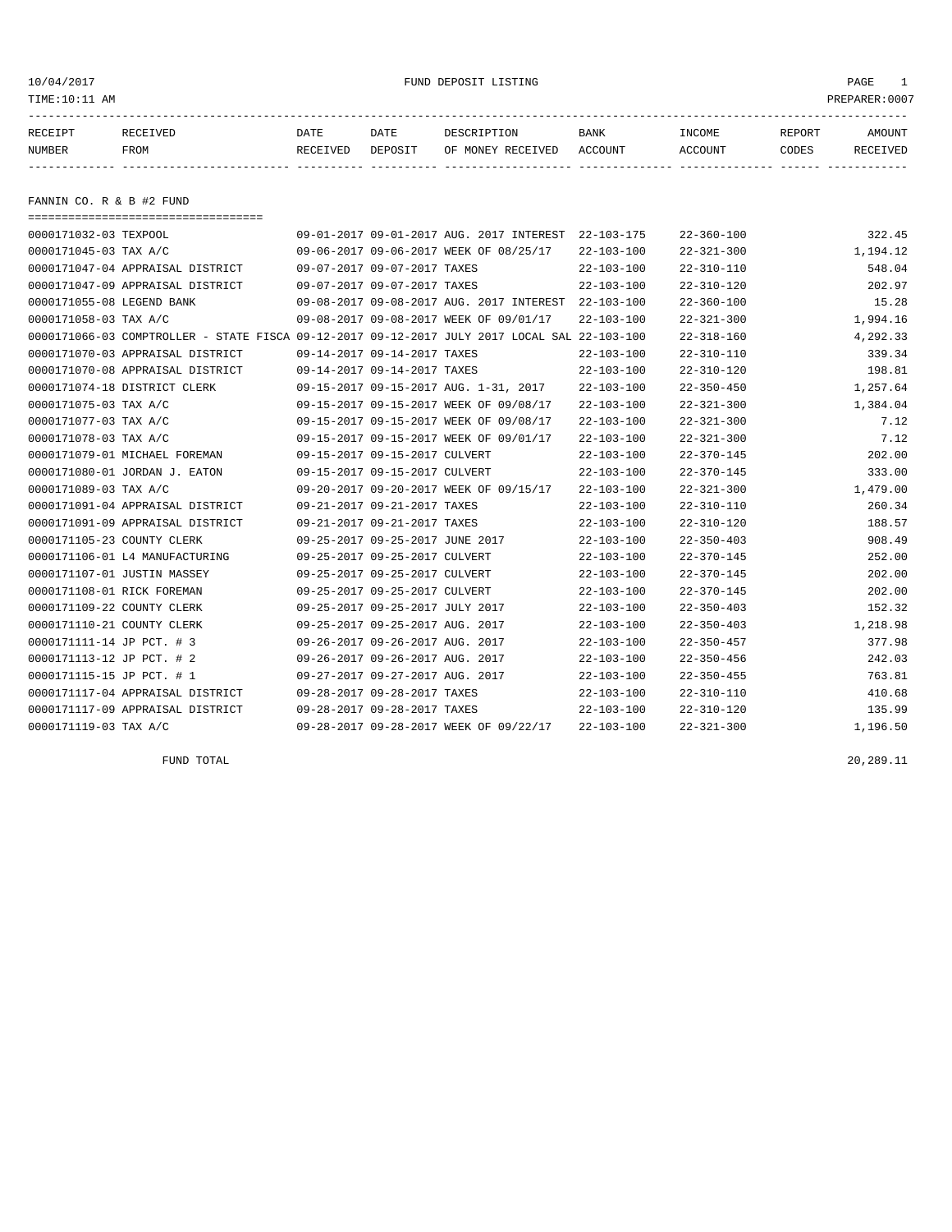10/04/2017 FUND DEPOSIT LISTING

TIME:10:11 AM PREPARER:0007

## FANNIN CO. R & B #2 FUND

| RECEIPT NUMBER | RECEIVED FROM | DATE RECEIVED | DATE DEPOSIT | DESCRIPTION OF MONEY RECEIVED | BANK ACCOUNT | INCOME ACCOUNT | REPORT CODES | AMOUNT RECEIVED |
|---|---|---|---|---|---|---|---|---|
| 0000171032-03 | TEXPOOL | 09-01-2017 | 09-01-2017 | AUG. 2017 INTEREST | 22-103-175 | 22-360-100 | | 322.45 |
| 0000171045-03 | TAX A/C | 09-06-2017 | 09-06-2017 | WEEK OF 08/25/17 | 22-103-100 | 22-321-300 | | 1,194.12 |
| 0000171047-04 | APPRAISAL DISTRICT | 09-07-2017 | 09-07-2017 | TAXES | 22-103-100 | 22-310-110 | | 548.04 |
| 0000171047-09 | APPRAISAL DISTRICT | 09-07-2017 | 09-07-2017 | TAXES | 22-103-100 | 22-310-120 | | 202.97 |
| 0000171055-08 | LEGEND BANK | 09-08-2017 | 09-08-2017 | AUG. 2017 INTEREST | 22-103-100 | 22-360-100 | | 15.28 |
| 0000171058-03 | TAX A/C | 09-08-2017 | 09-08-2017 | WEEK OF 09/01/17 | 22-103-100 | 22-321-300 | | 1,994.16 |
| 0000171066-03 | COMPTROLLER - STATE FISCA | 09-12-2017 | 09-12-2017 | JULY 2017 LOCAL SAL | 22-103-100 | 22-318-160 | | 4,292.33 |
| 0000171070-03 | APPRAISAL DISTRICT | 09-14-2017 | 09-14-2017 | TAXES | 22-103-100 | 22-310-110 | | 339.34 |
| 0000171070-08 | APPRAISAL DISTRICT | 09-14-2017 | 09-14-2017 | TAXES | 22-103-100 | 22-310-120 | | 198.81 |
| 0000171074-18 | DISTRICT CLERK | 09-15-2017 | 09-15-2017 | AUG. 1-31, 2017 | 22-103-100 | 22-350-450 | | 1,257.64 |
| 0000171075-03 | TAX A/C | 09-15-2017 | 09-15-2017 | WEEK OF 09/08/17 | 22-103-100 | 22-321-300 | | 1,384.04 |
| 0000171077-03 | TAX A/C | 09-15-2017 | 09-15-2017 | WEEK OF 09/08/17 | 22-103-100 | 22-321-300 | | 7.12 |
| 0000171078-03 | TAX A/C | 09-15-2017 | 09-15-2017 | WEEK OF 09/01/17 | 22-103-100 | 22-321-300 | | 7.12 |
| 0000171079-01 | MICHAEL FOREMAN | 09-15-2017 | 09-15-2017 | CULVERT | 22-103-100 | 22-370-145 | | 202.00 |
| 0000171080-01 | JORDAN J. EATON | 09-15-2017 | 09-15-2017 | CULVERT | 22-103-100 | 22-370-145 | | 333.00 |
| 0000171089-03 | TAX A/C | 09-20-2017 | 09-20-2017 | WEEK OF 09/15/17 | 22-103-100 | 22-321-300 | | 1,479.00 |
| 0000171091-04 | APPRAISAL DISTRICT | 09-21-2017 | 09-21-2017 | TAXES | 22-103-100 | 22-310-110 | | 260.34 |
| 0000171091-09 | APPRAISAL DISTRICT | 09-21-2017 | 09-21-2017 | TAXES | 22-103-100 | 22-310-120 | | 188.57 |
| 0000171105-23 | COUNTY CLERK | 09-25-2017 | 09-25-2017 | JUNE 2017 | 22-103-100 | 22-350-403 | | 908.49 |
| 0000171106-01 | L4 MANUFACTURING | 09-25-2017 | 09-25-2017 | CULVERT | 22-103-100 | 22-370-145 | | 252.00 |
| 0000171107-01 | JUSTIN MASSEY | 09-25-2017 | 09-25-2017 | CULVERT | 22-103-100 | 22-370-145 | | 202.00 |
| 0000171108-01 | RICK FOREMAN | 09-25-2017 | 09-25-2017 | CULVERT | 22-103-100 | 22-370-145 | | 202.00 |
| 0000171109-22 | COUNTY CLERK | 09-25-2017 | 09-25-2017 | JULY 2017 | 22-103-100 | 22-350-403 | | 152.32 |
| 0000171110-21 | COUNTY CLERK | 09-25-2017 | 09-25-2017 | AUG. 2017 | 22-103-100 | 22-350-403 | | 1,218.98 |
| 0000171111-14 | JP PCT. # 3 | 09-26-2017 | 09-26-2017 | AUG. 2017 | 22-103-100 | 22-350-457 | | 377.98 |
| 0000171113-12 | JP PCT. # 2 | 09-26-2017 | 09-26-2017 | AUG. 2017 | 22-103-100 | 22-350-456 | | 242.03 |
| 0000171115-15 | JP PCT. # 1 | 09-27-2017 | 09-27-2017 | AUG. 2017 | 22-103-100 | 22-350-455 | | 763.81 |
| 0000171117-04 | APPRAISAL DISTRICT | 09-28-2017 | 09-28-2017 | TAXES | 22-103-100 | 22-310-110 | | 410.68 |
| 0000171117-09 | APPRAISAL DISTRICT | 09-28-2017 | 09-28-2017 | TAXES | 22-103-100 | 22-310-120 | | 135.99 |
| 0000171119-03 | TAX A/C | 09-28-2017 | 09-28-2017 | WEEK OF 09/22/17 | 22-103-100 | 22-321-300 | | 1,196.50 |

FUND TOTAL 20,289.11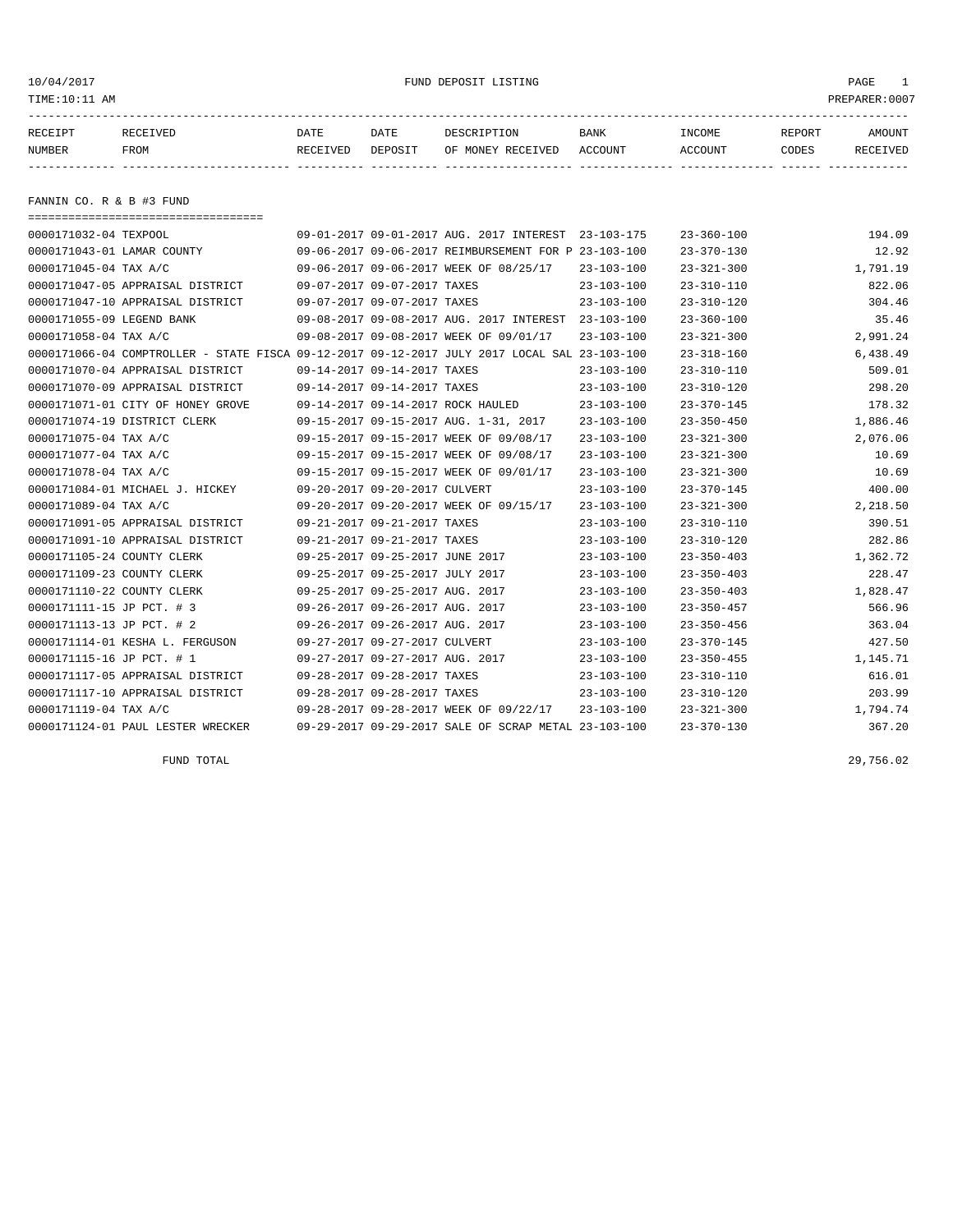FUND DEPOSIT LISTING

10/04/2017
TIME:10:11 AM
PREPARER:0007

| RECEIPT NUMBER | RECEIVED FROM | DATE RECEIVED | DATE DEPOSIT | DESCRIPTION OF MONEY RECEIVED | BANK ACCOUNT | INCOME ACCOUNT | REPORT CODES | AMOUNT RECEIVED |
|---|---|---|---|---|---|---|---|---|

## FANNIN CO. R & B #3 FUND

| RECEIPT NUMBER | RECEIVED FROM | DATE RECEIVED | DATE DEPOSIT | DESCRIPTION OF MONEY RECEIVED | BANK ACCOUNT | INCOME ACCOUNT | REPORT CODES | AMOUNT RECEIVED |
|---|---|---|---|---|---|---|---|---|
| 0000171032-04 | TEXPOOL | 09-01-2017 | 09-01-2017 | AUG. 2017 INTEREST | 23-103-175 | 23-360-100 | | 194.09 |
| 0000171043-01 | LAMAR COUNTY | 09-06-2017 | 09-06-2017 | REIMBURSEMENT FOR P | 23-103-100 | 23-370-130 | | 12.92 |
| 0000171045-04 | TAX A/C | 09-06-2017 | 09-06-2017 | WEEK OF 08/25/17 | 23-103-100 | 23-321-300 | | 1,791.19 |
| 0000171047-05 | APPRAISAL DISTRICT | 09-07-2017 | 09-07-2017 | TAXES | 23-103-100 | 23-310-110 | | 822.06 |
| 0000171047-10 | APPRAISAL DISTRICT | 09-07-2017 | 09-07-2017 | TAXES | 23-103-100 | 23-310-120 | | 304.46 |
| 0000171055-09 | LEGEND BANK | 09-08-2017 | 09-08-2017 | AUG. 2017 INTEREST | 23-103-100 | 23-360-100 | | 35.46 |
| 0000171058-04 | TAX A/C | 09-08-2017 | 09-08-2017 | WEEK OF 09/01/17 | 23-103-100 | 23-321-300 | | 2,991.24 |
| 0000171066-04 | COMPTROLLER - STATE FISCA | 09-12-2017 | 09-12-2017 | JULY 2017 LOCAL SAL | 23-103-100 | 23-318-160 | | 6,438.49 |
| 0000171070-04 | APPRAISAL DISTRICT | 09-14-2017 | 09-14-2017 | TAXES | 23-103-100 | 23-310-110 | | 509.01 |
| 0000171070-09 | APPRAISAL DISTRICT | 09-14-2017 | 09-14-2017 | TAXES | 23-103-100 | 23-310-120 | | 298.20 |
| 0000171071-01 | CITY OF HONEY GROVE | 09-14-2017 | 09-14-2017 | ROCK HAULED | 23-103-100 | 23-370-145 | | 178.32 |
| 0000171074-19 | DISTRICT CLERK | 09-15-2017 | 09-15-2017 | AUG. 1-31, 2017 | 23-103-100 | 23-350-450 | | 1,886.46 |
| 0000171075-04 | TAX A/C | 09-15-2017 | 09-15-2017 | WEEK OF 09/08/17 | 23-103-100 | 23-321-300 | | 2,076.06 |
| 0000171077-04 | TAX A/C | 09-15-2017 | 09-15-2017 | WEEK OF 09/08/17 | 23-103-100 | 23-321-300 | | 10.69 |
| 0000171078-04 | TAX A/C | 09-15-2017 | 09-15-2017 | WEEK OF 09/01/17 | 23-103-100 | 23-321-300 | | 10.69 |
| 0000171084-01 | MICHAEL J. HICKEY | 09-20-2017 | 09-20-2017 | CULVERT | 23-103-100 | 23-370-145 | | 400.00 |
| 0000171089-04 | TAX A/C | 09-20-2017 | 09-20-2017 | WEEK OF 09/15/17 | 23-103-100 | 23-321-300 | | 2,218.50 |
| 0000171091-05 | APPRAISAL DISTRICT | 09-21-2017 | 09-21-2017 | TAXES | 23-103-100 | 23-310-110 | | 390.51 |
| 0000171091-10 | APPRAISAL DISTRICT | 09-21-2017 | 09-21-2017 | TAXES | 23-103-100 | 23-310-120 | | 282.86 |
| 0000171105-24 | COUNTY CLERK | 09-25-2017 | 09-25-2017 | JUNE 2017 | 23-103-100 | 23-350-403 | | 1,362.72 |
| 0000171109-23 | COUNTY CLERK | 09-25-2017 | 09-25-2017 | JULY 2017 | 23-103-100 | 23-350-403 | | 228.47 |
| 0000171110-22 | COUNTY CLERK | 09-25-2017 | 09-25-2017 | AUG. 2017 | 23-103-100 | 23-350-403 | | 1,828.47 |
| 0000171111-15 | JP PCT. # 3 | 09-26-2017 | 09-26-2017 | AUG. 2017 | 23-103-100 | 23-350-457 | | 566.96 |
| 0000171113-13 | JP PCT. # 2 | 09-26-2017 | 09-26-2017 | AUG. 2017 | 23-103-100 | 23-350-456 | | 363.04 |
| 0000171114-01 | KESHA L. FERGUSON | 09-27-2017 | 09-27-2017 | CULVERT | 23-103-100 | 23-370-145 | | 427.50 |
| 0000171115-16 | JP PCT. # 1 | 09-27-2017 | 09-27-2017 | AUG. 2017 | 23-103-100 | 23-350-455 | | 1,145.71 |
| 0000171117-05 | APPRAISAL DISTRICT | 09-28-2017 | 09-28-2017 | TAXES | 23-103-100 | 23-310-110 | | 616.01 |
| 0000171117-10 | APPRAISAL DISTRICT | 09-28-2017 | 09-28-2017 | TAXES | 23-103-100 | 23-310-120 | | 203.99 |
| 0000171119-04 | TAX A/C | 09-28-2017 | 09-28-2017 | WEEK OF 09/22/17 | 23-103-100 | 23-321-300 | | 1,794.74 |
| 0000171124-01 | PAUL LESTER WRECKER | 09-29-2017 | 09-29-2017 | SALE OF SCRAP METAL | 23-103-100 | 23-370-130 | | 367.20 |

FUND TOTAL 29,756.02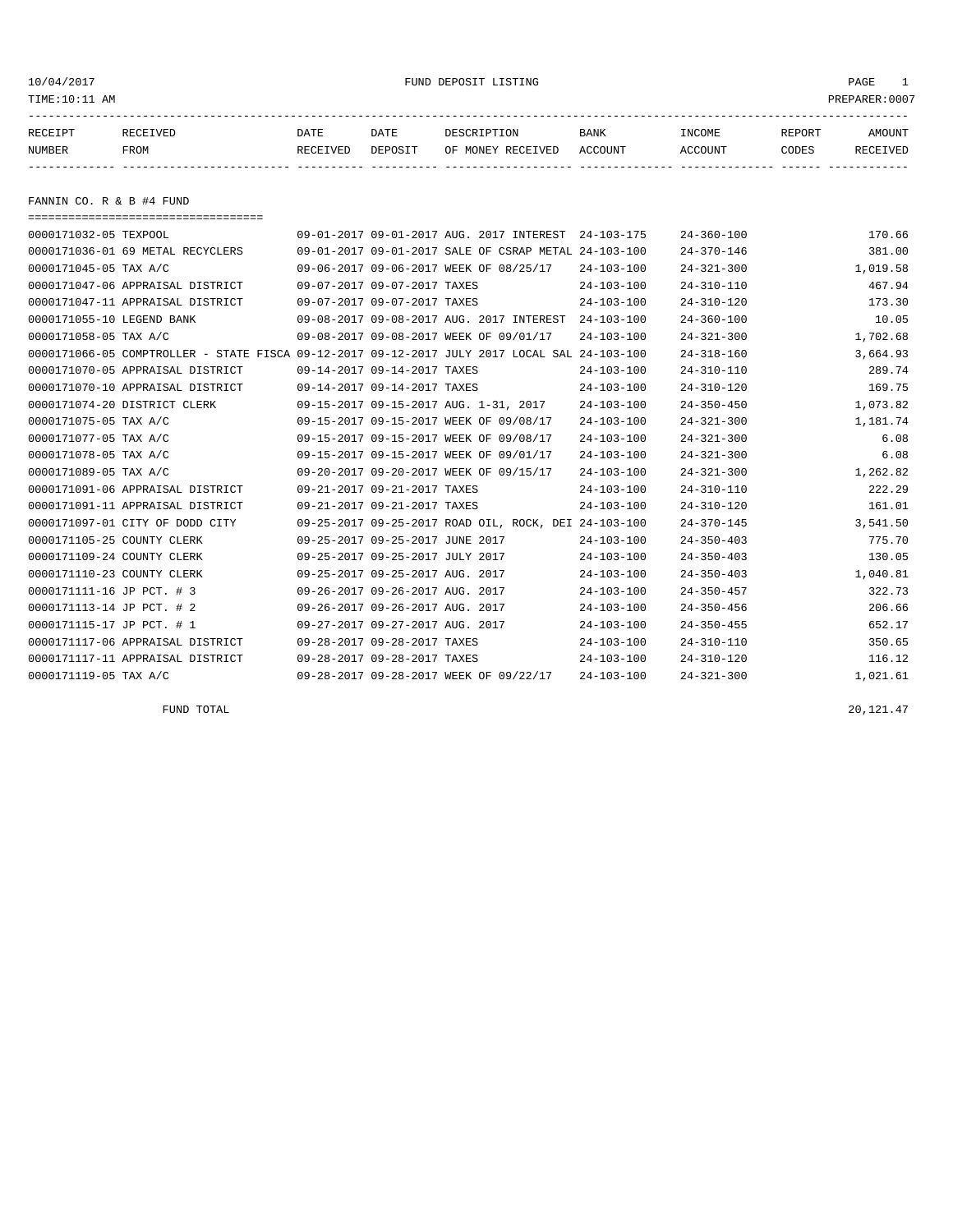10/04/2017 FUND DEPOSIT LISTING

TIME:10:11 AM PREPARER:0007

| RECEIPT NUMBER | RECEIVED FROM | DATE RECEIVED | DATE DEPOSIT | DESCRIPTION OF MONEY RECEIVED | BANK ACCOUNT | INCOME ACCOUNT | REPORT CODES | AMOUNT RECEIVED |
|---|---|---|---|---|---|---|---|---|

## FANNIN CO. R & B #4 FUND

| RECEIPT NUMBER | RECEIVED FROM | DATE RECEIVED | DATE DEPOSIT | DESCRIPTION OF MONEY RECEIVED | BANK ACCOUNT | INCOME ACCOUNT | REPORT CODES | AMOUNT RECEIVED |
|---|---|---|---|---|---|---|---|---|
| 0000171032-05 | TEXPOOL | 09-01-2017 | 09-01-2017 | AUG. 2017 INTEREST | 24-103-175 | 24-360-100 | | 170.66 |
| 0000171036-01 | 69 METAL RECYCLERS | 09-01-2017 | 09-01-2017 | SALE OF CSRAP METAL | 24-103-100 | 24-370-146 | | 381.00 |
| 0000171045-05 | TAX A/C | 09-06-2017 | 09-06-2017 | WEEK OF 08/25/17 | 24-103-100 | 24-321-300 | | 1,019.58 |
| 0000171047-06 | APPRAISAL DISTRICT | 09-07-2017 | 09-07-2017 | TAXES | 24-103-100 | 24-310-110 | | 467.94 |
| 0000171047-11 | APPRAISAL DISTRICT | 09-07-2017 | 09-07-2017 | TAXES | 24-103-100 | 24-310-120 | | 173.30 |
| 0000171055-10 | LEGEND BANK | 09-08-2017 | 09-08-2017 | AUG. 2017 INTEREST | 24-103-100 | 24-360-100 | | 10.05 |
| 0000171058-05 | TAX A/C | 09-08-2017 | 09-08-2017 | WEEK OF 09/01/17 | 24-103-100 | 24-321-300 | | 1,702.68 |
| 0000171066-05 | COMPTROLLER - STATE FISCA | 09-12-2017 | 09-12-2017 | JULY 2017 LOCAL SAL | 24-103-100 | 24-318-160 | | 3,664.93 |
| 0000171070-05 | APPRAISAL DISTRICT | 09-14-2017 | 09-14-2017 | TAXES | 24-103-100 | 24-310-110 | | 289.74 |
| 0000171070-10 | APPRAISAL DISTRICT | 09-14-2017 | 09-14-2017 | TAXES | 24-103-100 | 24-310-120 | | 169.75 |
| 0000171074-20 | DISTRICT CLERK | 09-15-2017 | 09-15-2017 | AUG. 1-31, 2017 | 24-103-100 | 24-350-450 | | 1,073.82 |
| 0000171075-05 | TAX A/C | 09-15-2017 | 09-15-2017 | WEEK OF 09/08/17 | 24-103-100 | 24-321-300 | | 1,181.74 |
| 0000171077-05 | TAX A/C | 09-15-2017 | 09-15-2017 | WEEK OF 09/08/17 | 24-103-100 | 24-321-300 | | 6.08 |
| 0000171078-05 | TAX A/C | 09-15-2017 | 09-15-2017 | WEEK OF 09/01/17 | 24-103-100 | 24-321-300 | | 6.08 |
| 0000171089-05 | TAX A/C | 09-20-2017 | 09-20-2017 | WEEK OF 09/15/17 | 24-103-100 | 24-321-300 | | 1,262.82 |
| 0000171091-06 | APPRAISAL DISTRICT | 09-21-2017 | 09-21-2017 | TAXES | 24-103-100 | 24-310-110 | | 222.29 |
| 0000171091-11 | APPRAISAL DISTRICT | 09-21-2017 | 09-21-2017 | TAXES | 24-103-100 | 24-310-120 | | 161.01 |
| 0000171097-01 | CITY OF DODD CITY | 09-25-2017 | 09-25-2017 | ROAD OIL, ROCK, DEI | 24-103-100 | 24-370-145 | | 3,541.50 |
| 0000171105-25 | COUNTY CLERK | 09-25-2017 | 09-25-2017 | JUNE 2017 | 24-103-100 | 24-350-403 | | 775.70 |
| 0000171109-24 | COUNTY CLERK | 09-25-2017 | 09-25-2017 | JULY 2017 | 24-103-100 | 24-350-403 | | 130.05 |
| 0000171110-23 | COUNTY CLERK | 09-25-2017 | 09-25-2017 | AUG. 2017 | 24-103-100 | 24-350-403 | | 1,040.81 |
| 0000171111-16 | JP PCT. # 3 | 09-26-2017 | 09-26-2017 | AUG. 2017 | 24-103-100 | 24-350-457 | | 322.73 |
| 0000171113-14 | JP PCT. # 2 | 09-26-2017 | 09-26-2017 | AUG. 2017 | 24-103-100 | 24-350-456 | | 206.66 |
| 0000171115-17 | JP PCT. # 1 | 09-27-2017 | 09-27-2017 | AUG. 2017 | 24-103-100 | 24-350-455 | | 652.17 |
| 0000171117-06 | APPRAISAL DISTRICT | 09-28-2017 | 09-28-2017 | TAXES | 24-103-100 | 24-310-110 | | 350.65 |
| 0000171117-11 | APPRAISAL DISTRICT | 09-28-2017 | 09-28-2017 | TAXES | 24-103-100 | 24-310-120 | | 116.12 |
| 0000171119-05 | TAX A/C | 09-28-2017 | 09-28-2017 | WEEK OF 09/22/17 | 24-103-100 | 24-321-300 | | 1,021.61 |

FUND TOTAL 20,121.47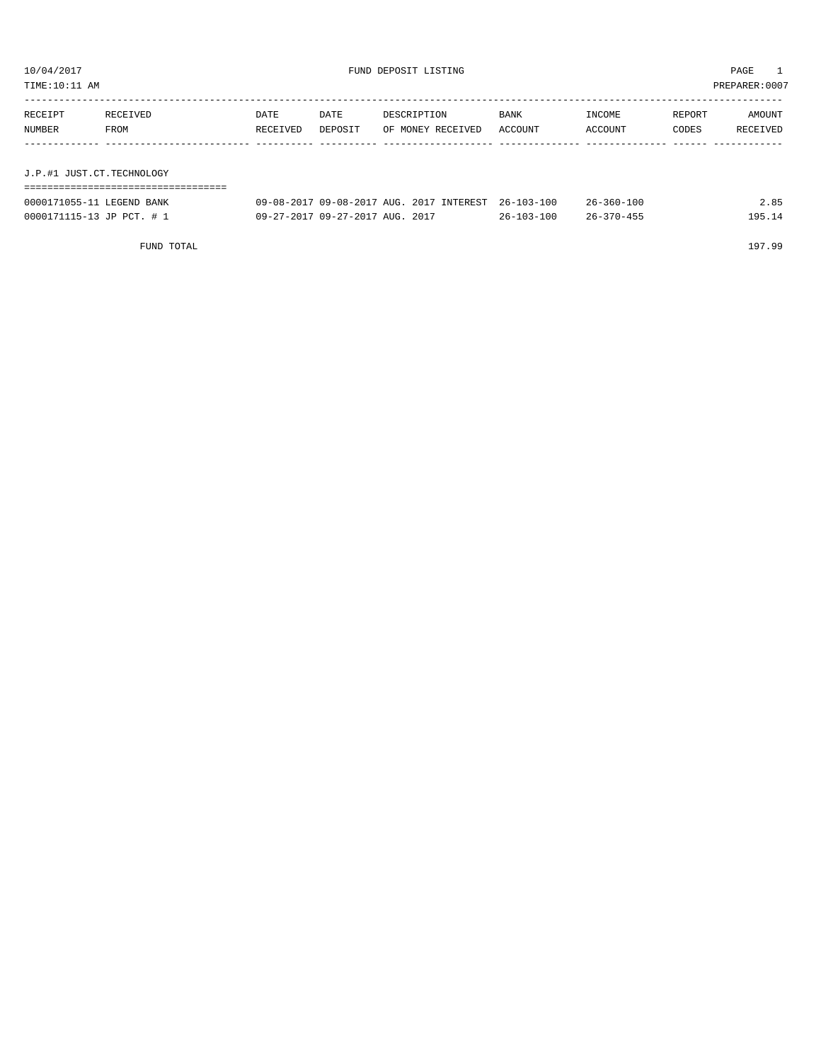10/04/2017 FUND DEPOSIT LISTING
TIME:10:11 AM PREPARER:0007

| RECEIPT NUMBER | RECEIVED FROM | DATE RECEIVED | DATE DEPOSIT | DESCRIPTION OF MONEY RECEIVED | BANK ACCOUNT | INCOME ACCOUNT | REPORT CODES | AMOUNT RECEIVED |
|---|---|---|---|---|---|---|---|---|
| **J.P.#1 JUST.CT.TECHNOLOGY** | | | | | | | | |
| 0000171055-11 | LEGEND BANK | 09-08-2017 | 09-08-2017 | AUG. 2017 INTEREST | 26-103-100 | 26-360-100 | | 2.85 |
| 0000171115-13 | JP PCT. # 1 | 09-27-2017 | 09-27-2017 | AUG. 2017 | 26-103-100 | 26-370-455 | | 195.14 |
| | FUND TOTAL | | | | | | | 197.99 |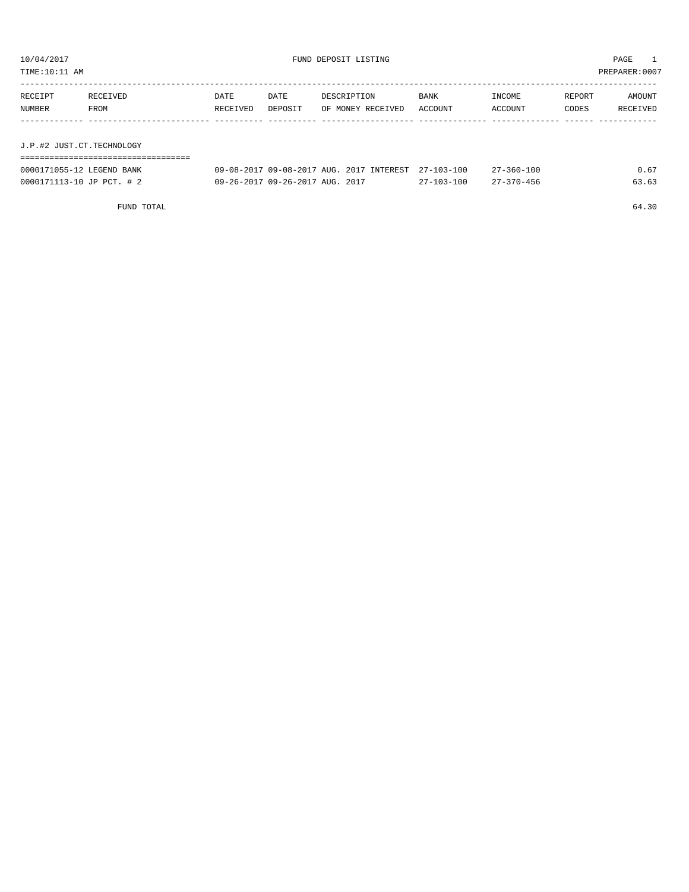10/04/2017 FUND DEPOSIT LISTING

TIME:10:11 AM PREPARER:0007

| RECEIPT NUMBER | RECEIVED FROM | DATE RECEIVED | DATE DEPOSIT | DESCRIPTION OF MONEY RECEIVED | BANK ACCOUNT | INCOME ACCOUNT | REPORT CODES | AMOUNT RECEIVED |
|---|---|---|---|---|---|---|---|---|

## J.P.#2 JUST.CT.TECHNOLOGY

| RECEIPT NUMBER | RECEIVED FROM | DATE RECEIVED | DATE DEPOSIT | DESCRIPTION OF MONEY RECEIVED | BANK ACCOUNT | INCOME ACCOUNT | REPORT CODES | AMOUNT RECEIVED |
|---|---|---|---|---|---|---|---|---|
| 0000171055-12 | LEGEND BANK | 09-08-2017 | 09-08-2017 | AUG. 2017 INTEREST | 27-103-100 | 27-360-100 | | 0.67 |
| 0000171113-10 | JP PCT. # 2 | 09-26-2017 | 09-26-2017 | AUG. 2017 | 27-103-100 | 27-370-456 | | 63.63 |
| | FUND TOTAL | | | | | | | 64.30 |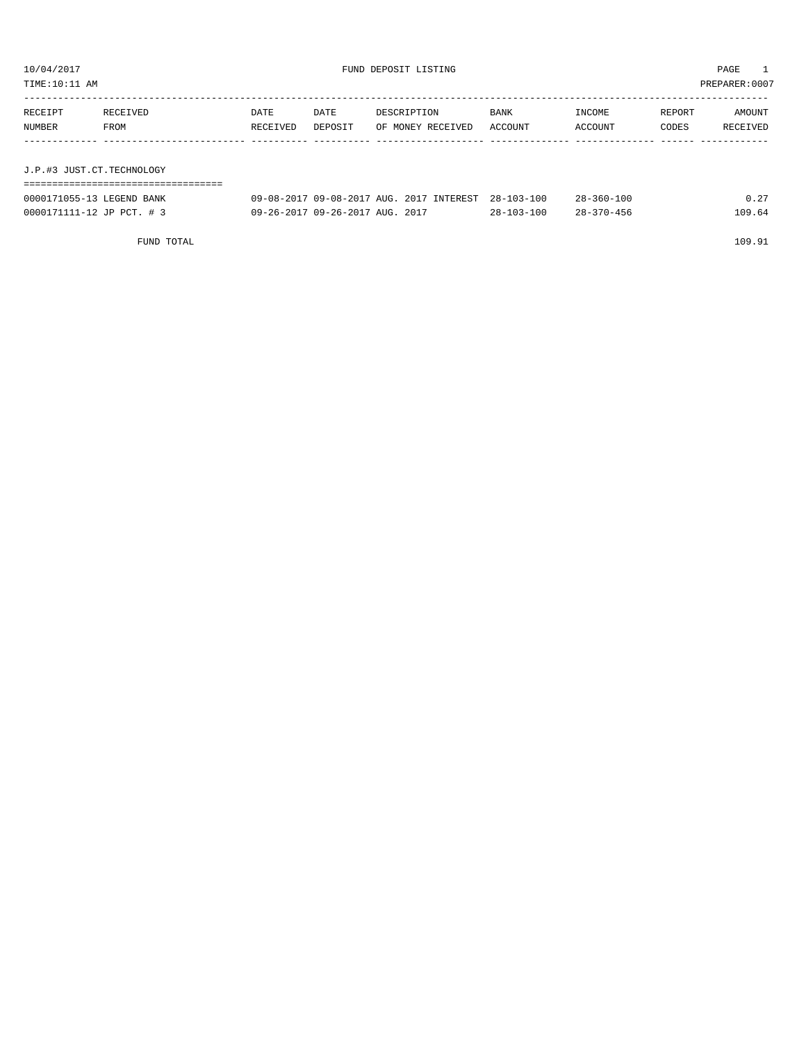10/04/2017 FUND DEPOSIT LISTING

TIME:10:11 AM PREPARER:0007

| RECEIPT NUMBER | RECEIVED FROM | DATE RECEIVED | DATE DEPOSIT | DESCRIPTION OF MONEY RECEIVED | BANK ACCOUNT | INCOME ACCOUNT | REPORT CODES | AMOUNT RECEIVED |
|---|---|---|---|---|---|---|---|---|
| **J.P.#3 JUST.CT.TECHNOLOGY** | | | | | | | | |
| 0000171055-13 | LEGEND BANK | 09-08-2017 | 09-08-2017 | AUG. 2017 INTEREST | 28-103-100 | 28-360-100 | | 0.27 |
| 0000171111-12 | JP PCT. # 3 | 09-26-2017 | 09-26-2017 | AUG. 2017 | 28-103-100 | 28-370-456 | | 109.64 |
| | FUND TOTAL | | | | | | | 109.91 |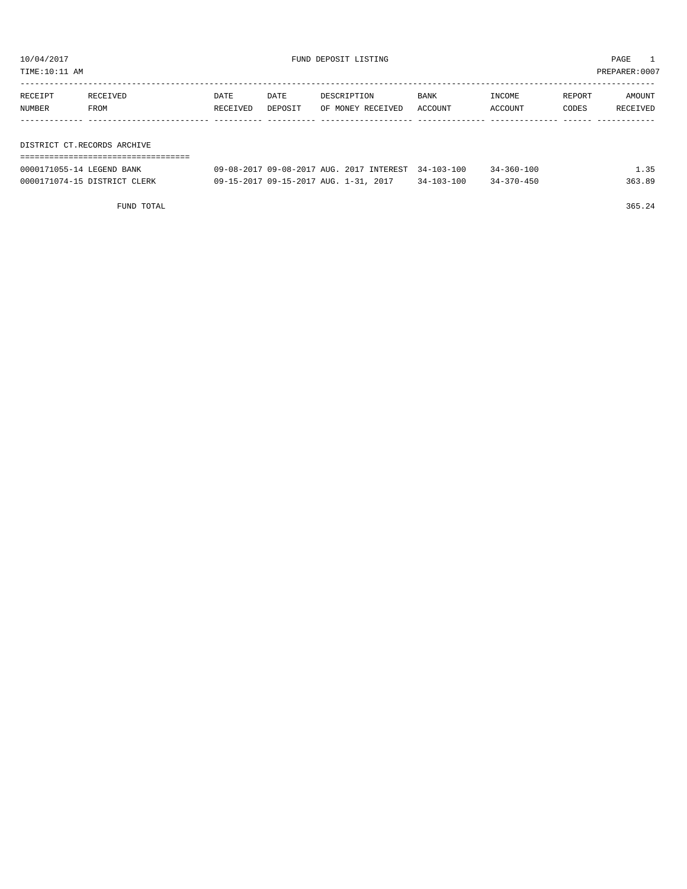10/04/2017 FUND DEPOSIT LISTING

TIME:10:11 AM PREPARER:0007

## DISTRICT CT.RECORDS ARCHIVE

| RECEIPT NUMBER | RECEIVED FROM | DATE RECEIVED | DATE DEPOSIT | DESCRIPTION OF MONEY RECEIVED | BANK ACCOUNT | INCOME ACCOUNT | REPORT CODES | AMOUNT RECEIVED |
|---|---|---|---|---|---|---|---|---|
| 0000171055-14 | LEGEND BANK | 09-08-2017 | 09-08-2017 | AUG. 2017 INTEREST | 34-103-100 | 34-360-100 | | 1.35 |
| 0000171074-15 | DISTRICT CLERK | 09-15-2017 | 09-15-2017 | AUG. 1-31, 2017 | 34-103-100 | 34-370-450 | | 363.89 |
| | FUND TOTAL | | | | | | | 365.24 |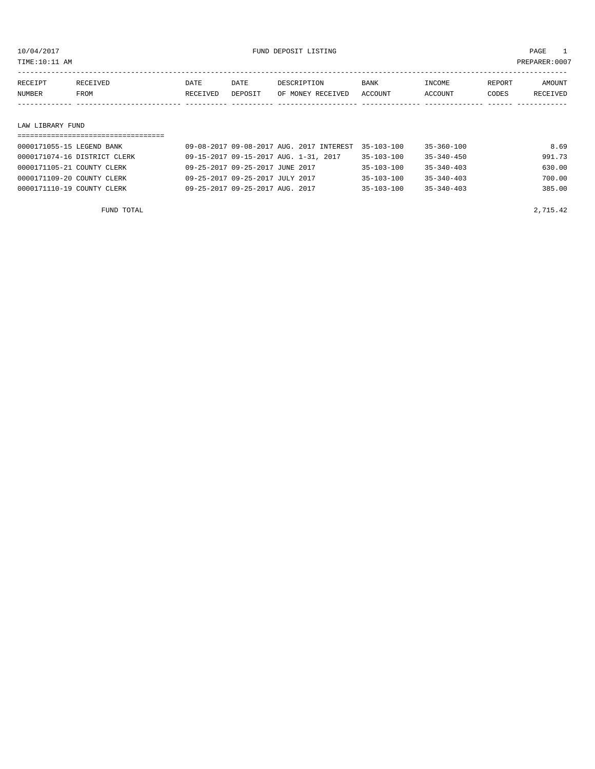10/04/2017 FUND DEPOSIT LISTING

TIME:10:11 AM PREPARER:0007

| RECEIPT NUMBER | RECEIVED FROM | DATE RECEIVED | DATE DEPOSIT | DESCRIPTION OF MONEY RECEIVED | BANK ACCOUNT | INCOME ACCOUNT | REPORT CODES | AMOUNT RECEIVED |
|---|---|---|---|---|---|---|---|---|

## LAW LIBRARY FUND

| RECEIPT NUMBER | RECEIVED FROM | DATE RECEIVED | DATE DEPOSIT | DESCRIPTION OF MONEY RECEIVED | BANK ACCOUNT | INCOME ACCOUNT | REPORT CODES | AMOUNT RECEIVED |
|---|---|---|---|---|---|---|---|---|
| 0000171055-15 | LEGEND BANK | 09-08-2017 | 09-08-2017 | AUG. 2017 INTEREST | 35-103-100 | 35-360-100 | | 8.69 |
| 0000171074-16 | DISTRICT CLERK | 09-15-2017 | 09-15-2017 | AUG. 1-31, 2017 | 35-103-100 | 35-340-450 | | 991.73 |
| 0000171105-21 | COUNTY CLERK | 09-25-2017 | 09-25-2017 | JUNE 2017 | 35-103-100 | 35-340-403 | | 630.00 |
| 0000171109-20 | COUNTY CLERK | 09-25-2017 | 09-25-2017 | JULY 2017 | 35-103-100 | 35-340-403 | | 700.00 |
| 0000171110-19 | COUNTY CLERK | 09-25-2017 | 09-25-2017 | AUG. 2017 | 35-103-100 | 35-340-403 | | 385.00 |
| | FUND TOTAL | | | | | | | 2,715.42 |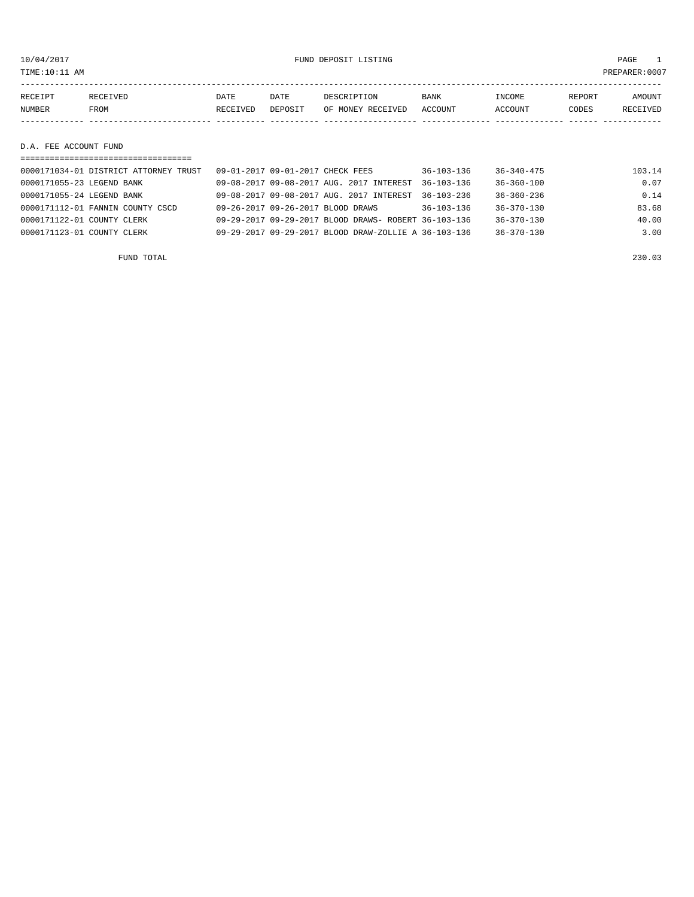10/04/2017 FUND DEPOSIT LISTING PAGE 1

TIME:10:11 AM PREPARER:0007

| RECEIPT NUMBER | RECEIVED FROM | DATE RECEIVED | DATE DEPOSIT | DESCRIPTION OF MONEY RECEIVED | BANK ACCOUNT | INCOME ACCOUNT | REPORT CODES | AMOUNT RECEIVED |
|---|---|---|---|---|---|---|---|---|

## D.A. FEE ACCOUNT FUND

| RECEIPT NUMBER | RECEIVED FROM | DATE RECEIVED | DATE DEPOSIT | DESCRIPTION OF MONEY RECEIVED | BANK ACCOUNT | INCOME ACCOUNT | REPORT CODES | AMOUNT RECEIVED |
|---|---|---|---|---|---|---|---|---|
| 0000171034-01 | DISTRICT ATTORNEY TRUST | 09-01-2017 | 09-01-2017 | CHECK FEES | 36-103-136 | 36-340-475 | | 103.14 |
| 0000171055-23 | LEGEND BANK | 09-08-2017 | 09-08-2017 | AUG. 2017 INTEREST | 36-103-136 | 36-360-100 | | 0.07 |
| 0000171055-24 | LEGEND BANK | 09-08-2017 | 09-08-2017 | AUG. 2017 INTEREST | 36-103-236 | 36-360-236 | | 0.14 |
| 0000171112-01 | FANNIN COUNTY CSCD | 09-26-2017 | 09-26-2017 | BLOOD DRAWS | 36-103-136 | 36-370-130 | | 83.68 |
| 0000171122-01 | COUNTY CLERK | 09-29-2017 | 09-29-2017 | BLOOD DRAWS- ROBERT | 36-103-136 | 36-370-130 | | 40.00 |
| 0000171123-01 | COUNTY CLERK | 09-29-2017 | 09-29-2017 | BLOOD DRAW-ZOLLIE A | 36-103-136 | 36-370-130 | | 3.00 |
| | FUND TOTAL | | | | | | | 230.03 |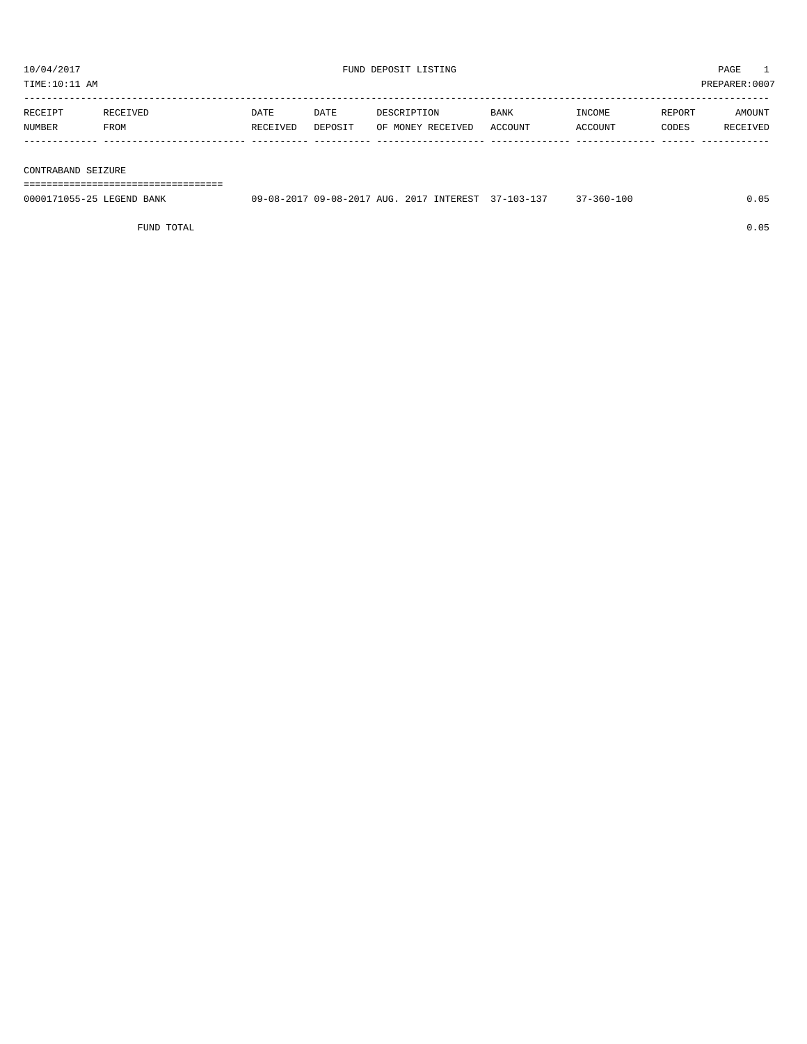# FUND DEPOSIT LISTING

10/04/2017
TIME:10:11 AM
PREPARER:0007

| RECEIPT NUMBER | RECEIVED FROM | DATE RECEIVED | DATE DEPOSIT | DESCRIPTION OF MONEY RECEIVED | BANK ACCOUNT | INCOME ACCOUNT | REPORT CODES | AMOUNT RECEIVED |
|---|---|---|---|---|---|---|---|---|
| **CONTRABAND SEIZURE** | | | | | | | | |
| 0000171055-25 | LEGEND BANK | 09-08-2017 | 09-08-2017 | AUG. 2017 INTEREST | 37-103-137 | 37-360-100 | | 0.05 |
| | FUND TOTAL | | | | | | | 0.05 |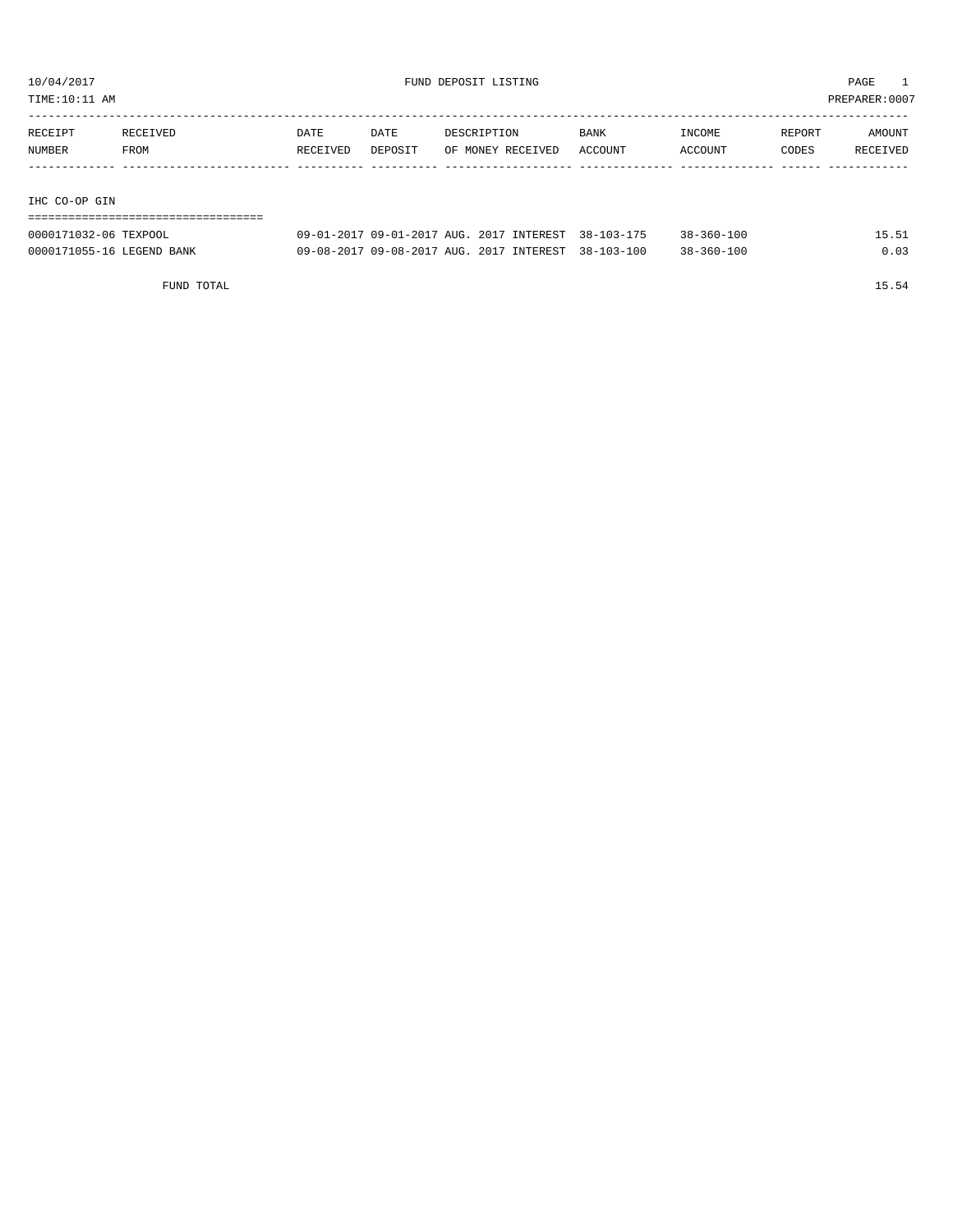10/04/2017 FUND DEPOSIT LISTING

TIME:10:11 AM PREPARER:0007

| RECEIPT NUMBER | RECEIVED FROM | DATE RECEIVED | DATE DEPOSIT | DESCRIPTION OF MONEY RECEIVED | BANK ACCOUNT | INCOME ACCOUNT | REPORT CODES | AMOUNT RECEIVED |
|---|---|---|---|---|---|---|---|---|
| **IHC CO-OP GIN** | | | | | | | | |
| 0000171032-06 | TEXPOOL | 09-01-2017 | 09-01-2017 | AUG. 2017 INTEREST | 38-103-175 | 38-360-100 | | 15.51 |
| 0000171055-16 | LEGEND BANK | 09-08-2017 | 09-08-2017 | AUG. 2017 INTEREST | 38-103-100 | 38-360-100 | | 0.03 |
| | FUND TOTAL | | | | | | | 15.54 |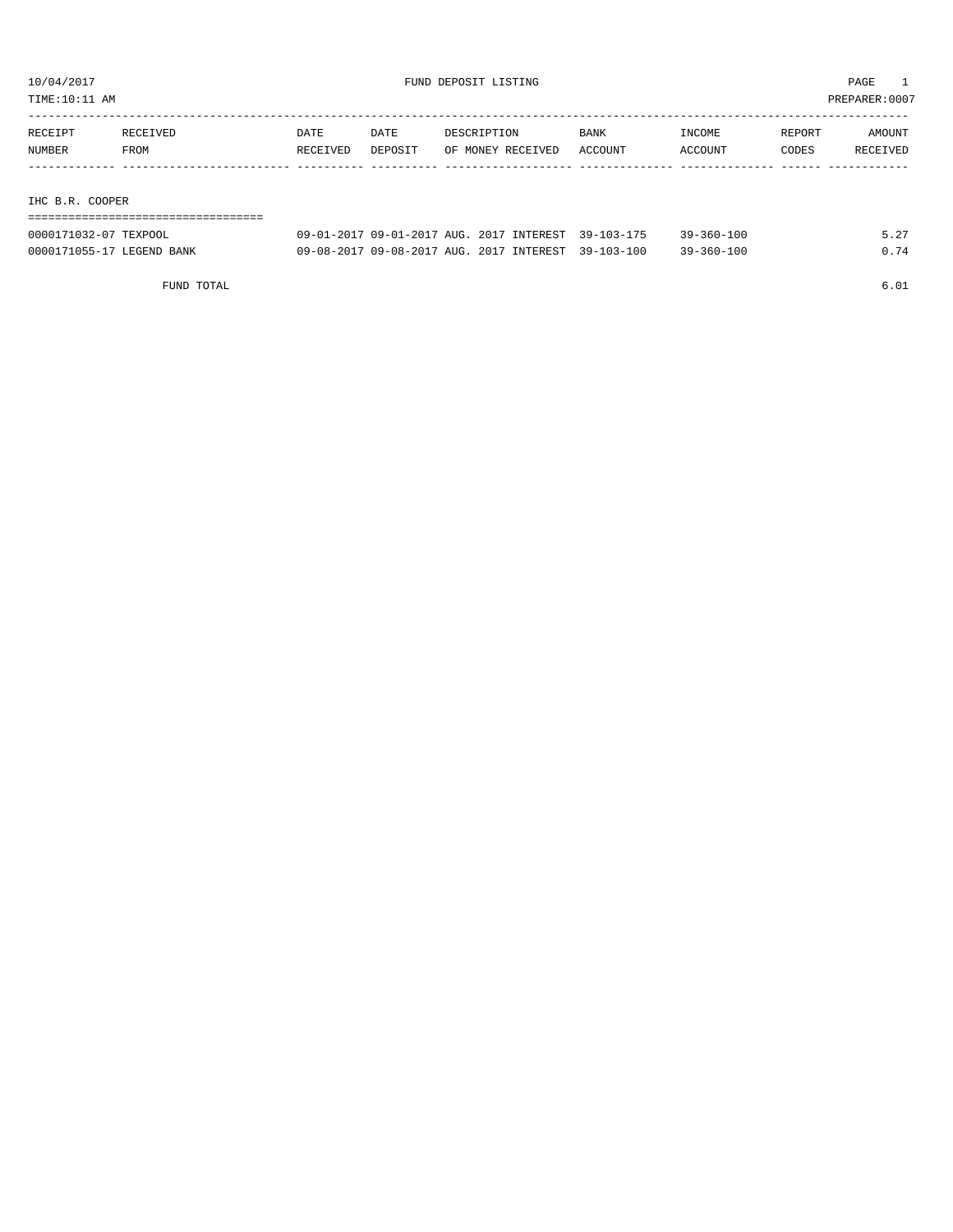10/04/2017 FUND DEPOSIT LISTING PAGE 1

TIME:10:11 AM PREPARER:0007

| RECEIPT NUMBER | RECEIVED FROM | DATE RECEIVED | DATE DEPOSIT | DESCRIPTION OF MONEY RECEIVED | BANK ACCOUNT | INCOME ACCOUNT | REPORT CODES | AMOUNT RECEIVED |
|---|---|---|---|---|---|---|---|---|
| **IHC B.R. COOPER** | | | | | | | | |
| 0000171032-07 | TEXPOOL | 09-01-2017 | 09-01-2017 | AUG. 2017 INTEREST | 39-103-175 | 39-360-100 | | 5.27 |
| 0000171055-17 | LEGEND BANK | 09-08-2017 | 09-08-2017 | AUG. 2017 INTEREST | 39-103-100 | 39-360-100 | | 0.74 |
| | FUND TOTAL | | | | | | | 6.01 |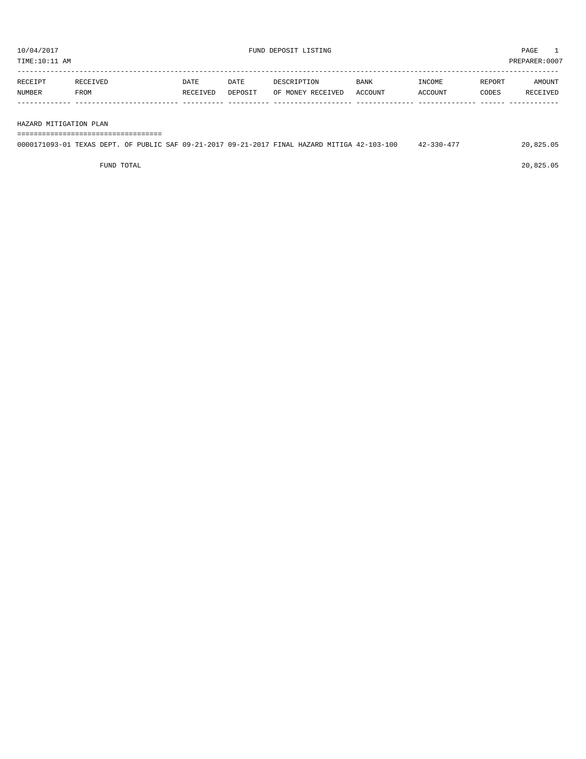10/04/2017 FUND DEPOSIT LISTING
TIME:10:11 AM PREPARER:0007

| RECEIPT NUMBER | RECEIVED FROM | DATE RECEIVED | DATE DEPOSIT | DESCRIPTION OF MONEY RECEIVED | BANK ACCOUNT | INCOME ACCOUNT | REPORT CODES | AMOUNT RECEIVED |
|---|---|---|---|---|---|---|---|---|
| **HAZARD MITIGATION PLAN** | | | | | | | | |
| 0000171093-01 | TEXAS DEPT. OF PUBLIC SAF | 09-21-2017 | 09-21-2017 | FINAL HAZARD MITIGA | 42-103-100 | 42-330-477 | | 20,825.05 |
| | FUND TOTAL | | | | | | | 20,825.05 |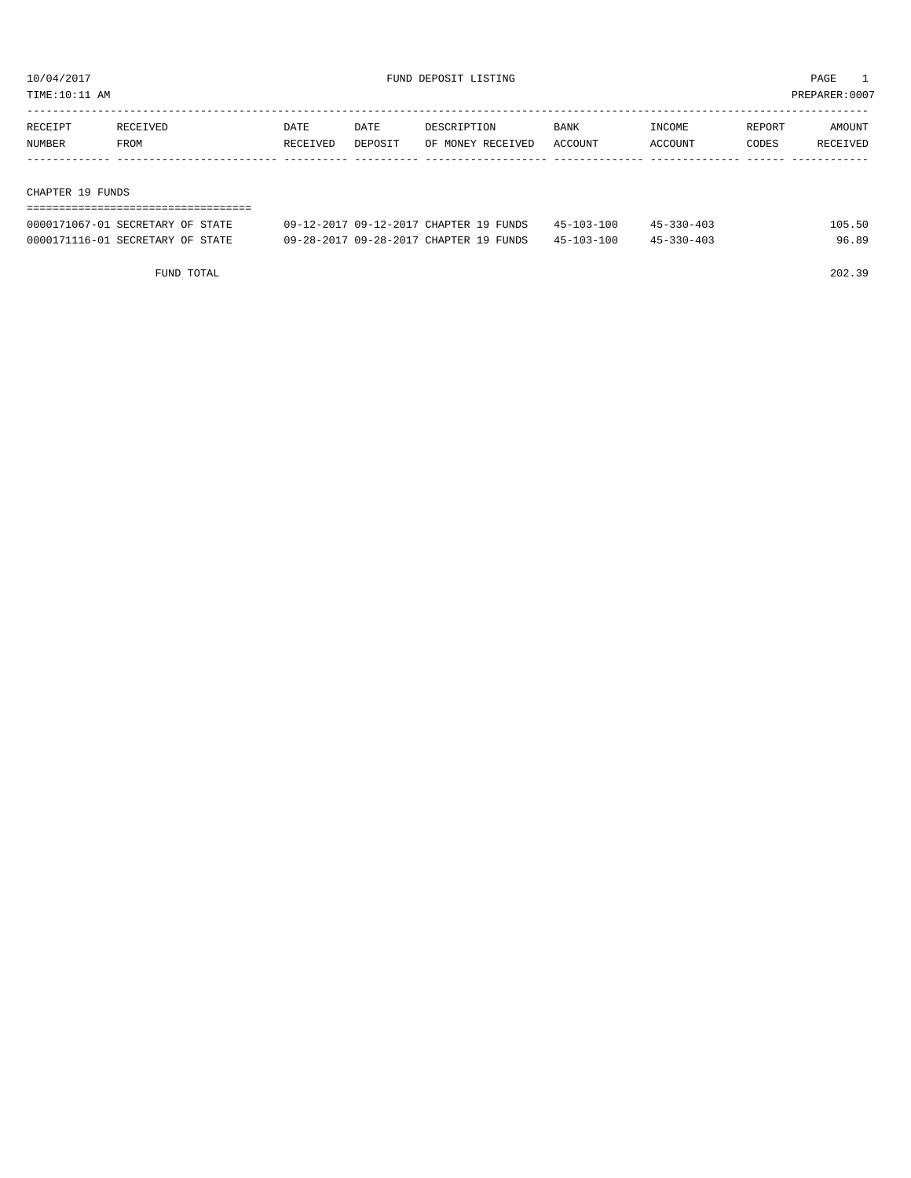10/04/2017 FUND DEPOSIT LISTING

TIME:10:11 AM PREPARER:0007

| RECEIPT NUMBER | RECEIVED FROM | DATE RECEIVED | DATE DEPOSIT | DESCRIPTION OF MONEY RECEIVED | BANK ACCOUNT | INCOME ACCOUNT | REPORT CODES | AMOUNT RECEIVED |
|---|---|---|---|---|---|---|---|---|

## CHAPTER 19 FUNDS

| RECEIPT NUMBER | RECEIVED FROM | DATE RECEIVED | DATE DEPOSIT | DESCRIPTION OF MONEY RECEIVED | BANK ACCOUNT | INCOME ACCOUNT | REPORT CODES | AMOUNT RECEIVED |
|---|---|---|---|---|---|---|---|---|
| 0000171067-01 | SECRETARY OF STATE | 09-12-2017 | 09-12-2017 | CHAPTER 19 FUNDS | 45-103-100 | 45-330-403 | | 105.50 |
| 0000171116-01 | SECRETARY OF STATE | 09-28-2017 | 09-28-2017 | CHAPTER 19 FUNDS | 45-103-100 | 45-330-403 | | 96.89 |
| | FUND TOTAL | | | | | | | 202.39 |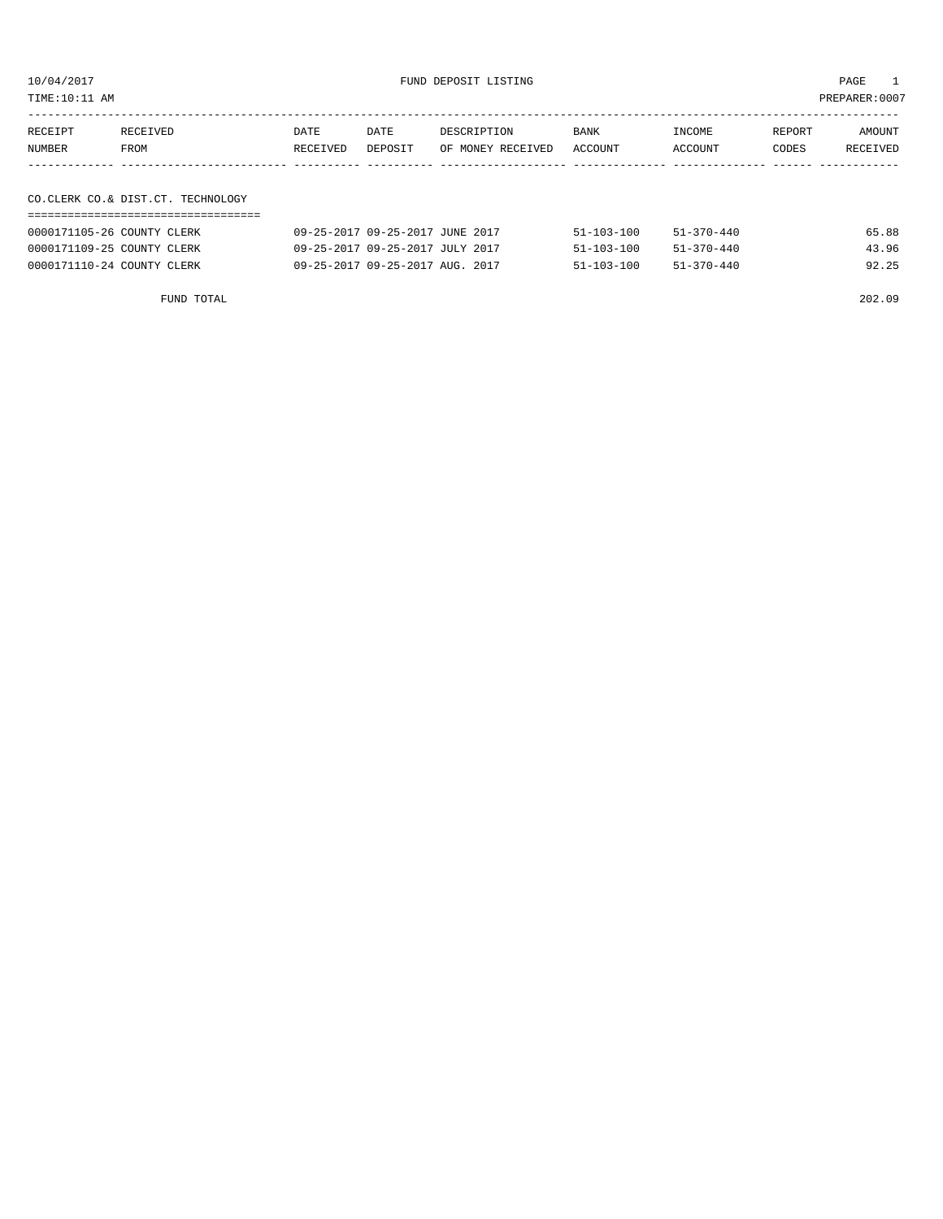10/04/2017 FUND DEPOSIT LISTING PAGE 1

TIME:10:11 AM PREPARER:0007

| RECEIPT NUMBER | RECEIVED FROM | DATE RECEIVED | DATE DEPOSIT | DESCRIPTION OF MONEY RECEIVED | BANK ACCOUNT | INCOME ACCOUNT | REPORT CODES | AMOUNT RECEIVED |
|---|---|---|---|---|---|---|---|---|
| **CO.CLERK CO.& DIST.CT. TECHNOLOGY** | | | | | | | | |
| 0000171105-26 | COUNTY CLERK | 09-25-2017 | 09-25-2017 | JUNE 2017 | 51-103-100 | 51-370-440 | | 65.88 |
| 0000171109-25 | COUNTY CLERK | 09-25-2017 | 09-25-2017 | JULY 2017 | 51-103-100 | 51-370-440 | | 43.96 |
| 0000171110-24 | COUNTY CLERK | 09-25-2017 | 09-25-2017 | AUG. 2017 | 51-103-100 | 51-370-440 | | 92.25 |
| | FUND TOTAL | | | | | | | 202.09 |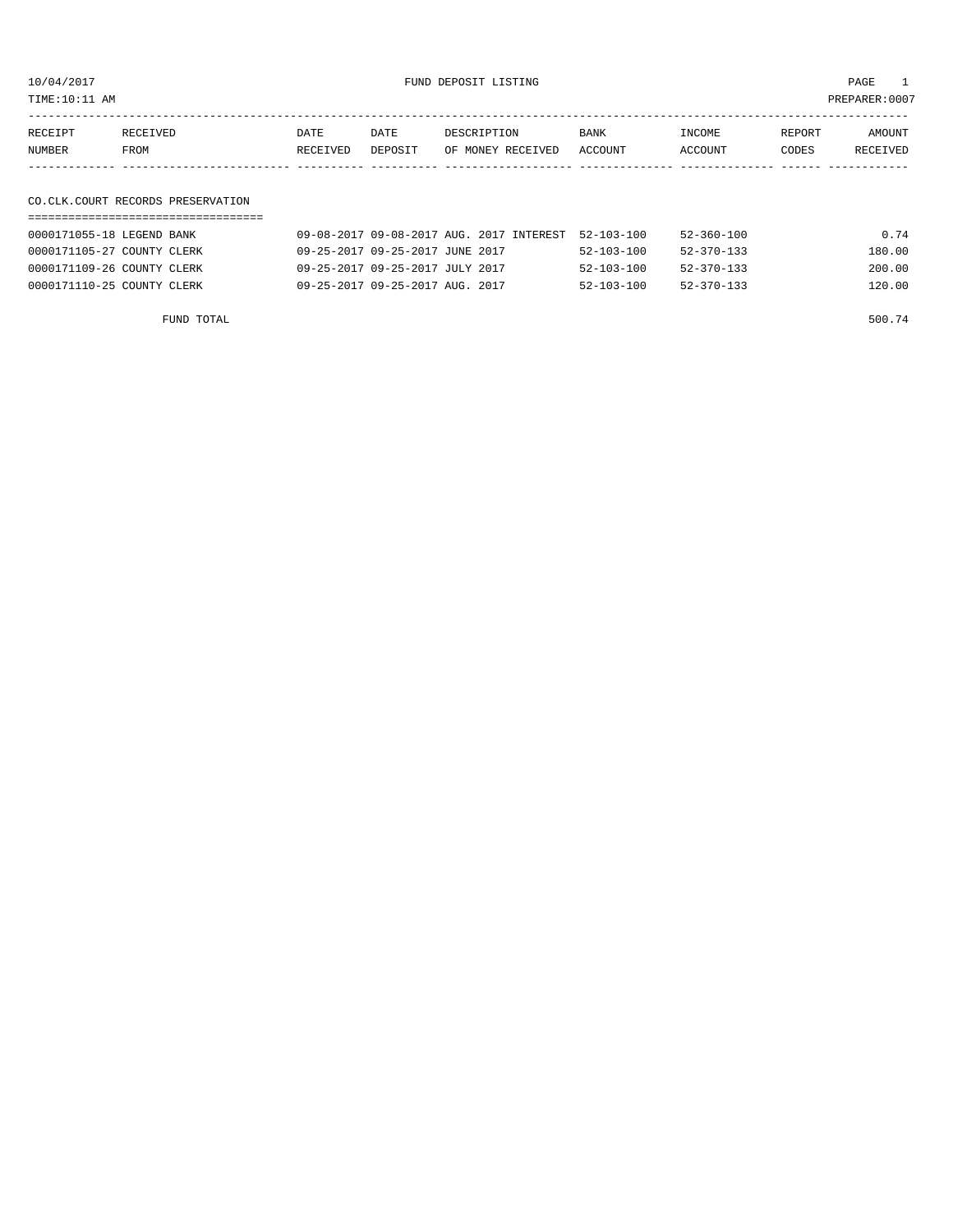10/04/2017 FUND DEPOSIT LISTING

TIME:10:11 AM PREPARER:0007

| RECEIPT NUMBER | RECEIVED FROM | DATE RECEIVED | DATE DEPOSIT | DESCRIPTION OF MONEY RECEIVED | BANK ACCOUNT | INCOME ACCOUNT | REPORT CODES | AMOUNT RECEIVED |
|---|---|---|---|---|---|---|---|---|

## CO.CLK.COURT RECORDS PRESERVATION

| RECEIPT NUMBER | RECEIVED FROM | DATE RECEIVED | DATE DEPOSIT | DESCRIPTION OF MONEY RECEIVED | BANK ACCOUNT | INCOME ACCOUNT | REPORT CODES | AMOUNT RECEIVED |
|---|---|---|---|---|---|---|---|---|
| 0000171055-18 | LEGEND BANK | 09-08-2017 | 09-08-2017 | AUG. 2017 INTEREST | 52-103-100 | 52-360-100 | | 0.74 |
| 0000171105-27 | COUNTY CLERK | 09-25-2017 | 09-25-2017 | JUNE 2017 | 52-103-100 | 52-370-133 | | 180.00 |
| 0000171109-26 | COUNTY CLERK | 09-25-2017 | 09-25-2017 | JULY 2017 | 52-103-100 | 52-370-133 | | 200.00 |
| 0000171110-25 | COUNTY CLERK | 09-25-2017 | 09-25-2017 | AUG. 2017 | 52-103-100 | 52-370-133 | | 120.00 |
| | FUND TOTAL | | | | | | | 500.74 |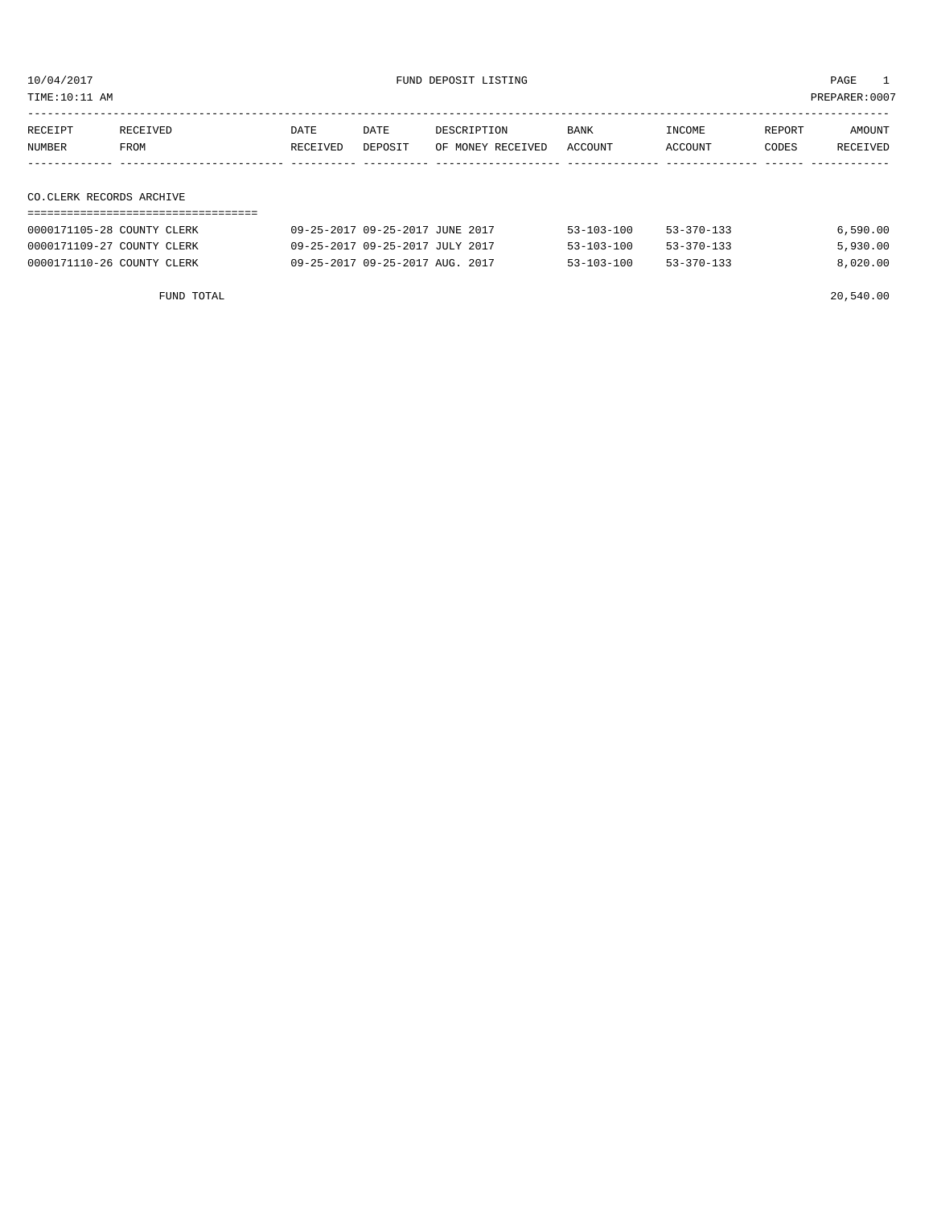10/04/2017 FUND DEPOSIT LISTING PAGE 1

TIME:10:11 AM PREPARER:0007

| RECEIPT NUMBER | RECEIVED FROM | DATE RECEIVED | DATE DEPOSIT | DESCRIPTION OF MONEY RECEIVED | BANK ACCOUNT | INCOME ACCOUNT | REPORT CODES | AMOUNT RECEIVED |
|---|---|---|---|---|---|---|---|---|

## CO.CLERK RECORDS ARCHIVE

| RECEIPT NUMBER | RECEIVED FROM | DATE RECEIVED | DATE DEPOSIT | DESCRIPTION OF MONEY RECEIVED | BANK ACCOUNT | INCOME ACCOUNT | REPORT CODES | AMOUNT RECEIVED |
|---|---|---|---|---|---|---|---|---|
| 0000171105-28 | COUNTY CLERK | 09-25-2017 | 09-25-2017 | JUNE 2017 | 53-103-100 | 53-370-133 | | 6,590.00 |
| 0000171109-27 | COUNTY CLERK | 09-25-2017 | 09-25-2017 | JULY 2017 | 53-103-100 | 53-370-133 | | 5,930.00 |
| 0000171110-26 | COUNTY CLERK | 09-25-2017 | 09-25-2017 | AUG. 2017 | 53-103-100 | 53-370-133 | | 8,020.00 |
| | FUND TOTAL | | | | | | | 20,540.00 |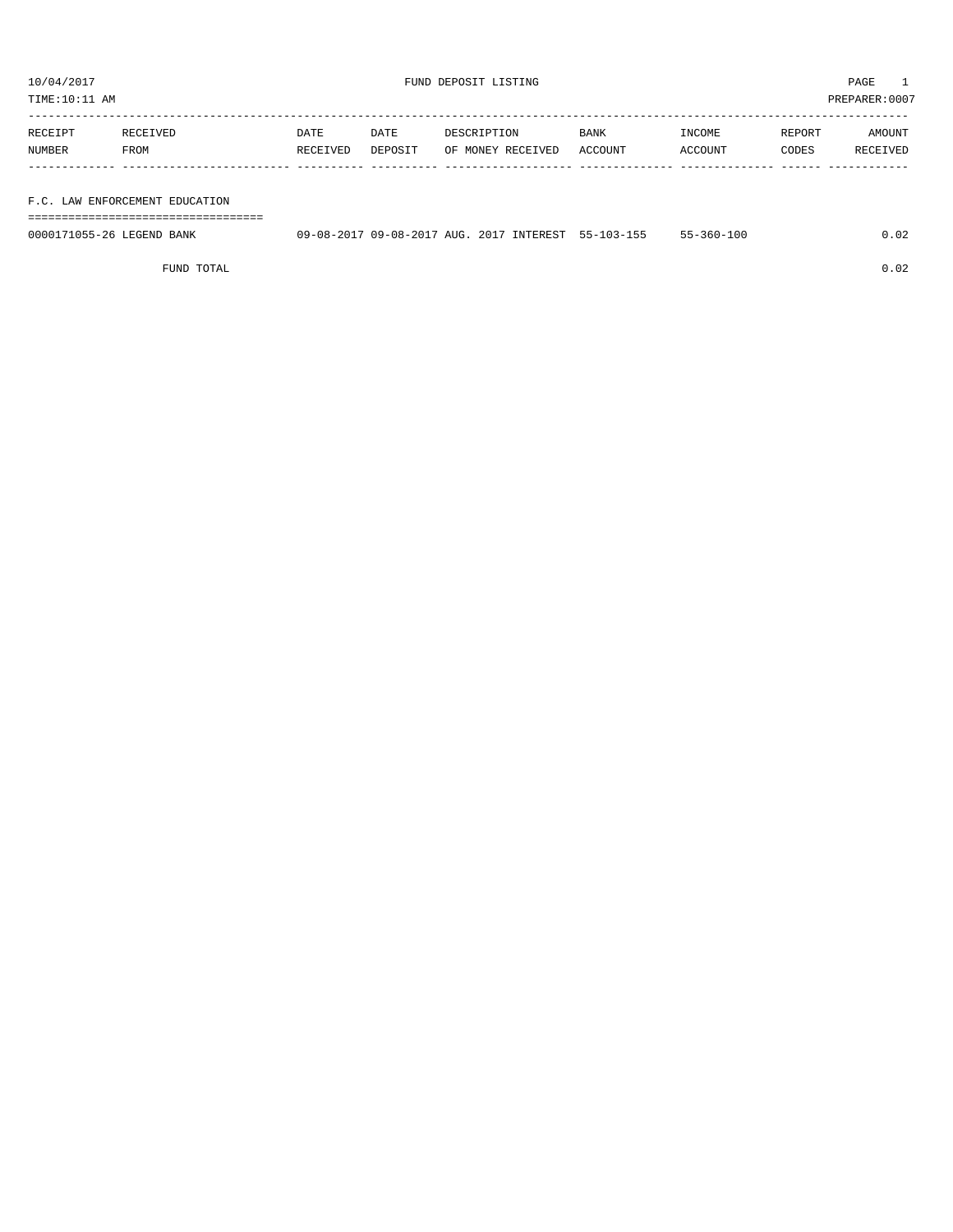10/04/2017 FUND DEPOSIT LISTING

TIME:10:11 AM PREPARER:0007

| RECEIPT NUMBER | RECEIVED FROM | DATE RECEIVED | DATE DEPOSIT | DESCRIPTION OF MONEY RECEIVED | BANK ACCOUNT | INCOME ACCOUNT | REPORT CODES | AMOUNT RECEIVED |
|---|---|---|---|---|---|---|---|---|
| **F.C. LAW ENFORCEMENT EDUCATION** | | | | | | | | |
| 0000171055-26 | LEGEND BANK | 09-08-2017 | 09-08-2017 | AUG. 2017 INTEREST | 55-103-155 | 55-360-100 | | 0.02 |
| | FUND TOTAL | | | | | | | 0.02 |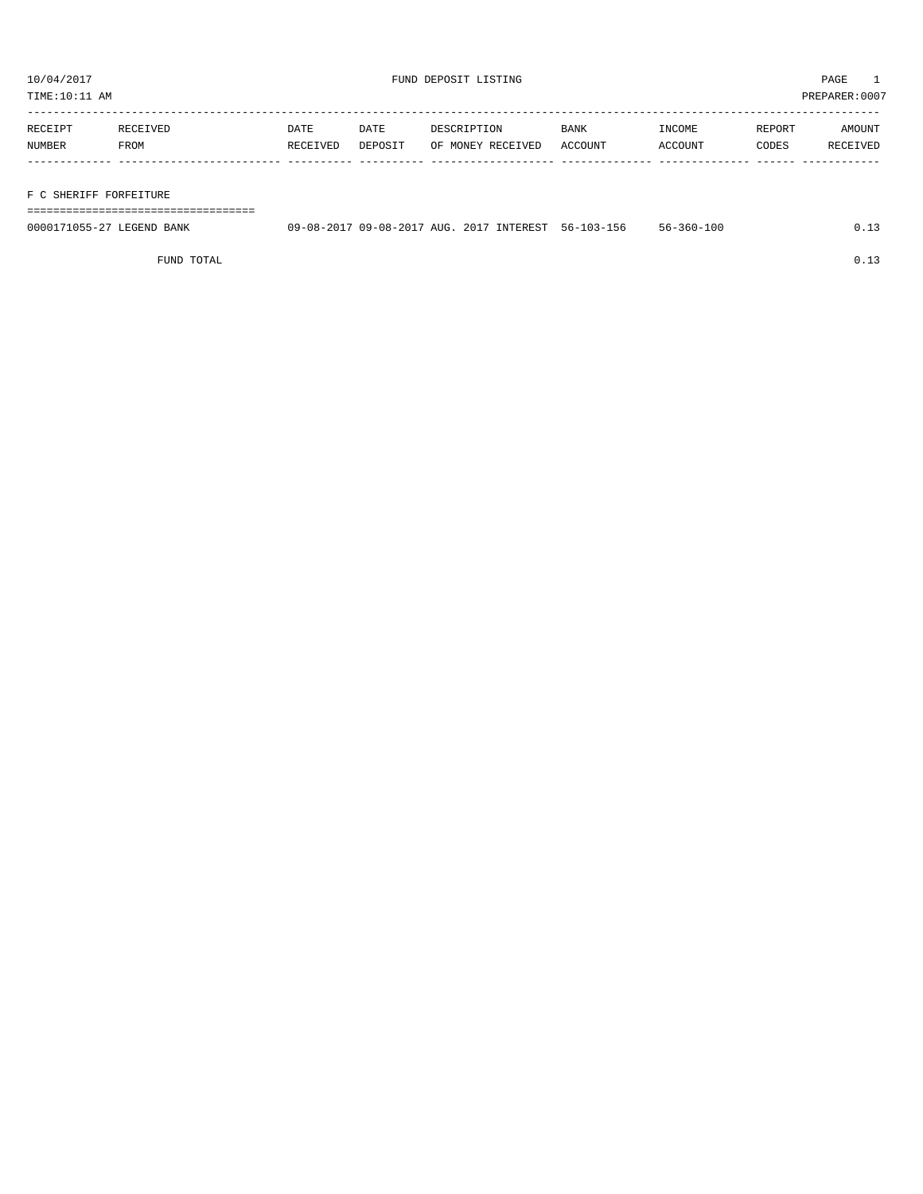10/04/2017 FUND DEPOSIT LISTING

TIME:10:11 AM PREPARER:0007

| RECEIPT NUMBER | RECEIVED FROM | DATE RECEIVED | DATE DEPOSIT | DESCRIPTION OF MONEY RECEIVED | BANK ACCOUNT | INCOME ACCOUNT | REPORT CODES | AMOUNT RECEIVED |
|---|---|---|---|---|---|---|---|---|
| **F C SHERIFF FORFEITURE** | | | | | | | | |
| 0000171055-27 | LEGEND BANK | 09-08-2017 | 09-08-2017 | AUG. 2017 INTEREST | 56-103-156 | 56-360-100 | | 0.13 |
| | FUND TOTAL | | | | | | | 0.13 |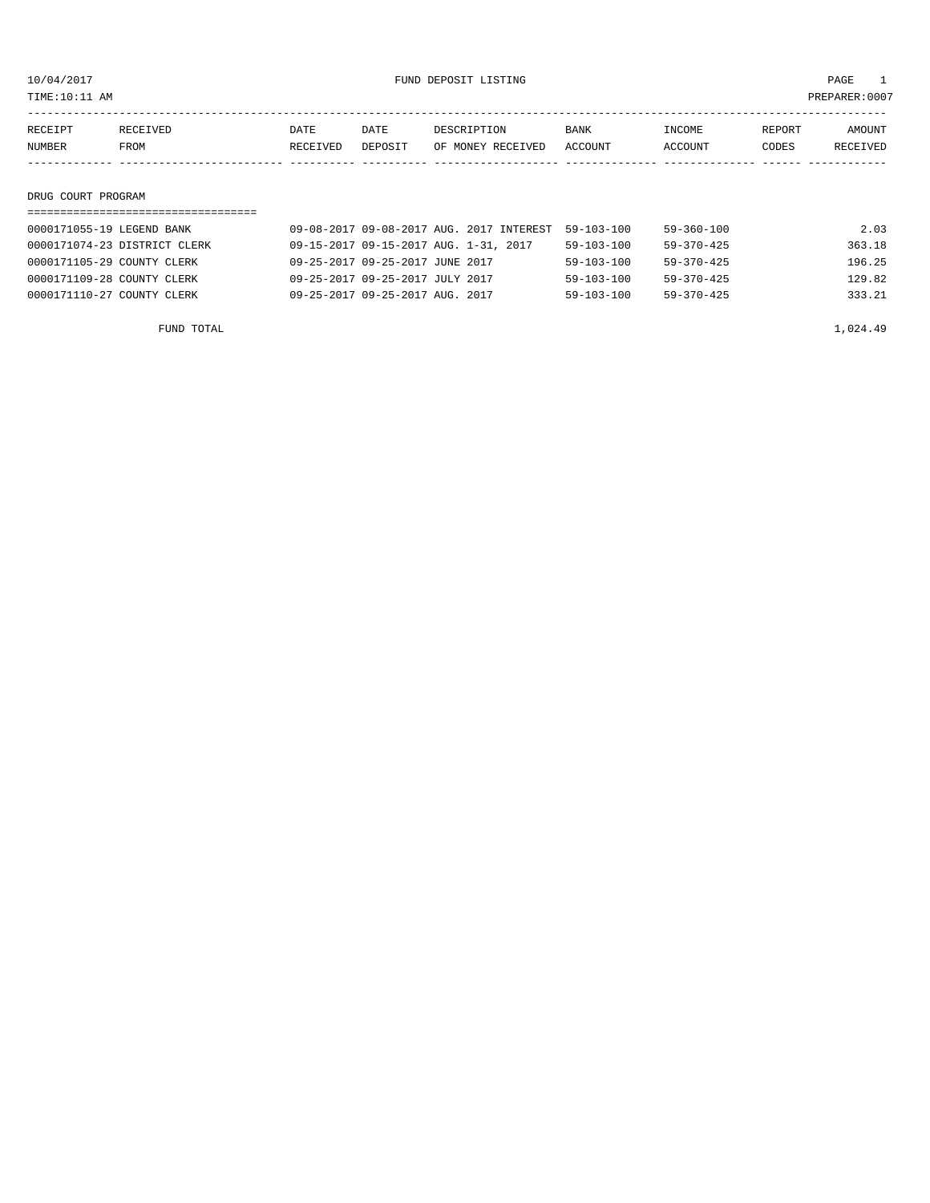10/04/2017 FUND DEPOSIT LISTING

TIME:10:11 AM PREPARER:0007

| RECEIPT NUMBER | RECEIVED FROM | DATE RECEIVED | DATE DEPOSIT | DESCRIPTION OF MONEY RECEIVED | BANK ACCOUNT | INCOME ACCOUNT | REPORT CODES | AMOUNT RECEIVED |
|---|---|---|---|---|---|---|---|---|
| **DRUG COURT PROGRAM** | | | | | | | | |
| 0000171055-19 | LEGEND BANK | 09-08-2017 | 09-08-2017 | AUG. 2017 INTEREST | 59-103-100 | 59-360-100 | | 2.03 |
| 0000171074-23 | DISTRICT CLERK | 09-15-2017 | 09-15-2017 | AUG. 1-31, 2017 | 59-103-100 | 59-370-425 | | 363.18 |
| 0000171105-29 | COUNTY CLERK | 09-25-2017 | 09-25-2017 | JUNE 2017 | 59-103-100 | 59-370-425 | | 196.25 |
| 0000171109-28 | COUNTY CLERK | 09-25-2017 | 09-25-2017 | JULY 2017 | 59-103-100 | 59-370-425 | | 129.82 |
| 0000171110-27 | COUNTY CLERK | 09-25-2017 | 09-25-2017 | AUG. 2017 | 59-103-100 | 59-370-425 | | 333.21 |
| | FUND TOTAL | | | | | | | 1,024.49 |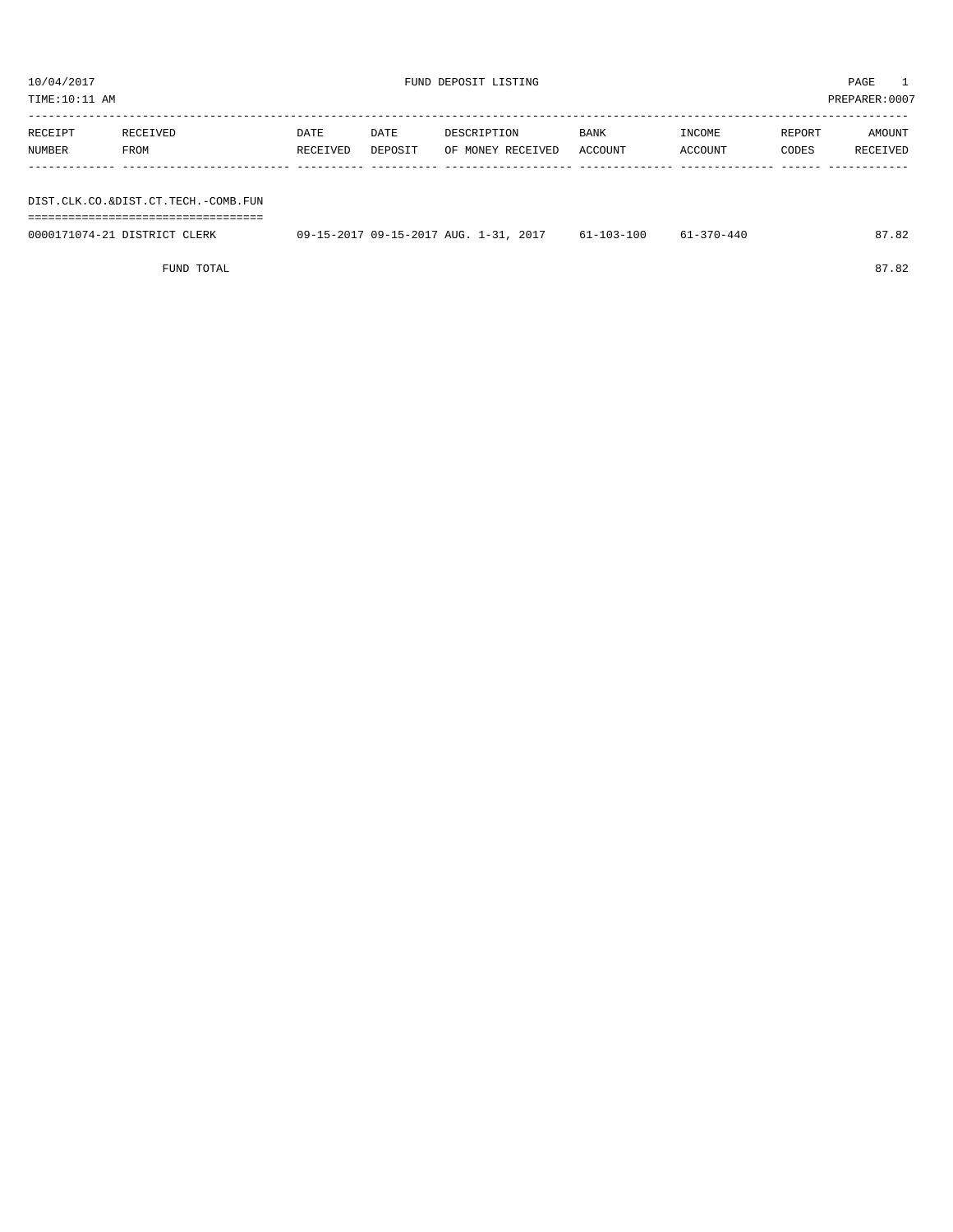10/04/2017 FUND DEPOSIT LISTING PAGE 1

TIME:10:11 AM PREPARER:0007

| RECEIPT NUMBER | RECEIVED FROM | DATE RECEIVED | DATE DEPOSIT | DESCRIPTION OF MONEY RECEIVED | BANK ACCOUNT | INCOME ACCOUNT | REPORT CODES | AMOUNT RECEIVED |
|---|---|---|---|---|---|---|---|---|

DIST.CLK.CO.&DIST.CT.TECH.-COMB.FUN

| RECEIPT NUMBER | RECEIVED FROM | DATE RECEIVED | DATE DEPOSIT | DESCRIPTION OF MONEY RECEIVED | BANK ACCOUNT | INCOME ACCOUNT | REPORT CODES | AMOUNT RECEIVED |
|---|---|---|---|---|---|---|---|---|
| 0000171074-21 | DISTRICT CLERK | 09-15-2017 | 09-15-2017 | AUG. 1-31, 2017 | 61-103-100 | 61-370-440 | | 87.82 |
| | FUND TOTAL | | | | | | | 87.82 |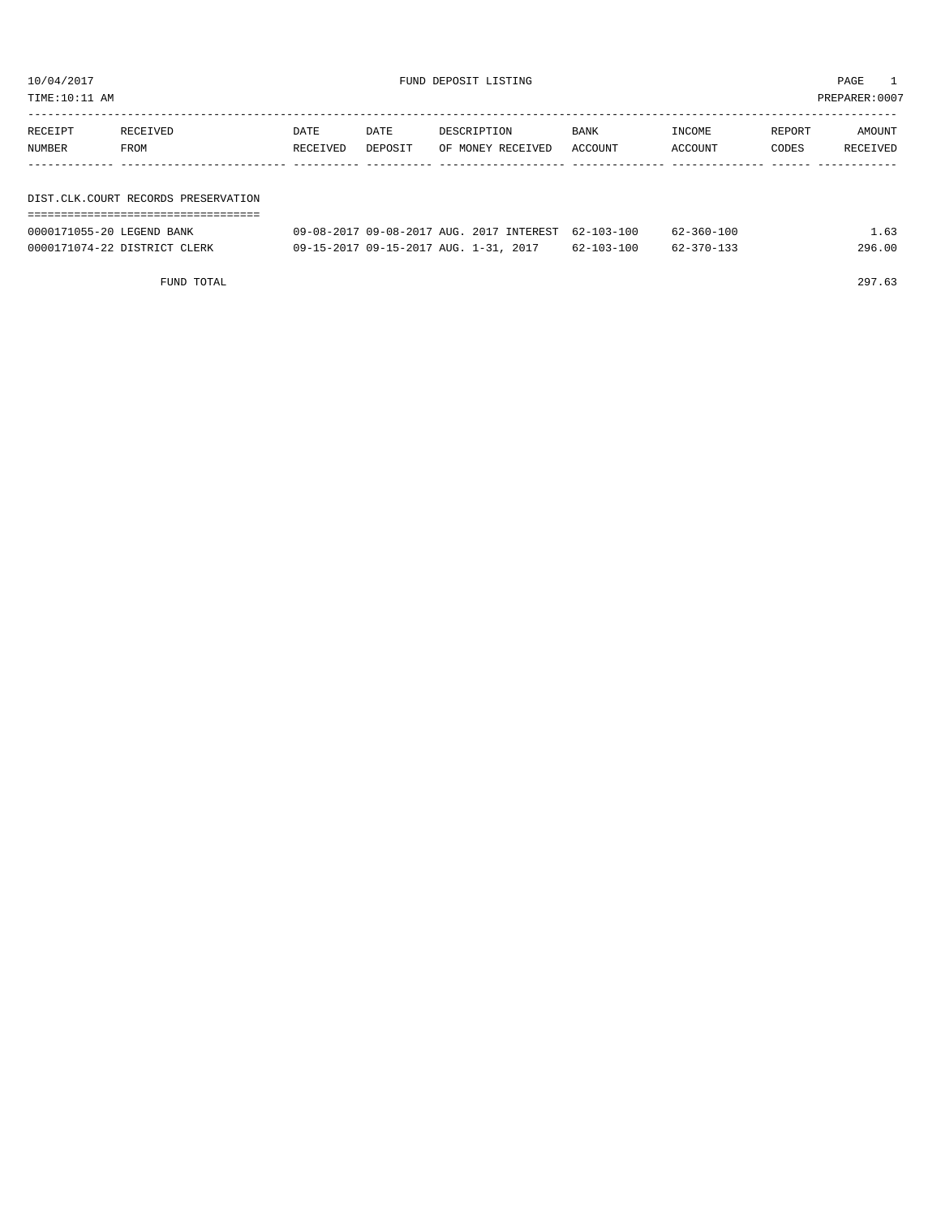10/04/2017 FUND DEPOSIT LISTING

TIME:10:11 AM PREPARER:0007

| RECEIPT NUMBER | RECEIVED FROM | DATE RECEIVED | DATE DEPOSIT | DESCRIPTION OF MONEY RECEIVED | BANK ACCOUNT | INCOME ACCOUNT | REPORT CODES | AMOUNT RECEIVED |
|---|---|---|---|---|---|---|---|---|

## DIST.CLK.COURT RECORDS PRESERVATION

| RECEIPT NUMBER | RECEIVED FROM | DATE RECEIVED | DATE DEPOSIT | DESCRIPTION OF MONEY RECEIVED | BANK ACCOUNT | INCOME ACCOUNT | REPORT CODES | AMOUNT RECEIVED |
|---|---|---|---|---|---|---|---|---|
| 0000171055-20 | LEGEND BANK | 09-08-2017 | 09-08-2017 | AUG. 2017 INTEREST | 62-103-100 | 62-360-100 | | 1.63 |
| 0000171074-22 | DISTRICT CLERK | 09-15-2017 | 09-15-2017 | AUG. 1-31, 2017 | 62-103-100 | 62-370-133 | | 296.00 |
| | FUND TOTAL | | | | | | | 297.63 |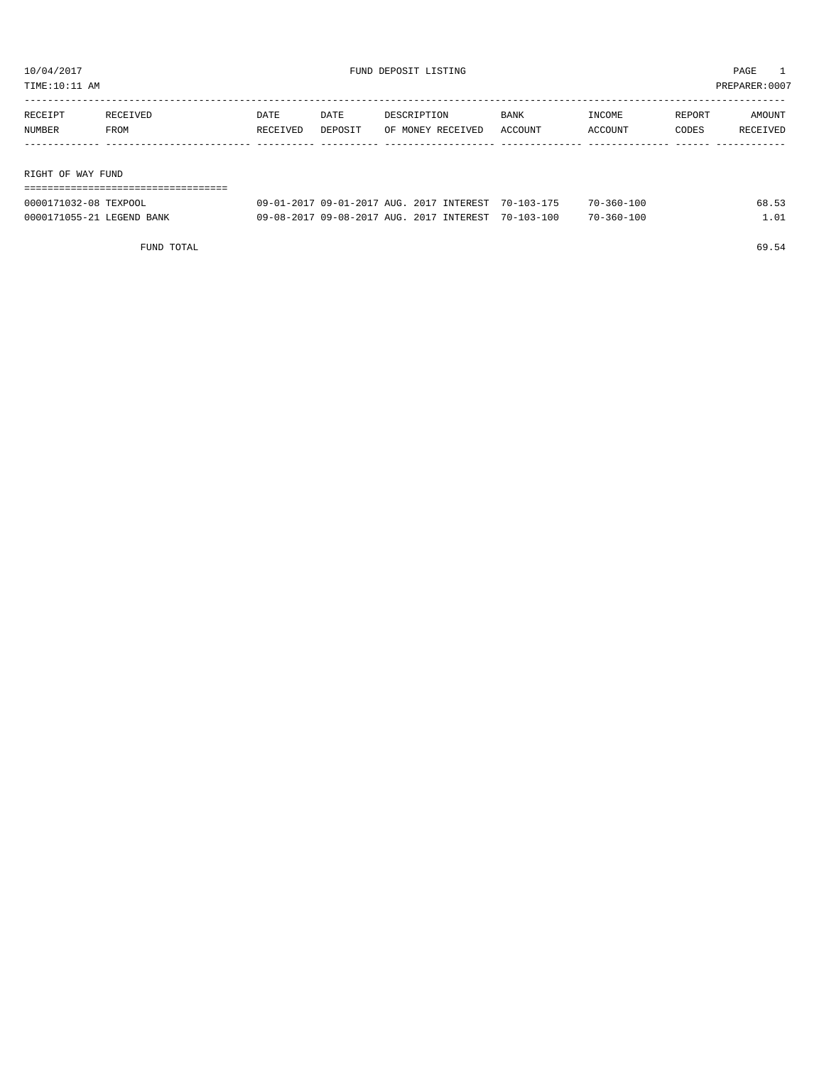# FUND DEPOSIT LISTING

10/04/2017
TIME:10:11 AM
PREPARER:0007

| RECEIPT NUMBER | RECEIVED FROM | DATE RECEIVED | DATE DEPOSIT | DESCRIPTION OF MONEY RECEIVED | BANK ACCOUNT | INCOME ACCOUNT | REPORT CODES | AMOUNT RECEIVED |
|---|---|---|---|---|---|---|---|---|
| **RIGHT OF WAY FUND** | | | | | | | | |
| 0000171032-08 | TEXPOOL | 09-01-2017 | 09-01-2017 | AUG. 2017 INTEREST | 70-103-175 | 70-360-100 | | 68.53 |
| 0000171055-21 | LEGEND BANK | 09-08-2017 | 09-08-2017 | AUG. 2017 INTEREST | 70-103-100 | 70-360-100 | | 1.01 |
| | FUND TOTAL | | | | | | | 69.54 |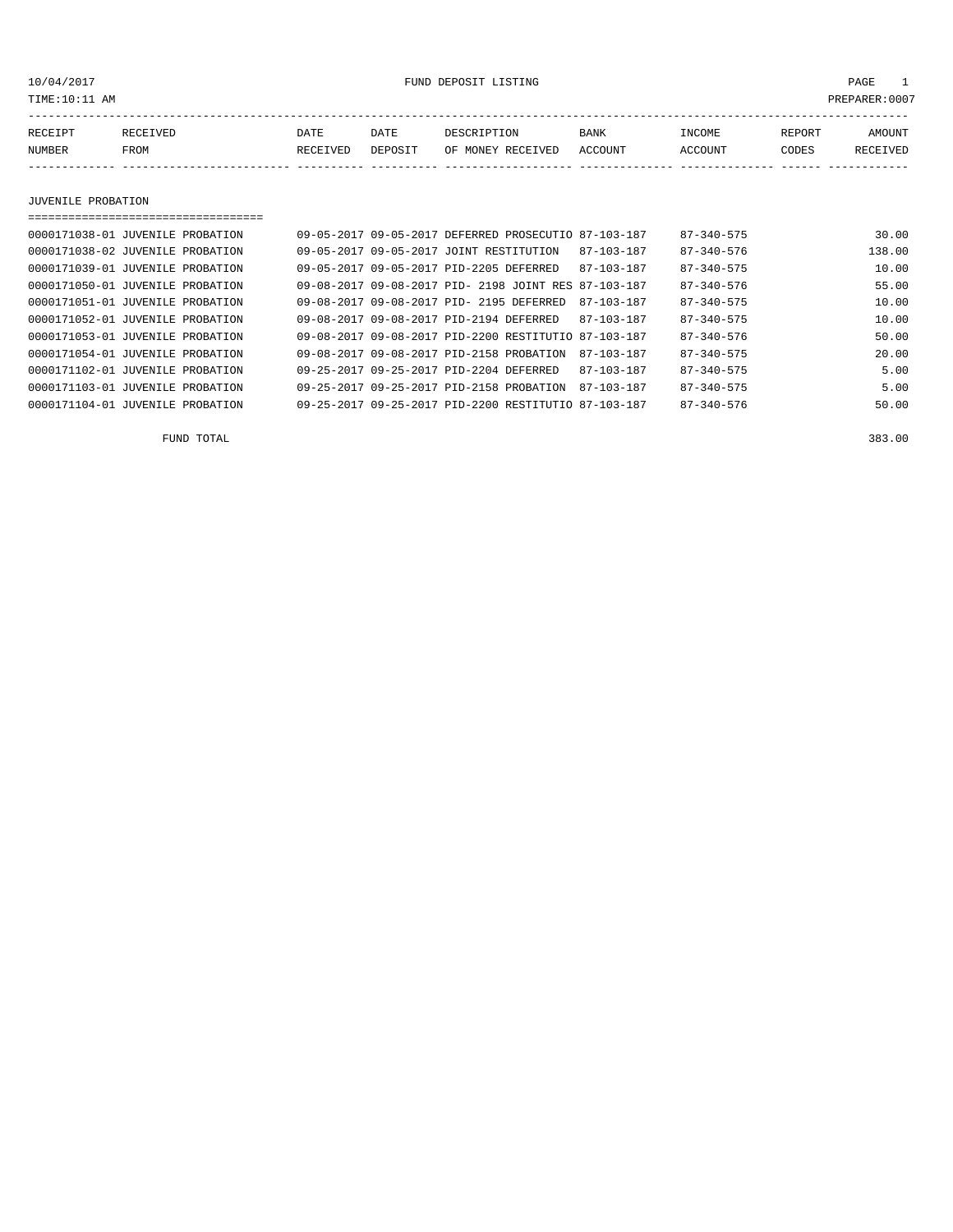10/04/2017 FUND DEPOSIT LISTING PAGE 1

TIME:10:11 AM PREPARER:0007

| RECEIPT NUMBER | RECEIVED FROM | DATE RECEIVED | DATE DEPOSIT | DESCRIPTION OF MONEY RECEIVED | BANK ACCOUNT | INCOME ACCOUNT | REPORT CODES | AMOUNT RECEIVED |
|---|---|---|---|---|---|---|---|---|

## JUVENILE PROBATION

| RECEIPT NUMBER | RECEIVED FROM | DATE RECEIVED | DATE DEPOSIT | DESCRIPTION OF MONEY RECEIVED | BANK ACCOUNT | INCOME ACCOUNT | REPORT CODES | AMOUNT RECEIVED |
|---|---|---|---|---|---|---|---|---|
| 0000171038-01 | JUVENILE PROBATION | 09-05-2017 | 09-05-2017 | DEFERRED PROSECUTIO | 87-103-187 | 87-340-575 | | 30.00 |
| 0000171038-02 | JUVENILE PROBATION | 09-05-2017 | 09-05-2017 | JOINT RESTITUTION | 87-103-187 | 87-340-576 | | 138.00 |
| 0000171039-01 | JUVENILE PROBATION | 09-05-2017 | 09-05-2017 | PID-2205 DEFERRED | 87-103-187 | 87-340-575 | | 10.00 |
| 0000171050-01 | JUVENILE PROBATION | 09-08-2017 | 09-08-2017 | PID- 2198 JOINT RES | 87-103-187 | 87-340-576 | | 55.00 |
| 0000171051-01 | JUVENILE PROBATION | 09-08-2017 | 09-08-2017 | PID- 2195 DEFERRED | 87-103-187 | 87-340-575 | | 10.00 |
| 0000171052-01 | JUVENILE PROBATION | 09-08-2017 | 09-08-2017 | PID-2194 DEFERRED | 87-103-187 | 87-340-575 | | 10.00 |
| 0000171053-01 | JUVENILE PROBATION | 09-08-2017 | 09-08-2017 | PID-2200 RESTITUTIO | 87-103-187 | 87-340-576 | | 50.00 |
| 0000171054-01 | JUVENILE PROBATION | 09-08-2017 | 09-08-2017 | PID-2158 PROBATION | 87-103-187 | 87-340-575 | | 20.00 |
| 0000171102-01 | JUVENILE PROBATION | 09-25-2017 | 09-25-2017 | PID-2204 DEFERRED | 87-103-187 | 87-340-575 | | 5.00 |
| 0000171103-01 | JUVENILE PROBATION | 09-25-2017 | 09-25-2017 | PID-2158 PROBATION | 87-103-187 | 87-340-575 | | 5.00 |
| 0000171104-01 | JUVENILE PROBATION | 09-25-2017 | 09-25-2017 | PID-2200 RESTITUTIO | 87-103-187 | 87-340-576 | | 50.00 |

FUND TOTAL 383.00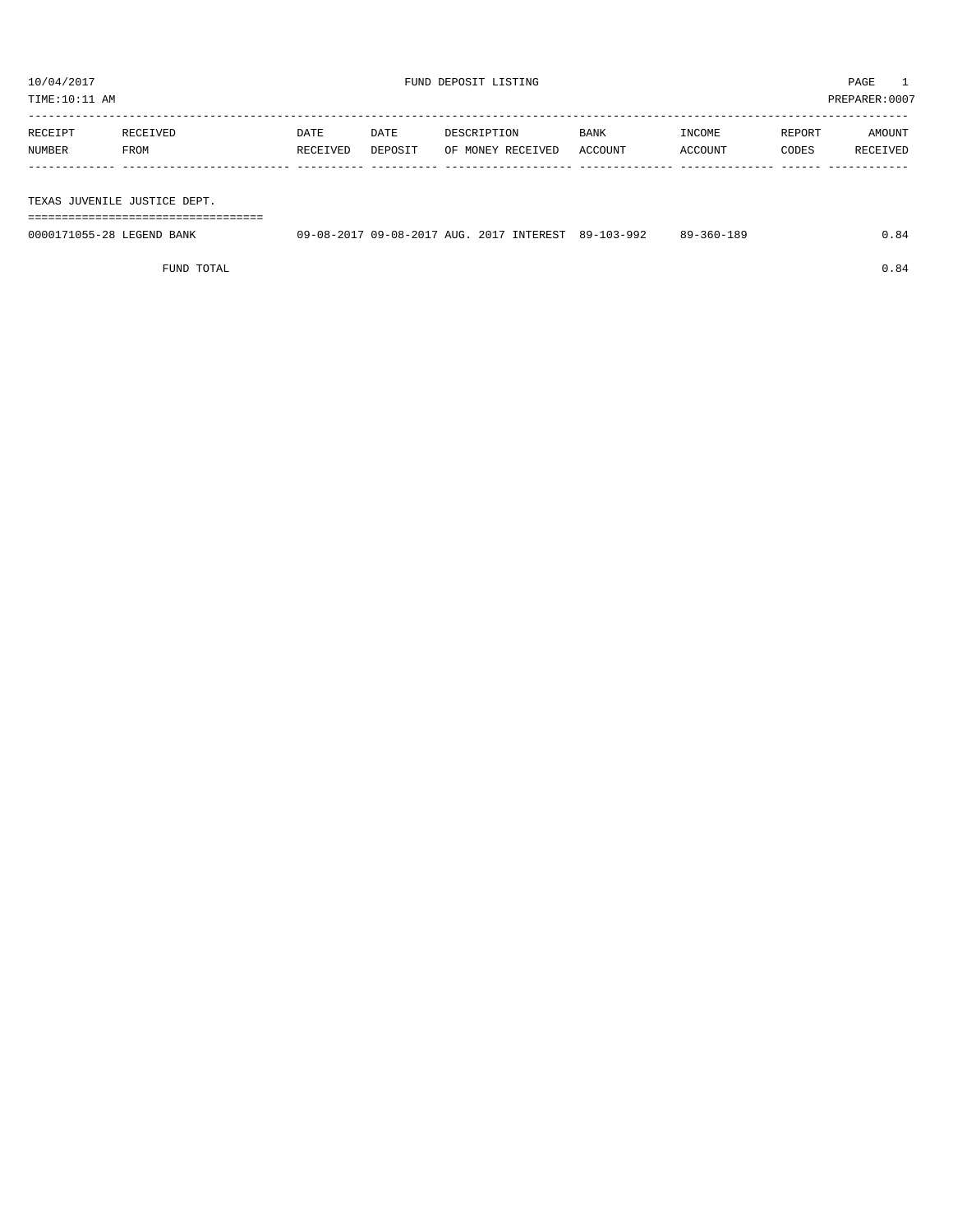10/04/2017 FUND DEPOSIT LISTING PAGE 1
TIME:10:11 AM PREPARER:0007

| RECEIPT NUMBER | RECEIVED FROM | DATE RECEIVED | DATE DEPOSIT | DESCRIPTION OF MONEY RECEIVED | BANK ACCOUNT | INCOME ACCOUNT | REPORT CODES | AMOUNT RECEIVED |
|---|---|---|---|---|---|---|---|---|
| **TEXAS JUVENILE JUSTICE DEPT.** | | | | | | | | |
| 0000171055-28 | LEGEND BANK | 09-08-2017 | 09-08-2017 | AUG. 2017 INTEREST | 89-103-992 | 89-360-189 | | 0.84 |
| | FUND TOTAL | | | | | | | 0.84 |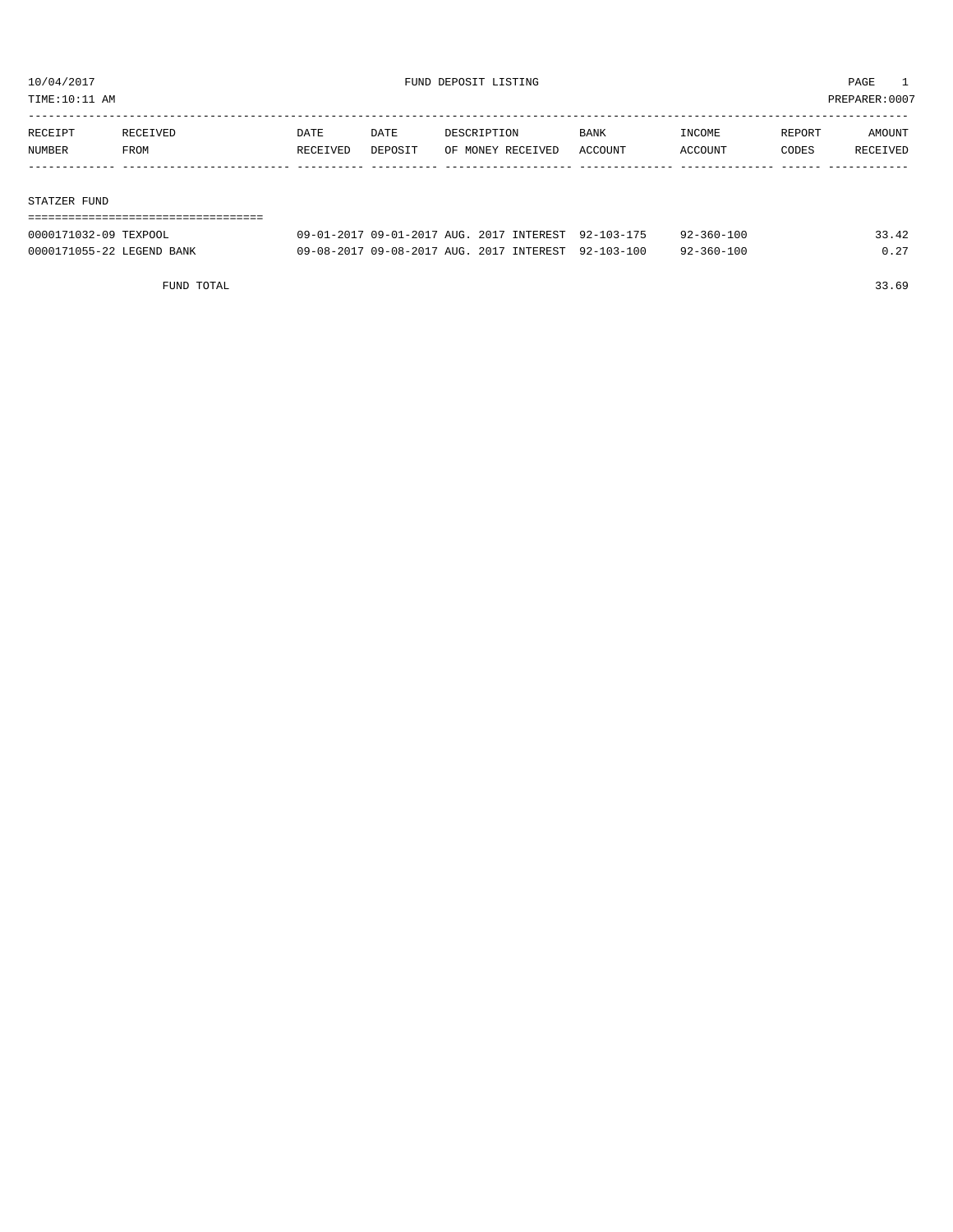10/04/2017 FUND DEPOSIT LISTING

TIME:10:11 AM PREPARER:0007

| RECEIPT NUMBER | RECEIVED FROM | DATE RECEIVED | DATE DEPOSIT | DESCRIPTION OF MONEY RECEIVED | BANK ACCOUNT | INCOME ACCOUNT | REPORT CODES | AMOUNT RECEIVED |
|---|---|---|---|---|---|---|---|---|
| **STATZER FUND** | | | | | | | | |
| 0000171032-09 | TEXPOOL | 09-01-2017 | 09-01-2017 | AUG. 2017 INTEREST | 92-103-175 | 92-360-100 | | 33.42 |
| 0000171055-22 | LEGEND BANK | 09-08-2017 | 09-08-2017 | AUG. 2017 INTEREST | 92-103-100 | 92-360-100 | | 0.27 |
| | FUND TOTAL | | | | | | | 33.69 |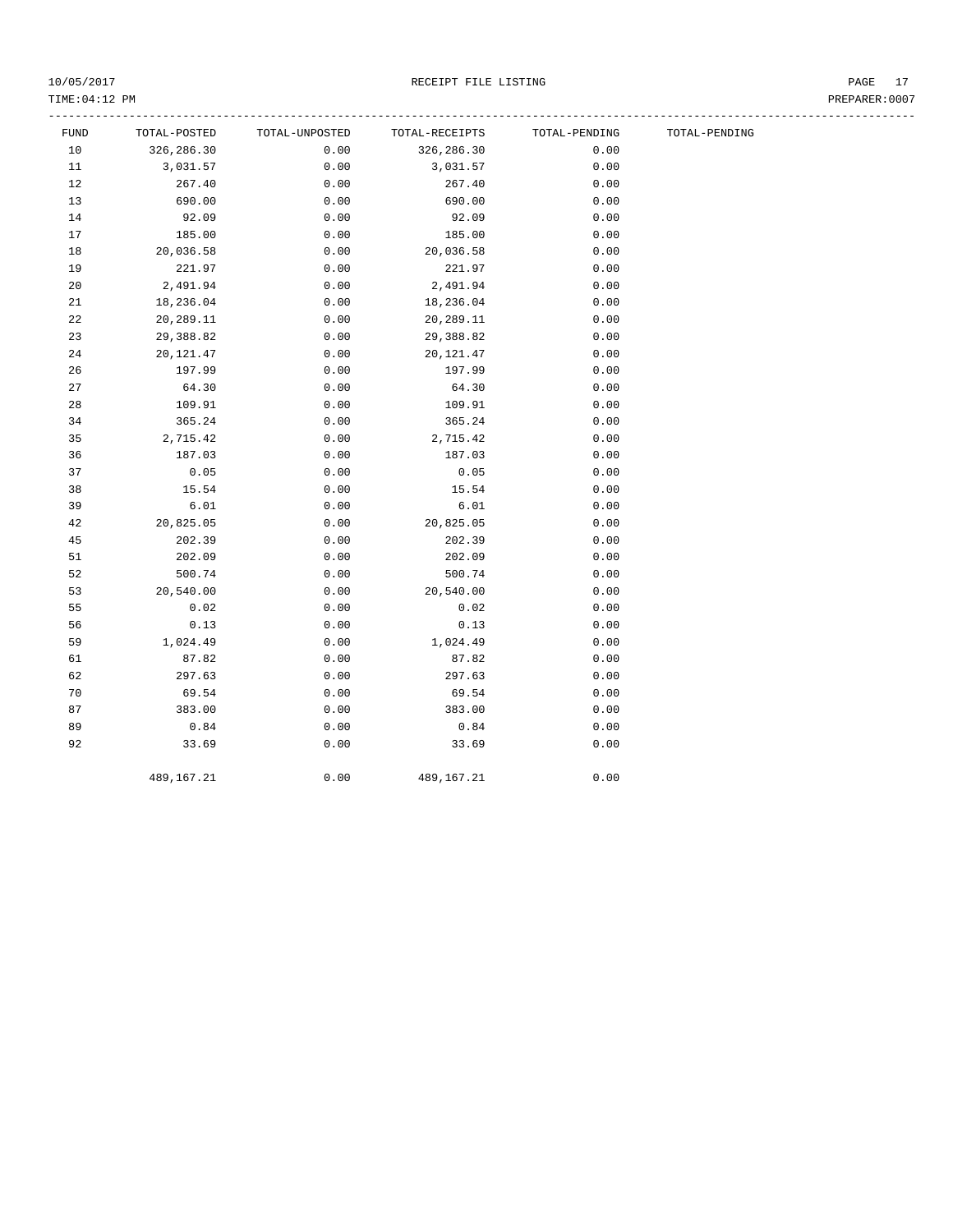10/05/2017 RECEIPT FILE LISTING

TIME:04:12 PM PREPARER:0007

| FUND | TOTAL-POSTED | TOTAL-UNPOSTED | TOTAL-RECEIPTS | TOTAL-PENDING | TOTAL-PENDING |
|---|---|---|---|---|---|
| 10 | 326,286.30 | 0.00 | 326,286.30 | 0.00 | |
| 11 | 3,031.57 | 0.00 | 3,031.57 | 0.00 | |
| 12 | 267.40 | 0.00 | 267.40 | 0.00 | |
| 13 | 690.00 | 0.00 | 690.00 | 0.00 | |
| 14 | 92.09 | 0.00 | 92.09 | 0.00 | |
| 17 | 185.00 | 0.00 | 185.00 | 0.00 | |
| 18 | 20,036.58 | 0.00 | 20,036.58 | 0.00 | |
| 19 | 221.97 | 0.00 | 221.97 | 0.00 | |
| 20 | 2,491.94 | 0.00 | 2,491.94 | 0.00 | |
| 21 | 18,236.04 | 0.00 | 18,236.04 | 0.00 | |
| 22 | 20,289.11 | 0.00 | 20,289.11 | 0.00 | |
| 23 | 29,388.82 | 0.00 | 29,388.82 | 0.00 | |
| 24 | 20,121.47 | 0.00 | 20,121.47 | 0.00 | |
| 26 | 197.99 | 0.00 | 197.99 | 0.00 | |
| 27 | 64.30 | 0.00 | 64.30 | 0.00 | |
| 28 | 109.91 | 0.00 | 109.91 | 0.00 | |
| 34 | 365.24 | 0.00 | 365.24 | 0.00 | |
| 35 | 2,715.42 | 0.00 | 2,715.42 | 0.00 | |
| 36 | 187.03 | 0.00 | 187.03 | 0.00 | |
| 37 | 0.05 | 0.00 | 0.05 | 0.00 | |
| 38 | 15.54 | 0.00 | 15.54 | 0.00 | |
| 39 | 6.01 | 0.00 | 6.01 | 0.00 | |
| 42 | 20,825.05 | 0.00 | 20,825.05 | 0.00 | |
| 45 | 202.39 | 0.00 | 202.39 | 0.00 | |
| 51 | 202.09 | 0.00 | 202.09 | 0.00 | |
| 52 | 500.74 | 0.00 | 500.74 | 0.00 | |
| 53 | 20,540.00 | 0.00 | 20,540.00 | 0.00 | |
| 55 | 0.02 | 0.00 | 0.02 | 0.00 | |
| 56 | 0.13 | 0.00 | 0.13 | 0.00 | |
| 59 | 1,024.49 | 0.00 | 1,024.49 | 0.00 | |
| 61 | 87.82 | 0.00 | 87.82 | 0.00 | |
| 62 | 297.63 | 0.00 | 297.63 | 0.00 | |
| 70 | 69.54 | 0.00 | 69.54 | 0.00 | |
| 87 | 383.00 | 0.00 | 383.00 | 0.00 | |
| 89 | 0.84 | 0.00 | 0.84 | 0.00 | |
| 92 | 33.69 | 0.00 | 33.69 | 0.00 | |
| | 489,167.21 | 0.00 | 489,167.21 | 0.00 | |